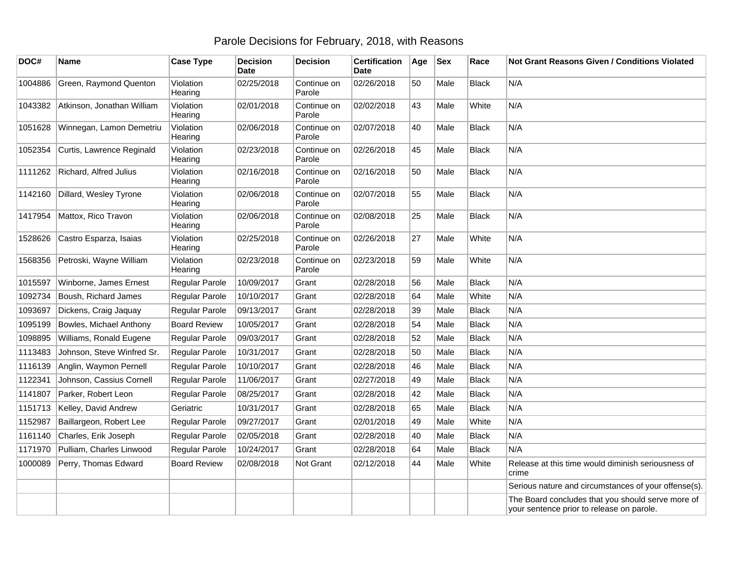# Parole Decisions for February, 2018, with Reasons

| DOC# | Name | Case Type | Decision Date | Decision | Certification Date | Age | Sex | Race | Not Grant Reasons Given / Conditions Violated |
|---|---|---|---|---|---|---|---|---|---|
| 1004886 | Green, Raymond Quenton | Violation Hearing | 02/25/2018 | Continue on Parole | 02/26/2018 | 50 | Male | Black | N/A |
| 1043382 | Atkinson, Jonathan William | Violation Hearing | 02/01/2018 | Continue on Parole | 02/02/2018 | 43 | Male | White | N/A |
| 1051628 | Winnegan, Lamon Demetriu | Violation Hearing | 02/06/2018 | Continue on Parole | 02/07/2018 | 40 | Male | Black | N/A |
| 1052354 | Curtis, Lawrence Reginald | Violation Hearing | 02/23/2018 | Continue on Parole | 02/26/2018 | 45 | Male | Black | N/A |
| 1111262 | Richard, Alfred Julius | Violation Hearing | 02/16/2018 | Continue on Parole | 02/16/2018 | 50 | Male | Black | N/A |
| 1142160 | Dillard, Wesley Tyrone | Violation Hearing | 02/06/2018 | Continue on Parole | 02/07/2018 | 55 | Male | Black | N/A |
| 1417954 | Mattox, Rico Travon | Violation Hearing | 02/06/2018 | Continue on Parole | 02/08/2018 | 25 | Male | Black | N/A |
| 1528626 | Castro Esparza, Isaias | Violation Hearing | 02/25/2018 | Continue on Parole | 02/26/2018 | 27 | Male | White | N/A |
| 1568356 | Petroski, Wayne William | Violation Hearing | 02/23/2018 | Continue on Parole | 02/23/2018 | 59 | Male | White | N/A |
| 1015597 | Winborne, James Ernest | Regular Parole | 10/09/2017 | Grant | 02/28/2018 | 56 | Male | Black | N/A |
| 1092734 | Boush, Richard James | Regular Parole | 10/10/2017 | Grant | 02/28/2018 | 64 | Male | White | N/A |
| 1093697 | Dickens, Craig Jaquay | Regular Parole | 09/13/2017 | Grant | 02/28/2018 | 39 | Male | Black | N/A |
| 1095199 | Bowles, Michael Anthony | Board Review | 10/05/2017 | Grant | 02/28/2018 | 54 | Male | Black | N/A |
| 1098895 | Williams, Ronald Eugene | Regular Parole | 09/03/2017 | Grant | 02/28/2018 | 52 | Male | Black | N/A |
| 1113483 | Johnson, Steve Winfred Sr. | Regular Parole | 10/31/2017 | Grant | 02/28/2018 | 50 | Male | Black | N/A |
| 1116139 | Anglin, Waymon Pernell | Regular Parole | 10/10/2017 | Grant | 02/28/2018 | 46 | Male | Black | N/A |
| 1122341 | Johnson, Cassius Cornell | Regular Parole | 11/06/2017 | Grant | 02/27/2018 | 49 | Male | Black | N/A |
| 1141807 | Parker, Robert Leon | Regular Parole | 08/25/2017 | Grant | 02/28/2018 | 42 | Male | Black | N/A |
| 1151713 | Kelley, David Andrew | Geriatric | 10/31/2017 | Grant | 02/28/2018 | 65 | Male | Black | N/A |
| 1152987 | Baillargeon, Robert Lee | Regular Parole | 09/27/2017 | Grant | 02/01/2018 | 49 | Male | White | N/A |
| 1161140 | Charles, Erik Joseph | Regular Parole | 02/05/2018 | Grant | 02/28/2018 | 40 | Male | Black | N/A |
| 1171970 | Pulliam, Charles Linwood | Regular Parole | 10/24/2017 | Grant | 02/28/2018 | 64 | Male | Black | N/A |
| 1000089 | Perry, Thomas Edward | Board Review | 02/08/2018 | Not Grant | 02/12/2018 | 44 | Male | White | Release at this time would diminish seriousness of crime |
| | | | | | | | | | Serious nature and circumstances of your offense(s). |
| | | | | | | | | | The Board concludes that you should serve more of your sentence prior to release on parole. |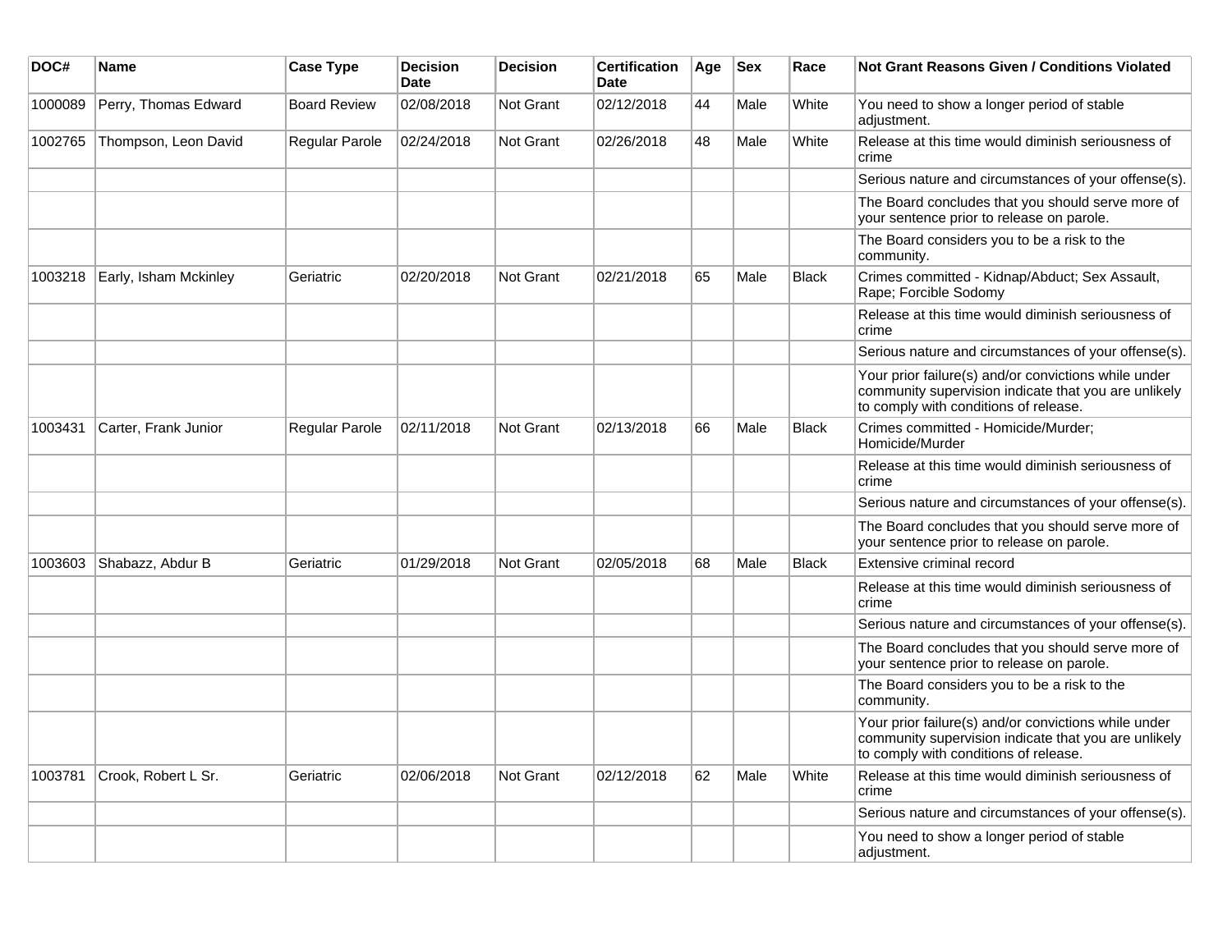| DOC# | Name | Case Type | Decision Date | Decision | Certification Date | Age | Sex | Race | Not Grant Reasons Given / Conditions Violated |
|---|---|---|---|---|---|---|---|---|---|
| 1000089 | Perry, Thomas Edward | Board Review | 02/08/2018 | Not Grant | 02/12/2018 | 44 | Male | White | You need to show a longer period of stable adjustment. |
| 1002765 | Thompson, Leon David | Regular Parole | 02/24/2018 | Not Grant | 02/26/2018 | 48 | Male | White | Release at this time would diminish seriousness of crime |
| | | | | | | | | | Serious nature and circumstances of your offense(s). |
| | | | | | | | | | The Board concludes that you should serve more of your sentence prior to release on parole. |
| | | | | | | | | | The Board considers you to be a risk to the community. |
| 1003218 | Early, Isham Mckinley | Geriatric | 02/20/2018 | Not Grant | 02/21/2018 | 65 | Male | Black | Crimes committed - Kidnap/Abduct; Sex Assault, Rape; Forcible Sodomy |
| | | | | | | | | | Release at this time would diminish seriousness of crime |
| | | | | | | | | | Serious nature and circumstances of your offense(s). |
| | | | | | | | | | Your prior failure(s) and/or convictions while under community supervision indicate that you are unlikely to comply with conditions of release. |
| 1003431 | Carter, Frank Junior | Regular Parole | 02/11/2018 | Not Grant | 02/13/2018 | 66 | Male | Black | Crimes committed - Homicide/Murder; Homicide/Murder |
| | | | | | | | | | Release at this time would diminish seriousness of crime |
| | | | | | | | | | Serious nature and circumstances of your offense(s). |
| | | | | | | | | | The Board concludes that you should serve more of your sentence prior to release on parole. |
| 1003603 | Shabazz, Abdur B | Geriatric | 01/29/2018 | Not Grant | 02/05/2018 | 68 | Male | Black | Extensive criminal record |
| | | | | | | | | | Release at this time would diminish seriousness of crime |
| | | | | | | | | | Serious nature and circumstances of your offense(s). |
| | | | | | | | | | The Board concludes that you should serve more of your sentence prior to release on parole. |
| | | | | | | | | | The Board considers you to be a risk to the community. |
| | | | | | | | | | Your prior failure(s) and/or convictions while under community supervision indicate that you are unlikely to comply with conditions of release. |
| 1003781 | Crook, Robert L Sr. | Geriatric | 02/06/2018 | Not Grant | 02/12/2018 | 62 | Male | White | Release at this time would diminish seriousness of crime |
| | | | | | | | | | Serious nature and circumstances of your offense(s). |
| | | | | | | | | | You need to show a longer period of stable adjustment. |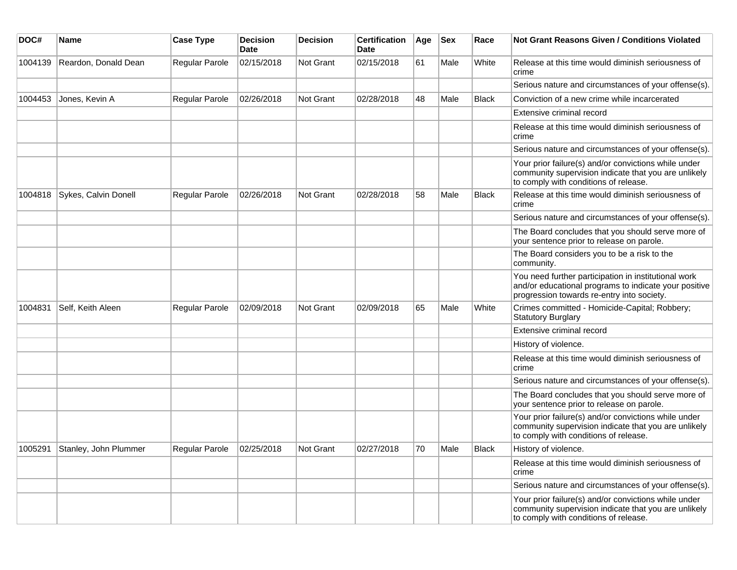| DOC# | Name | Case Type | Decision Date | Decision | Certification Date | Age | Sex | Race | Not Grant Reasons Given / Conditions Violated |
| --- | --- | --- | --- | --- | --- | --- | --- | --- | --- |
| 1004139 | Reardon, Donald Dean | Regular Parole | 02/15/2018 | Not Grant | 02/15/2018 | 61 | Male | White | Release at this time would diminish seriousness of crime |
| | | | | | | | | | Serious nature and circumstances of your offense(s). |
| 1004453 | Jones, Kevin A | Regular Parole | 02/26/2018 | Not Grant | 02/28/2018 | 48 | Male | Black | Conviction of a new crime while incarcerated |
| | | | | | | | | | Extensive criminal record |
| | | | | | | | | | Release at this time would diminish seriousness of crime |
| | | | | | | | | | Serious nature and circumstances of your offense(s). |
| | | | | | | | | | Your prior failure(s) and/or convictions while under community supervision indicate that you are unlikely to comply with conditions of release. |
| 1004818 | Sykes, Calvin Donell | Regular Parole | 02/26/2018 | Not Grant | 02/28/2018 | 58 | Male | Black | Release at this time would diminish seriousness of crime |
| | | | | | | | | | Serious nature and circumstances of your offense(s). |
| | | | | | | | | | The Board concludes that you should serve more of your sentence prior to release on parole. |
| | | | | | | | | | The Board considers you to be a risk to the community. |
| | | | | | | | | | You need further participation in institutional work and/or educational programs to indicate your positive progression towards re-entry into society. |
| 1004831 | Self, Keith Aleen | Regular Parole | 02/09/2018 | Not Grant | 02/09/2018 | 65 | Male | White | Crimes committed - Homicide-Capital; Robbery; Statutory Burglary |
| | | | | | | | | | Extensive criminal record |
| | | | | | | | | | History of violence. |
| | | | | | | | | | Release at this time would diminish seriousness of crime |
| | | | | | | | | | Serious nature and circumstances of your offense(s). |
| | | | | | | | | | The Board concludes that you should serve more of your sentence prior to release on parole. |
| | | | | | | | | | Your prior failure(s) and/or convictions while under community supervision indicate that you are unlikely to comply with conditions of release. |
| 1005291 | Stanley, John Plummer | Regular Parole | 02/25/2018 | Not Grant | 02/27/2018 | 70 | Male | Black | History of violence. |
| | | | | | | | | | Release at this time would diminish seriousness of crime |
| | | | | | | | | | Serious nature and circumstances of your offense(s). |
| | | | | | | | | | Your prior failure(s) and/or convictions while under community supervision indicate that you are unlikely to comply with conditions of release. |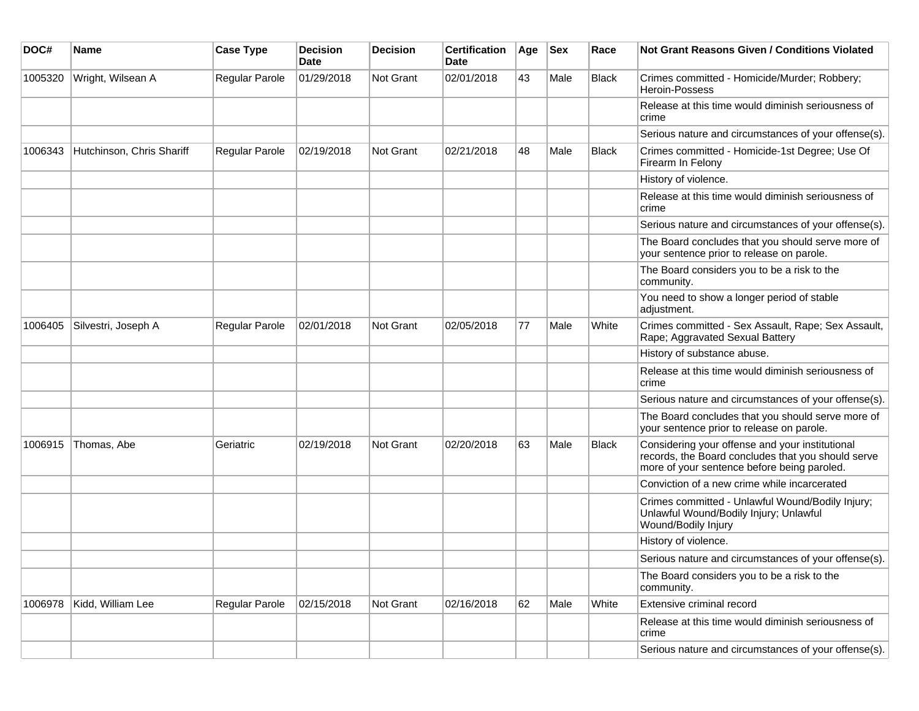| DOC# | Name | Case Type | Decision Date | Decision | Certification Date | Age | Sex | Race | Not Grant Reasons Given / Conditions Violated |
|---|---|---|---|---|---|---|---|---|---|
| 1005320 | Wright, Wilsean A | Regular Parole | 01/29/2018 | Not Grant | 02/01/2018 | 43 | Male | Black | Crimes committed - Homicide/Murder; Robbery; Heroin-Possess |
| | | | | | | | | | Release at this time would diminish seriousness of crime |
| | | | | | | | | | Serious nature and circumstances of your offense(s). |
| 1006343 | Hutchinson, Chris Shariff | Regular Parole | 02/19/2018 | Not Grant | 02/21/2018 | 48 | Male | Black | Crimes committed - Homicide-1st Degree; Use Of Firearm In Felony |
| | | | | | | | | | History of violence. |
| | | | | | | | | | Release at this time would diminish seriousness of crime |
| | | | | | | | | | Serious nature and circumstances of your offense(s). |
| | | | | | | | | | The Board concludes that you should serve more of your sentence prior to release on parole. |
| | | | | | | | | | The Board considers you to be a risk to the community. |
| | | | | | | | | | You need to show a longer period of stable adjustment. |
| 1006405 | Silvestri, Joseph A | Regular Parole | 02/01/2018 | Not Grant | 02/05/2018 | 77 | Male | White | Crimes committed - Sex Assault, Rape; Sex Assault, Rape; Aggravated Sexual Battery |
| | | | | | | | | | History of substance abuse. |
| | | | | | | | | | Release at this time would diminish seriousness of crime |
| | | | | | | | | | Serious nature and circumstances of your offense(s). |
| | | | | | | | | | The Board concludes that you should serve more of your sentence prior to release on parole. |
| 1006915 | Thomas, Abe | Geriatric | 02/19/2018 | Not Grant | 02/20/2018 | 63 | Male | Black | Considering your offense and your institutional records, the Board concludes that you should serve more of your sentence before being paroled. |
| | | | | | | | | | Conviction of a new crime while incarcerated |
| | | | | | | | | | Crimes committed - Unlawful Wound/Bodily Injury; Unlawful Wound/Bodily Injury; Unlawful Wound/Bodily Injury |
| | | | | | | | | | History of violence. |
| | | | | | | | | | Serious nature and circumstances of your offense(s). |
| | | | | | | | | | The Board considers you to be a risk to the community. |
| 1006978 | Kidd, William Lee | Regular Parole | 02/15/2018 | Not Grant | 02/16/2018 | 62 | Male | White | Extensive criminal record |
| | | | | | | | | | Release at this time would diminish seriousness of crime |
| | | | | | | | | | Serious nature and circumstances of your offense(s). |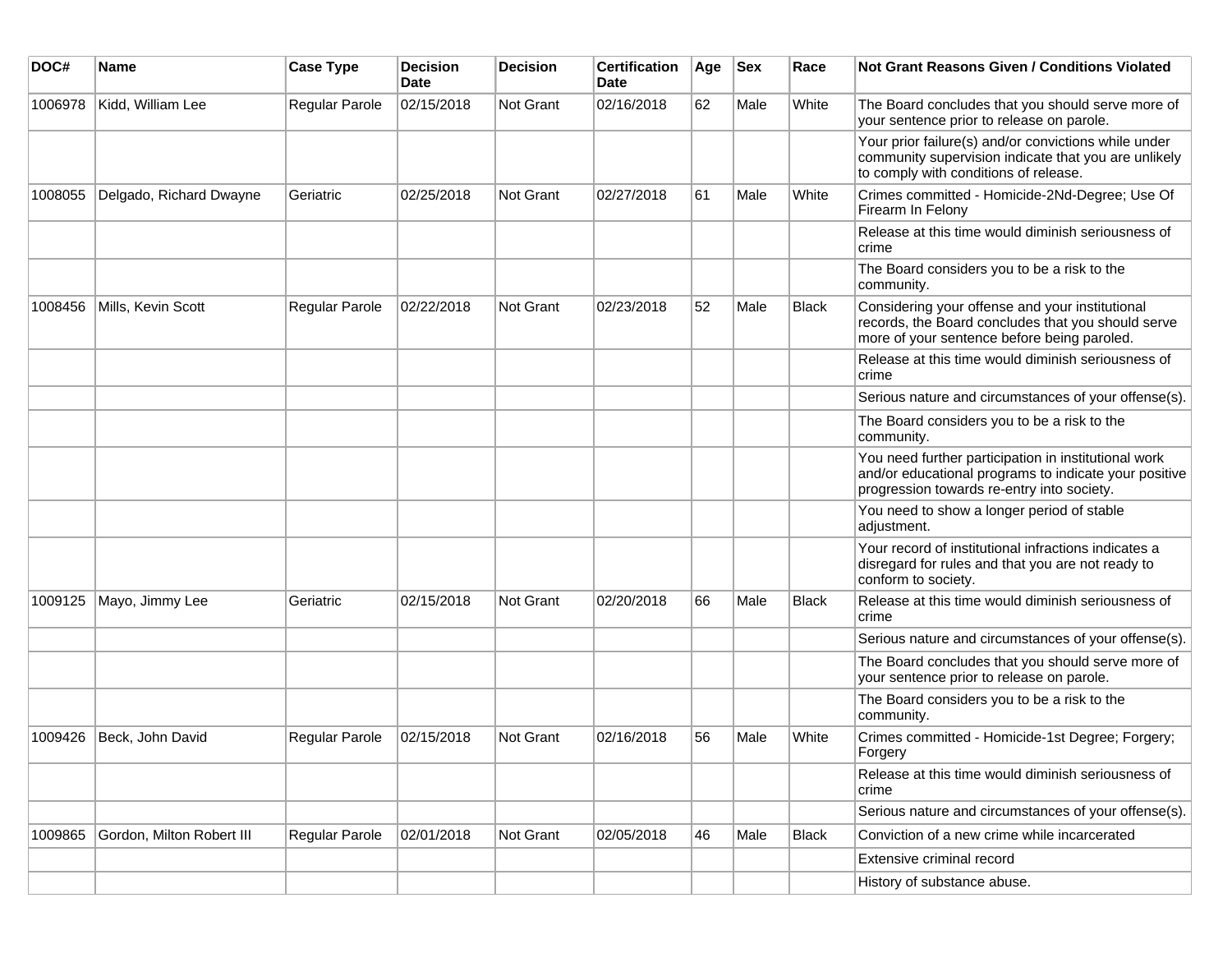| DOC# | Name | Case Type | Decision Date | Decision | Certification Date | Age | Sex | Race | Not Grant Reasons Given / Conditions Violated |
| --- | --- | --- | --- | --- | --- | --- | --- | --- | --- |
| 1006978 | Kidd, William Lee | Regular Parole | 02/15/2018 | Not Grant | 02/16/2018 | 62 | Male | White | The Board concludes that you should serve more of your sentence prior to release on parole. |
| | | | | | | | | | Your prior failure(s) and/or convictions while under community supervision indicate that you are unlikely to comply with conditions of release. |
| 1008055 | Delgado, Richard Dwayne | Geriatric | 02/25/2018 | Not Grant | 02/27/2018 | 61 | Male | White | Crimes committed - Homicide-2Nd-Degree; Use Of Firearm In Felony |
| | | | | | | | | | Release at this time would diminish seriousness of crime |
| | | | | | | | | | The Board considers you to be a risk to the community. |
| 1008456 | Mills, Kevin Scott | Regular Parole | 02/22/2018 | Not Grant | 02/23/2018 | 52 | Male | Black | Considering your offense and your institutional records, the Board concludes that you should serve more of your sentence before being paroled. |
| | | | | | | | | | Release at this time would diminish seriousness of crime |
| | | | | | | | | | Serious nature and circumstances of your offense(s). |
| | | | | | | | | | The Board considers you to be a risk to the community. |
| | | | | | | | | | You need further participation in institutional work and/or educational programs to indicate your positive progression towards re-entry into society. |
| | | | | | | | | | You need to show a longer period of stable adjustment. |
| | | | | | | | | | Your record of institutional infractions indicates a disregard for rules and that you are not ready to conform to society. |
| 1009125 | Mayo, Jimmy Lee | Geriatric | 02/15/2018 | Not Grant | 02/20/2018 | 66 | Male | Black | Release at this time would diminish seriousness of crime |
| | | | | | | | | | Serious nature and circumstances of your offense(s). |
| | | | | | | | | | The Board concludes that you should serve more of your sentence prior to release on parole. |
| | | | | | | | | | The Board considers you to be a risk to the community. |
| 1009426 | Beck, John David | Regular Parole | 02/15/2018 | Not Grant | 02/16/2018 | 56 | Male | White | Crimes committed - Homicide-1st Degree; Forgery; Forgery |
| | | | | | | | | | Release at this time would diminish seriousness of crime |
| | | | | | | | | | Serious nature and circumstances of your offense(s). |
| 1009865 | Gordon, Milton Robert III | Regular Parole | 02/01/2018 | Not Grant | 02/05/2018 | 46 | Male | Black | Conviction of a new crime while incarcerated |
| | | | | | | | | | Extensive criminal record |
| | | | | | | | | | History of substance abuse. |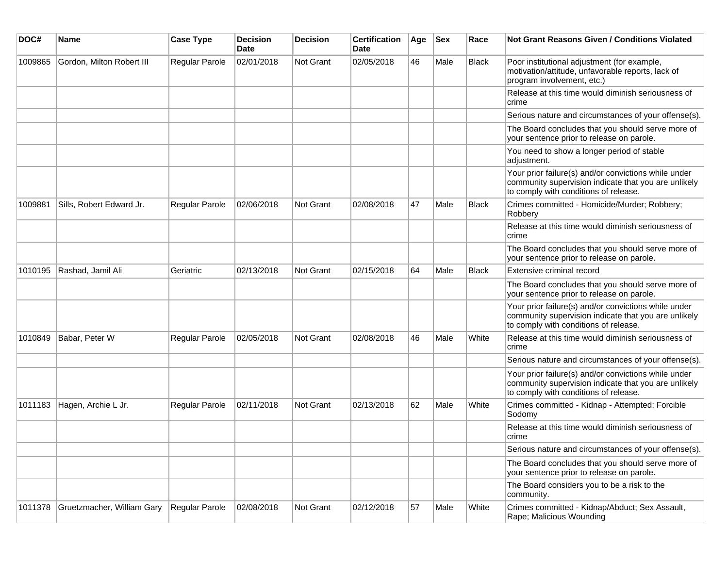| DOC# | Name | Case Type | Decision Date | Decision | Certification Date | Age | Sex | Race | Not Grant Reasons Given / Conditions Violated |
|---|---|---|---|---|---|---|---|---|---|
| 1009865 | Gordon, Milton Robert III | Regular Parole | 02/01/2018 | Not Grant | 02/05/2018 | 46 | Male | Black | Poor institutional adjustment (for example, motivation/attitude, unfavorable reports, lack of program involvement, etc.) |
| | | | | | | | | | Release at this time would diminish seriousness of crime |
| | | | | | | | | | Serious nature and circumstances of your offense(s). |
| | | | | | | | | | The Board concludes that you should serve more of your sentence prior to release on parole. |
| | | | | | | | | | You need to show a longer period of stable adjustment. |
| | | | | | | | | | Your prior failure(s) and/or convictions while under community supervision indicate that you are unlikely to comply with conditions of release. |
| 1009881 | Sills, Robert Edward Jr. | Regular Parole | 02/06/2018 | Not Grant | 02/08/2018 | 47 | Male | Black | Crimes committed - Homicide/Murder; Robbery; Robbery |
| | | | | | | | | | Release at this time would diminish seriousness of crime |
| | | | | | | | | | The Board concludes that you should serve more of your sentence prior to release on parole. |
| 1010195 | Rashad, Jamil Ali | Geriatric | 02/13/2018 | Not Grant | 02/15/2018 | 64 | Male | Black | Extensive criminal record |
| | | | | | | | | | The Board concludes that you should serve more of your sentence prior to release on parole. |
| | | | | | | | | | Your prior failure(s) and/or convictions while under community supervision indicate that you are unlikely to comply with conditions of release. |
| 1010849 | Babar, Peter W | Regular Parole | 02/05/2018 | Not Grant | 02/08/2018 | 46 | Male | White | Release at this time would diminish seriousness of crime |
| | | | | | | | | | Serious nature and circumstances of your offense(s). |
| | | | | | | | | | Your prior failure(s) and/or convictions while under community supervision indicate that you are unlikely to comply with conditions of release. |
| 1011183 | Hagen, Archie L Jr. | Regular Parole | 02/11/2018 | Not Grant | 02/13/2018 | 62 | Male | White | Crimes committed - Kidnap - Attempted; Forcible Sodomy |
| | | | | | | | | | Release at this time would diminish seriousness of crime |
| | | | | | | | | | Serious nature and circumstances of your offense(s). |
| | | | | | | | | | The Board concludes that you should serve more of your sentence prior to release on parole. |
| | | | | | | | | | The Board considers you to be a risk to the community. |
| 1011378 | Gruetzmacher, William Gary | Regular Parole | 02/08/2018 | Not Grant | 02/12/2018 | 57 | Male | White | Crimes committed - Kidnap/Abduct; Sex Assault, Rape; Malicious Wounding |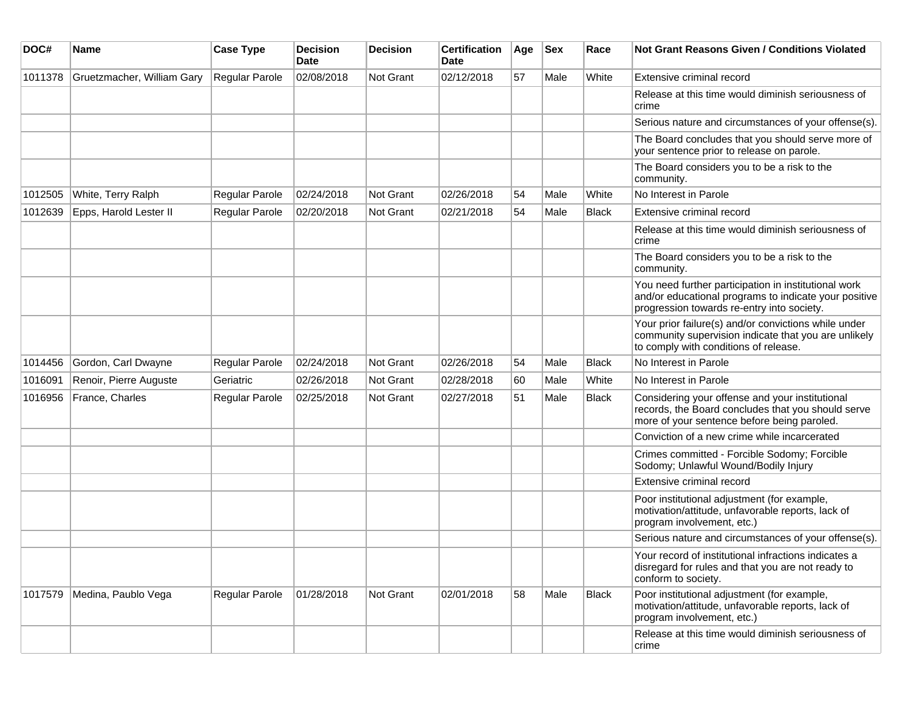| DOC# | Name | Case Type | Decision Date | Decision | Certification Date | Age | Sex | Race | Not Grant Reasons Given / Conditions Violated |
|---|---|---|---|---|---|---|---|---|---|
| 1011378 | Gruetzmacher, William Gary | Regular Parole | 02/08/2018 | Not Grant | 02/12/2018 | 57 | Male | White | Extensive criminal record |
| | | | | | | | | | Release at this time would diminish seriousness of crime |
| | | | | | | | | | Serious nature and circumstances of your offense(s). |
| | | | | | | | | | The Board concludes that you should serve more of your sentence prior to release on parole. |
| | | | | | | | | | The Board considers you to be a risk to the community. |
| 1012505 | White, Terry Ralph | Regular Parole | 02/24/2018 | Not Grant | 02/26/2018 | 54 | Male | White | No Interest in Parole |
| 1012639 | Epps, Harold Lester II | Regular Parole | 02/20/2018 | Not Grant | 02/21/2018 | 54 | Male | Black | Extensive criminal record |
| | | | | | | | | | Release at this time would diminish seriousness of crime |
| | | | | | | | | | The Board considers you to be a risk to the community. |
| | | | | | | | | | You need further participation in institutional work and/or educational programs to indicate your positive progression towards re-entry into society. |
| | | | | | | | | | Your prior failure(s) and/or convictions while under community supervision indicate that you are unlikely to comply with conditions of release. |
| 1014456 | Gordon, Carl Dwayne | Regular Parole | 02/24/2018 | Not Grant | 02/26/2018 | 54 | Male | Black | No Interest in Parole |
| 1016091 | Renoir, Pierre Auguste | Geriatric | 02/26/2018 | Not Grant | 02/28/2018 | 60 | Male | White | No Interest in Parole |
| 1016956 | France, Charles | Regular Parole | 02/25/2018 | Not Grant | 02/27/2018 | 51 | Male | Black | Considering your offense and your institutional records, the Board concludes that you should serve more of your sentence before being paroled. |
| | | | | | | | | | Conviction of a new crime while incarcerated |
| | | | | | | | | | Crimes committed - Forcible Sodomy; Forcible Sodomy; Unlawful Wound/Bodily Injury |
| | | | | | | | | | Extensive criminal record |
| | | | | | | | | | Poor institutional adjustment (for example, motivation/attitude, unfavorable reports, lack of program involvement, etc.) |
| | | | | | | | | | Serious nature and circumstances of your offense(s). |
| | | | | | | | | | Your record of institutional infractions indicates a disregard for rules and that you are not ready to conform to society. |
| 1017579 | Medina, Paublo Vega | Regular Parole | 01/28/2018 | Not Grant | 02/01/2018 | 58 | Male | Black | Poor institutional adjustment (for example, motivation/attitude, unfavorable reports, lack of program involvement, etc.) |
| | | | | | | | | | Release at this time would diminish seriousness of crime |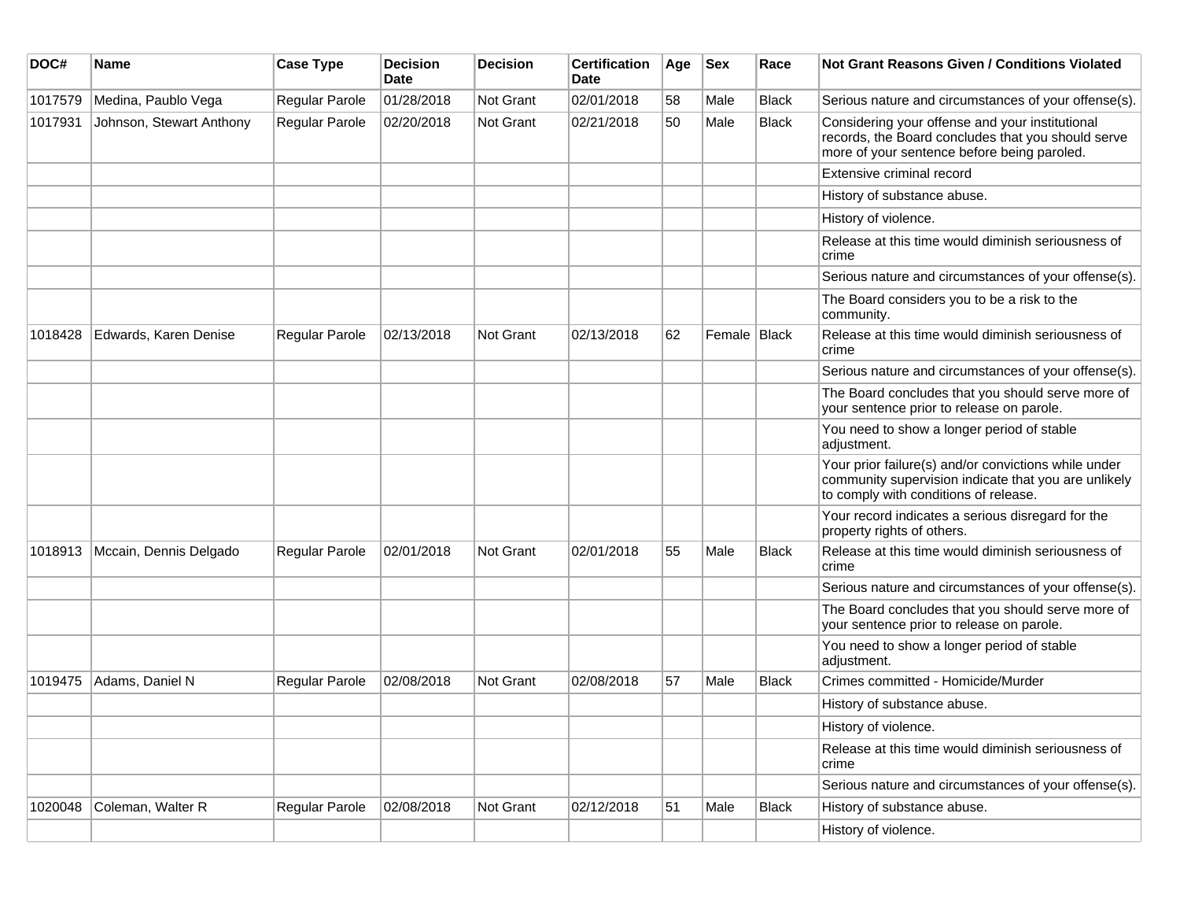| DOC# | Name | Case Type | Decision Date | Decision | Certification Date | Age | Sex | Race | Not Grant Reasons Given / Conditions Violated |
|---|---|---|---|---|---|---|---|---|---|
| 1017579 | Medina, Paublo Vega | Regular Parole | 01/28/2018 | Not Grant | 02/01/2018 | 58 | Male | Black | Serious nature and circumstances of your offense(s). |
| 1017931 | Johnson, Stewart Anthony | Regular Parole | 02/20/2018 | Not Grant | 02/21/2018 | 50 | Male | Black | Considering your offense and your institutional records, the Board concludes that you should serve more of your sentence before being paroled. |
| | | | | | | | | | Extensive criminal record |
| | | | | | | | | | History of substance abuse. |
| | | | | | | | | | History of violence. |
| | | | | | | | | | Release at this time would diminish seriousness of crime |
| | | | | | | | | | Serious nature and circumstances of your offense(s). |
| | | | | | | | | | The Board considers you to be a risk to the community. |
| 1018428 | Edwards, Karen Denise | Regular Parole | 02/13/2018 | Not Grant | 02/13/2018 | 62 | Female | Black | Release at this time would diminish seriousness of crime |
| | | | | | | | | | Serious nature and circumstances of your offense(s). |
| | | | | | | | | | The Board concludes that you should serve more of your sentence prior to release on parole. |
| | | | | | | | | | You need to show a longer period of stable adjustment. |
| | | | | | | | | | Your prior failure(s) and/or convictions while under community supervision indicate that you are unlikely to comply with conditions of release. |
| | | | | | | | | | Your record indicates a serious disregard for the property rights of others. |
| 1018913 | Mccain, Dennis Delgado | Regular Parole | 02/01/2018 | Not Grant | 02/01/2018 | 55 | Male | Black | Release at this time would diminish seriousness of crime |
| | | | | | | | | | Serious nature and circumstances of your offense(s). |
| | | | | | | | | | The Board concludes that you should serve more of your sentence prior to release on parole. |
| | | | | | | | | | You need to show a longer period of stable adjustment. |
| 1019475 | Adams, Daniel N | Regular Parole | 02/08/2018 | Not Grant | 02/08/2018 | 57 | Male | Black | Crimes committed - Homicide/Murder |
| | | | | | | | | | History of substance abuse. |
| | | | | | | | | | History of violence. |
| | | | | | | | | | Release at this time would diminish seriousness of crime |
| | | | | | | | | | Serious nature and circumstances of your offense(s). |
| 1020048 | Coleman, Walter R | Regular Parole | 02/08/2018 | Not Grant | 02/12/2018 | 51 | Male | Black | History of substance abuse. |
| | | | | | | | | | History of violence. |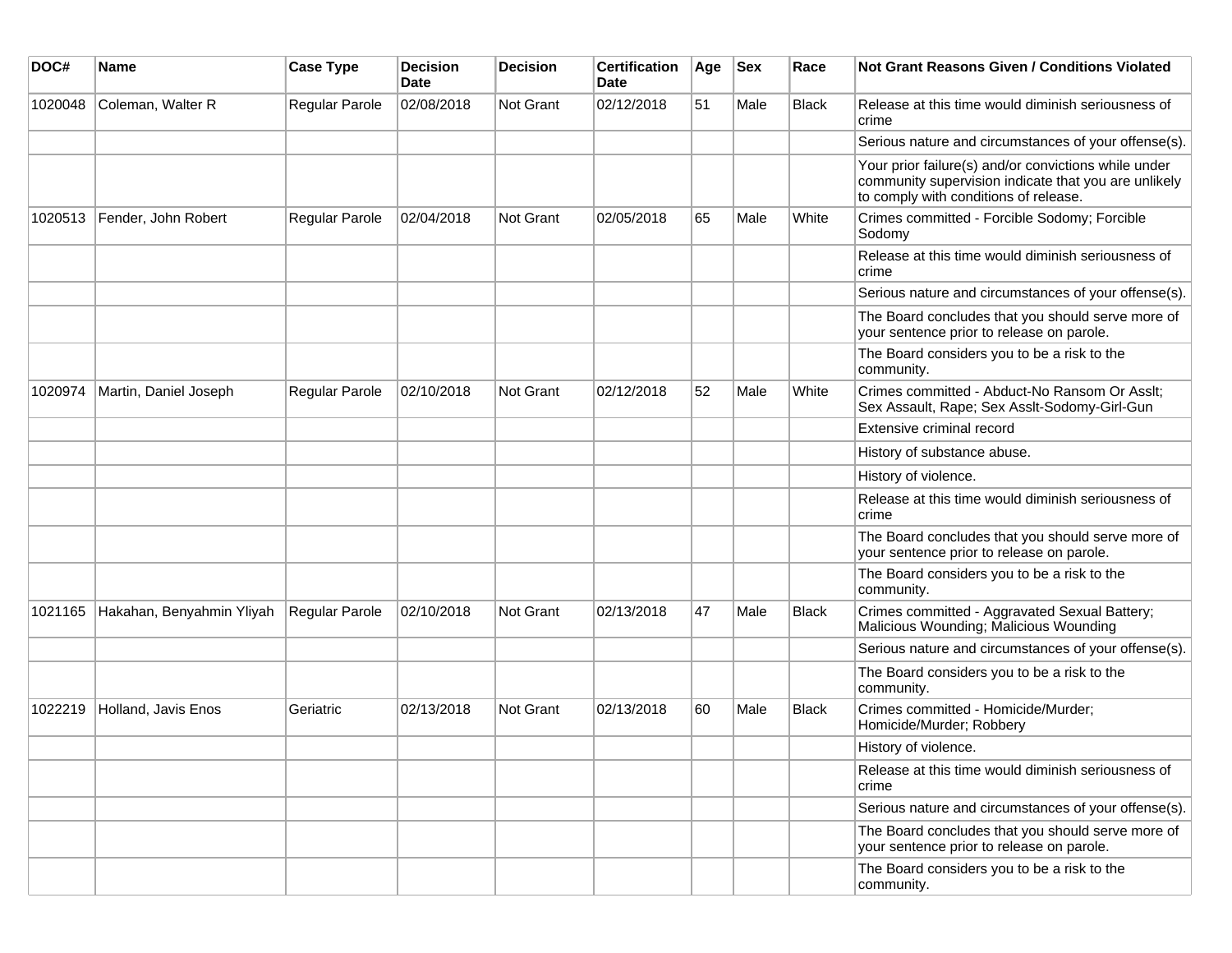| DOC# | Name | Case Type | Decision Date | Decision | Certification Date | Age | Sex | Race | Not Grant Reasons Given / Conditions Violated |
|---|---|---|---|---|---|---|---|---|---|
| 1020048 | Coleman, Walter R | Regular Parole | 02/08/2018 | Not Grant | 02/12/2018 | 51 | Male | Black | Release at this time would diminish seriousness of crime |
| | | | | | | | | | Serious nature and circumstances of your offense(s). |
| | | | | | | | | | Your prior failure(s) and/or convictions while under community supervision indicate that you are unlikely to comply with conditions of release. |
| 1020513 | Fender, John Robert | Regular Parole | 02/04/2018 | Not Grant | 02/05/2018 | 65 | Male | White | Crimes committed - Forcible Sodomy; Forcible Sodomy |
| | | | | | | | | | Release at this time would diminish seriousness of crime |
| | | | | | | | | | Serious nature and circumstances of your offense(s). |
| | | | | | | | | | The Board concludes that you should serve more of your sentence prior to release on parole. |
| | | | | | | | | | The Board considers you to be a risk to the community. |
| 1020974 | Martin, Daniel Joseph | Regular Parole | 02/10/2018 | Not Grant | 02/12/2018 | 52 | Male | White | Crimes committed - Abduct-No Ransom Or Asslt; Sex Assault, Rape; Sex Asslt-Sodomy-Girl-Gun |
| | | | | | | | | | Extensive criminal record |
| | | | | | | | | | History of substance abuse. |
| | | | | | | | | | History of violence. |
| | | | | | | | | | Release at this time would diminish seriousness of crime |
| | | | | | | | | | The Board concludes that you should serve more of your sentence prior to release on parole. |
| | | | | | | | | | The Board considers you to be a risk to the community. |
| 1021165 | Hakahan, Benyahmin Yliyah | Regular Parole | 02/10/2018 | Not Grant | 02/13/2018 | 47 | Male | Black | Crimes committed - Aggravated Sexual Battery; Malicious Wounding; Malicious Wounding |
| | | | | | | | | | Serious nature and circumstances of your offense(s). |
| | | | | | | | | | The Board considers you to be a risk to the community. |
| 1022219 | Holland, Javis Enos | Geriatric | 02/13/2018 | Not Grant | 02/13/2018 | 60 | Male | Black | Crimes committed - Homicide/Murder; Homicide/Murder; Robbery |
| | | | | | | | | | History of violence. |
| | | | | | | | | | Release at this time would diminish seriousness of crime |
| | | | | | | | | | Serious nature and circumstances of your offense(s). |
| | | | | | | | | | The Board concludes that you should serve more of your sentence prior to release on parole. |
| | | | | | | | | | The Board considers you to be a risk to the community. |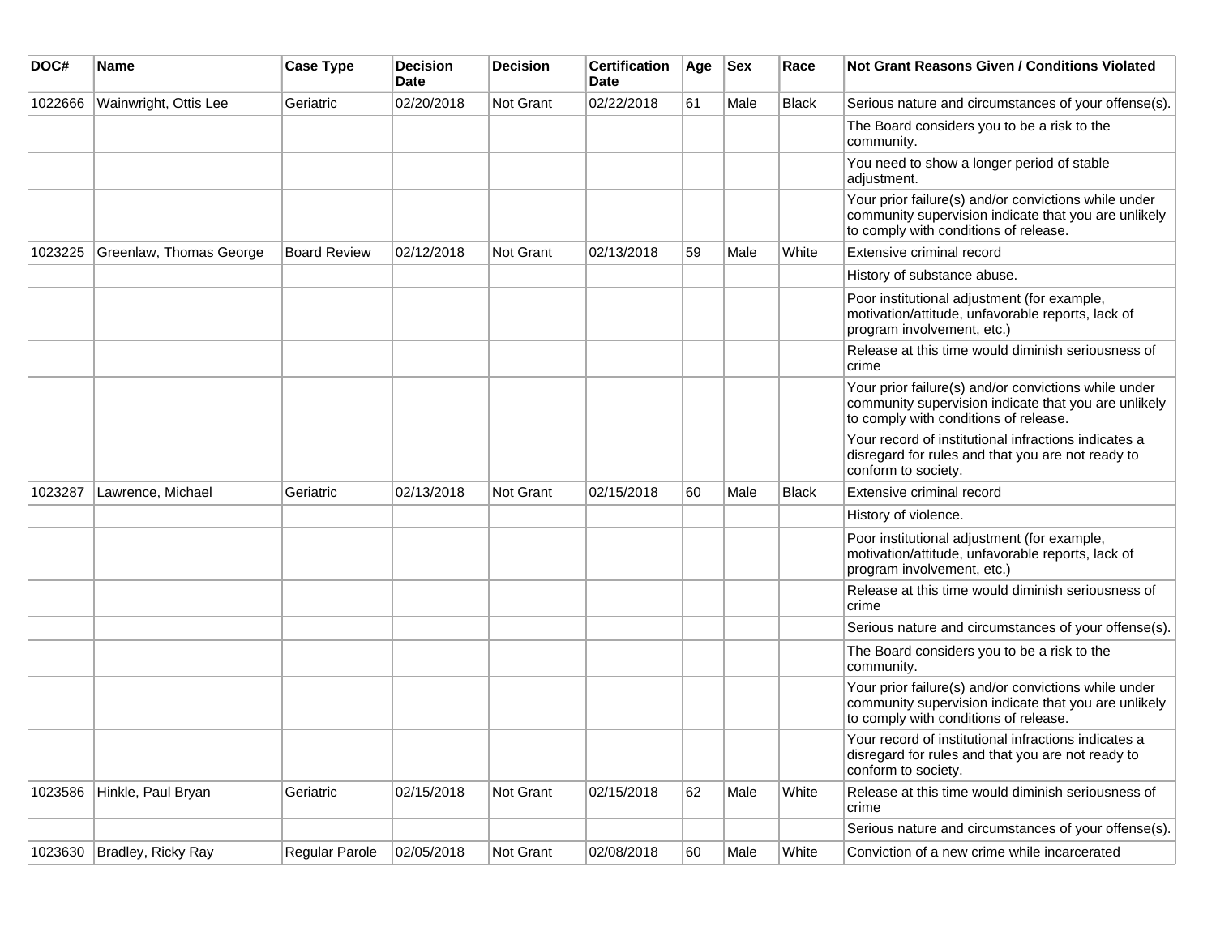| DOC# | Name | Case Type | Decision Date | Decision | Certification Date | Age | Sex | Race | Not Grant Reasons Given / Conditions Violated |
|---|---|---|---|---|---|---|---|---|---|
| 1022666 | Wainwright, Ottis Lee | Geriatric | 02/20/2018 | Not Grant | 02/22/2018 | 61 | Male | Black | Serious nature and circumstances of your offense(s). |
| | | | | | | | | | The Board considers you to be a risk to the community. |
| | | | | | | | | | You need to show a longer period of stable adjustment. |
| | | | | | | | | | Your prior failure(s) and/or convictions while under community supervision indicate that you are unlikely to comply with conditions of release. |
| 1023225 | Greenlaw, Thomas George | Board Review | 02/12/2018 | Not Grant | 02/13/2018 | 59 | Male | White | Extensive criminal record |
| | | | | | | | | | History of substance abuse. |
| | | | | | | | | | Poor institutional adjustment (for example, motivation/attitude, unfavorable reports, lack of program involvement, etc.) |
| | | | | | | | | | Release at this time would diminish seriousness of crime |
| | | | | | | | | | Your prior failure(s) and/or convictions while under community supervision indicate that you are unlikely to comply with conditions of release. |
| | | | | | | | | | Your record of institutional infractions indicates a disregard for rules and that you are not ready to conform to society. |
| 1023287 | Lawrence, Michael | Geriatric | 02/13/2018 | Not Grant | 02/15/2018 | 60 | Male | Black | Extensive criminal record |
| | | | | | | | | | History of violence. |
| | | | | | | | | | Poor institutional adjustment (for example, motivation/attitude, unfavorable reports, lack of program involvement, etc.) |
| | | | | | | | | | Release at this time would diminish seriousness of crime |
| | | | | | | | | | Serious nature and circumstances of your offense(s). |
| | | | | | | | | | The Board considers you to be a risk to the community. |
| | | | | | | | | | Your prior failure(s) and/or convictions while under community supervision indicate that you are unlikely to comply with conditions of release. |
| | | | | | | | | | Your record of institutional infractions indicates a disregard for rules and that you are not ready to conform to society. |
| 1023586 | Hinkle, Paul Bryan | Geriatric | 02/15/2018 | Not Grant | 02/15/2018 | 62 | Male | White | Release at this time would diminish seriousness of crime |
| | | | | | | | | | Serious nature and circumstances of your offense(s). |
| 1023630 | Bradley, Ricky Ray | Regular Parole | 02/05/2018 | Not Grant | 02/08/2018 | 60 | Male | White | Conviction of a new crime while incarcerated |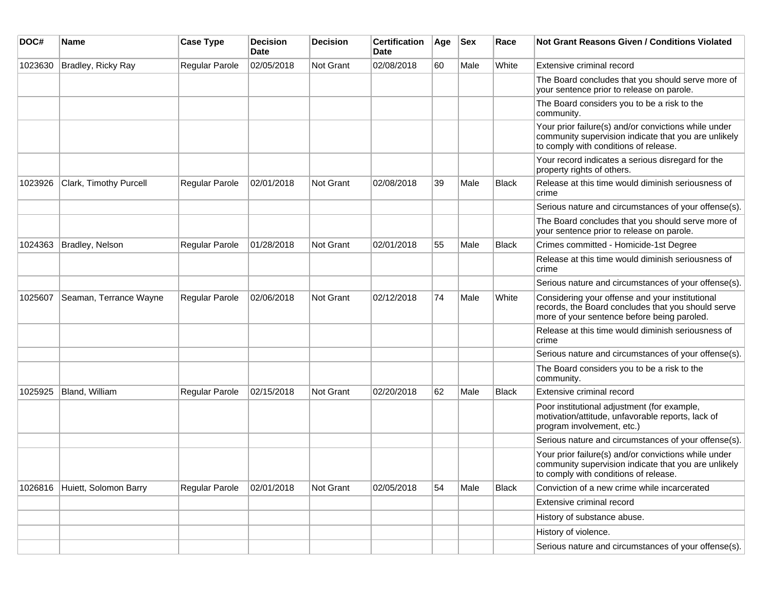| DOC# | Name | Case Type | Decision Date | Decision | Certification Date | Age | Sex | Race | Not Grant Reasons Given / Conditions Violated |
|---|---|---|---|---|---|---|---|---|---|
| 1023630 | Bradley, Ricky Ray | Regular Parole | 02/05/2018 | Not Grant | 02/08/2018 | 60 | Male | White | Extensive criminal record |
| | | | | | | | | | The Board concludes that you should serve more of your sentence prior to release on parole. |
| | | | | | | | | | The Board considers you to be a risk to the community. |
| | | | | | | | | | Your prior failure(s) and/or convictions while under community supervision indicate that you are unlikely to comply with conditions of release. |
| | | | | | | | | | Your record indicates a serious disregard for the property rights of others. |
| 1023926 | Clark, Timothy Purcell | Regular Parole | 02/01/2018 | Not Grant | 02/08/2018 | 39 | Male | Black | Release at this time would diminish seriousness of crime |
| | | | | | | | | | Serious nature and circumstances of your offense(s). |
| | | | | | | | | | The Board concludes that you should serve more of your sentence prior to release on parole. |
| 1024363 | Bradley, Nelson | Regular Parole | 01/28/2018 | Not Grant | 02/01/2018 | 55 | Male | Black | Crimes committed - Homicide-1st Degree |
| | | | | | | | | | Release at this time would diminish seriousness of crime |
| | | | | | | | | | Serious nature and circumstances of your offense(s). |
| 1025607 | Seaman, Terrance Wayne | Regular Parole | 02/06/2018 | Not Grant | 02/12/2018 | 74 | Male | White | Considering your offense and your institutional records, the Board concludes that you should serve more of your sentence before being paroled. |
| | | | | | | | | | Release at this time would diminish seriousness of crime |
| | | | | | | | | | Serious nature and circumstances of your offense(s). |
| | | | | | | | | | The Board considers you to be a risk to the community. |
| 1025925 | Bland, William | Regular Parole | 02/15/2018 | Not Grant | 02/20/2018 | 62 | Male | Black | Extensive criminal record |
| | | | | | | | | | Poor institutional adjustment (for example, motivation/attitude, unfavorable reports, lack of program involvement, etc.) |
| | | | | | | | | | Serious nature and circumstances of your offense(s). |
| | | | | | | | | | Your prior failure(s) and/or convictions while under community supervision indicate that you are unlikely to comply with conditions of release. |
| 1026816 | Huiett, Solomon Barry | Regular Parole | 02/01/2018 | Not Grant | 02/05/2018 | 54 | Male | Black | Conviction of a new crime while incarcerated |
| | | | | | | | | | Extensive criminal record |
| | | | | | | | | | History of substance abuse. |
| | | | | | | | | | History of violence. |
| | | | | | | | | | Serious nature and circumstances of your offense(s). |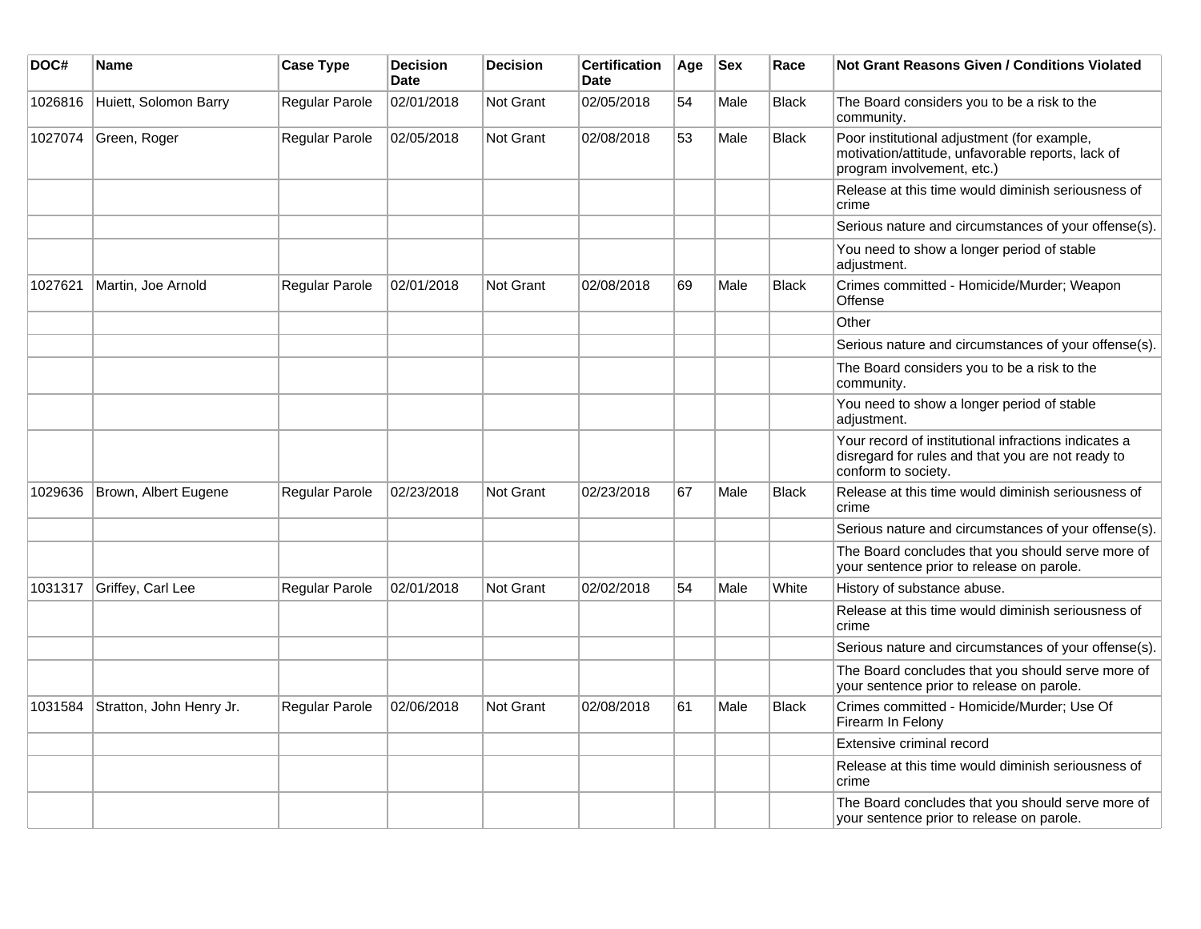| DOC# | Name | Case Type | Decision Date | Decision | Certification Date | Age | Sex | Race | Not Grant Reasons Given / Conditions Violated |
|---|---|---|---|---|---|---|---|---|---|
| 1026816 | Huiett, Solomon Barry | Regular Parole | 02/01/2018 | Not Grant | 02/05/2018 | 54 | Male | Black | The Board considers you to be a risk to the community. |
| 1027074 | Green, Roger | Regular Parole | 02/05/2018 | Not Grant | 02/08/2018 | 53 | Male | Black | Poor institutional adjustment (for example, motivation/attitude, unfavorable reports, lack of program involvement, etc.) |
| | | | | | | | | | Release at this time would diminish seriousness of crime |
| | | | | | | | | | Serious nature and circumstances of your offense(s). |
| | | | | | | | | | You need to show a longer period of stable adjustment. |
| 1027621 | Martin, Joe Arnold | Regular Parole | 02/01/2018 | Not Grant | 02/08/2018 | 69 | Male | Black | Crimes committed - Homicide/Murder; Weapon Offense |
| | | | | | | | | | Other |
| | | | | | | | | | Serious nature and circumstances of your offense(s). |
| | | | | | | | | | The Board considers you to be a risk to the community. |
| | | | | | | | | | You need to show a longer period of stable adjustment. |
| | | | | | | | | | Your record of institutional infractions indicates a disregard for rules and that you are not ready to conform to society. |
| 1029636 | Brown, Albert Eugene | Regular Parole | 02/23/2018 | Not Grant | 02/23/2018 | 67 | Male | Black | Release at this time would diminish seriousness of crime |
| | | | | | | | | | Serious nature and circumstances of your offense(s). |
| | | | | | | | | | The Board concludes that you should serve more of your sentence prior to release on parole. |
| 1031317 | Griffey, Carl Lee | Regular Parole | 02/01/2018 | Not Grant | 02/02/2018 | 54 | Male | White | History of substance abuse. |
| | | | | | | | | | Release at this time would diminish seriousness of crime |
| | | | | | | | | | Serious nature and circumstances of your offense(s). |
| | | | | | | | | | The Board concludes that you should serve more of your sentence prior to release on parole. |
| 1031584 | Stratton, John Henry Jr. | Regular Parole | 02/06/2018 | Not Grant | 02/08/2018 | 61 | Male | Black | Crimes committed - Homicide/Murder; Use Of Firearm In Felony |
| | | | | | | | | | Extensive criminal record |
| | | | | | | | | | Release at this time would diminish seriousness of crime |
| | | | | | | | | | The Board concludes that you should serve more of your sentence prior to release on parole. |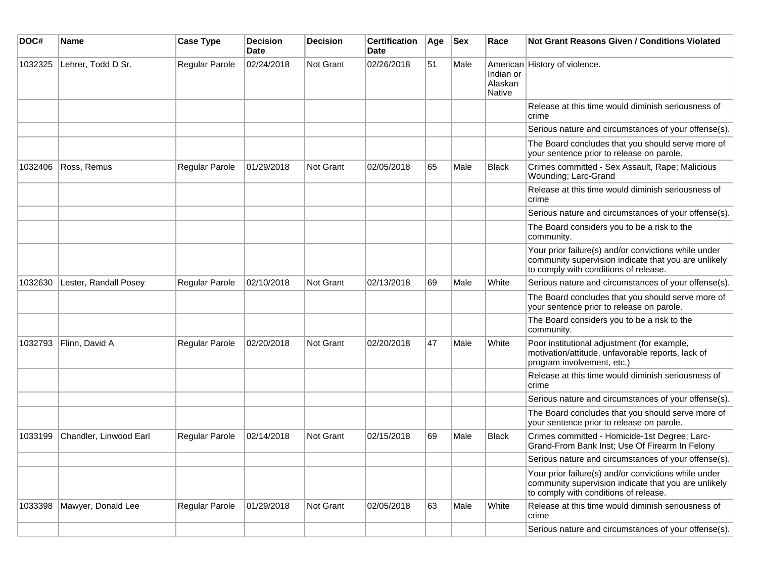| DOC# | Name | Case Type | Decision Date | Decision | Certification Date | Age | Sex | Race | Not Grant Reasons Given / Conditions Violated |
|---|---|---|---|---|---|---|---|---|---|
| 1032325 | Lehrer, Todd D Sr. | Regular Parole | 02/24/2018 | Not Grant | 02/26/2018 | 51 | Male | American Indian or Alaskan Native | History of violence. |
| | | | | | | | | | Release at this time would diminish seriousness of crime |
| | | | | | | | | | Serious nature and circumstances of your offense(s). |
| | | | | | | | | | The Board concludes that you should serve more of your sentence prior to release on parole. |
| 1032406 | Ross, Remus | Regular Parole | 01/29/2018 | Not Grant | 02/05/2018 | 65 | Male | Black | Crimes committed - Sex Assault, Rape; Malicious Wounding; Larc-Grand |
| | | | | | | | | | Release at this time would diminish seriousness of crime |
| | | | | | | | | | Serious nature and circumstances of your offense(s). |
| | | | | | | | | | The Board considers you to be a risk to the community. |
| | | | | | | | | | Your prior failure(s) and/or convictions while under community supervision indicate that you are unlikely to comply with conditions of release. |
| 1032630 | Lester, Randall Posey | Regular Parole | 02/10/2018 | Not Grant | 02/13/2018 | 69 | Male | White | Serious nature and circumstances of your offense(s). |
| | | | | | | | | | The Board concludes that you should serve more of your sentence prior to release on parole. |
| | | | | | | | | | The Board considers you to be a risk to the community. |
| 1032793 | Flinn, David A | Regular Parole | 02/20/2018 | Not Grant | 02/20/2018 | 47 | Male | White | Poor institutional adjustment (for example, motivation/attitude, unfavorable reports, lack of program involvement, etc.) |
| | | | | | | | | | Release at this time would diminish seriousness of crime |
| | | | | | | | | | Serious nature and circumstances of your offense(s). |
| | | | | | | | | | The Board concludes that you should serve more of your sentence prior to release on parole. |
| 1033199 | Chandler, Linwood Earl | Regular Parole | 02/14/2018 | Not Grant | 02/15/2018 | 69 | Male | Black | Crimes committed - Homicide-1st Degree; Larc-Grand-From Bank Inst; Use Of Firearm In Felony |
| | | | | | | | | | Serious nature and circumstances of your offense(s). |
| | | | | | | | | | Your prior failure(s) and/or convictions while under community supervision indicate that you are unlikely to comply with conditions of release. |
| 1033398 | Mawyer, Donald Lee | Regular Parole | 01/29/2018 | Not Grant | 02/05/2018 | 63 | Male | White | Release at this time would diminish seriousness of crime |
| | | | | | | | | | Serious nature and circumstances of your offense(s). |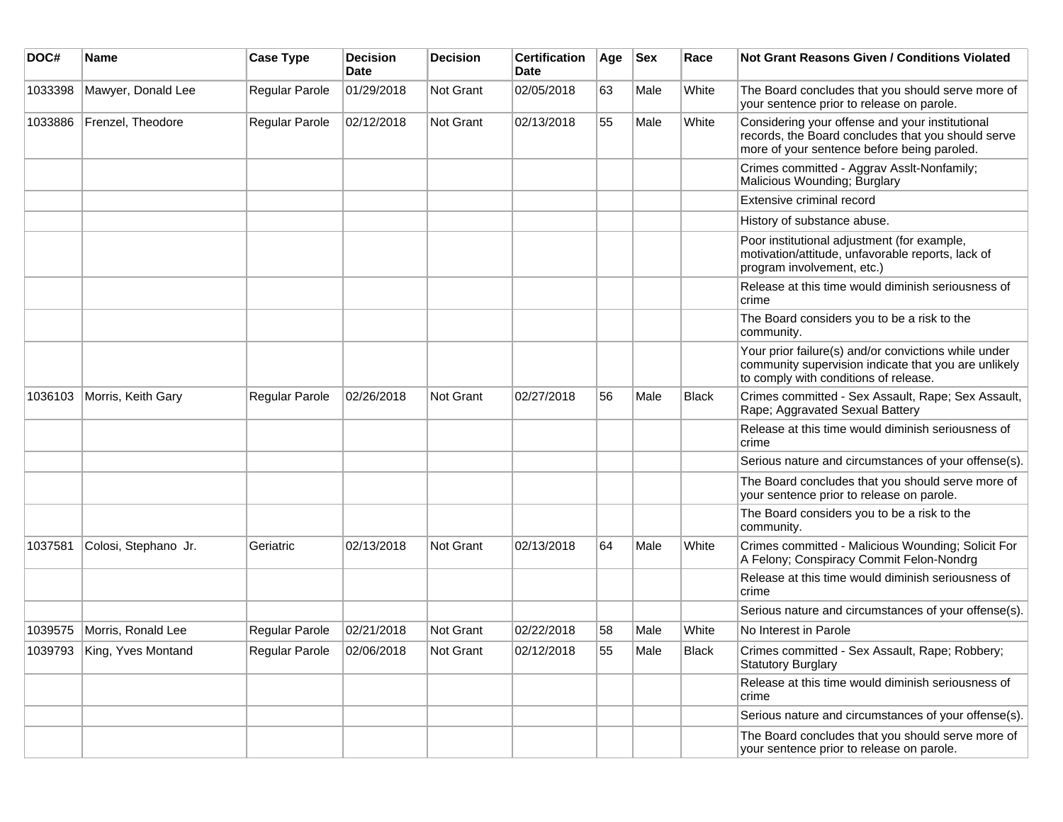| DOC# | Name | Case Type | Decision Date | Decision | Certification Date | Age | Sex | Race | Not Grant Reasons Given / Conditions Violated |
|---|---|---|---|---|---|---|---|---|---|
| 1033398 | Mawyer, Donald Lee | Regular Parole | 01/29/2018 | Not Grant | 02/05/2018 | 63 | Male | White | The Board concludes that you should serve more of your sentence prior to release on parole. |
| 1033886 | Frenzel, Theodore | Regular Parole | 02/12/2018 | Not Grant | 02/13/2018 | 55 | Male | White | Considering your offense and your institutional records, the Board concludes that you should serve more of your sentence before being paroled. |
| | | | | | | | | | Crimes committed - Aggrav Asslt-Nonfamily; Malicious Wounding; Burglary |
| | | | | | | | | | Extensive criminal record |
| | | | | | | | | | History of substance abuse. |
| | | | | | | | | | Poor institutional adjustment (for example, motivation/attitude, unfavorable reports, lack of program involvement, etc.) |
| | | | | | | | | | Release at this time would diminish seriousness of crime |
| | | | | | | | | | The Board considers you to be a risk to the community. |
| | | | | | | | | | Your prior failure(s) and/or convictions while under community supervision indicate that you are unlikely to comply with conditions of release. |
| 1036103 | Morris, Keith Gary | Regular Parole | 02/26/2018 | Not Grant | 02/27/2018 | 56 | Male | Black | Crimes committed - Sex Assault, Rape; Sex Assault, Rape; Aggravated Sexual Battery |
| | | | | | | | | | Release at this time would diminish seriousness of crime |
| | | | | | | | | | Serious nature and circumstances of your offense(s). |
| | | | | | | | | | The Board concludes that you should serve more of your sentence prior to release on parole. |
| | | | | | | | | | The Board considers you to be a risk to the community. |
| 1037581 | Colosi, Stephano Jr. | Geriatric | 02/13/2018 | Not Grant | 02/13/2018 | 64 | Male | White | Crimes committed - Malicious Wounding; Solicit For A Felony; Conspiracy Commit Felon-Nondrg |
| | | | | | | | | | Release at this time would diminish seriousness of crime |
| | | | | | | | | | Serious nature and circumstances of your offense(s). |
| 1039575 | Morris, Ronald Lee | Regular Parole | 02/21/2018 | Not Grant | 02/22/2018 | 58 | Male | White | No Interest in Parole |
| 1039793 | King, Yves Montand | Regular Parole | 02/06/2018 | Not Grant | 02/12/2018 | 55 | Male | Black | Crimes committed - Sex Assault, Rape; Robbery; Statutory Burglary |
| | | | | | | | | | Release at this time would diminish seriousness of crime |
| | | | | | | | | | Serious nature and circumstances of your offense(s). |
| | | | | | | | | | The Board concludes that you should serve more of your sentence prior to release on parole. |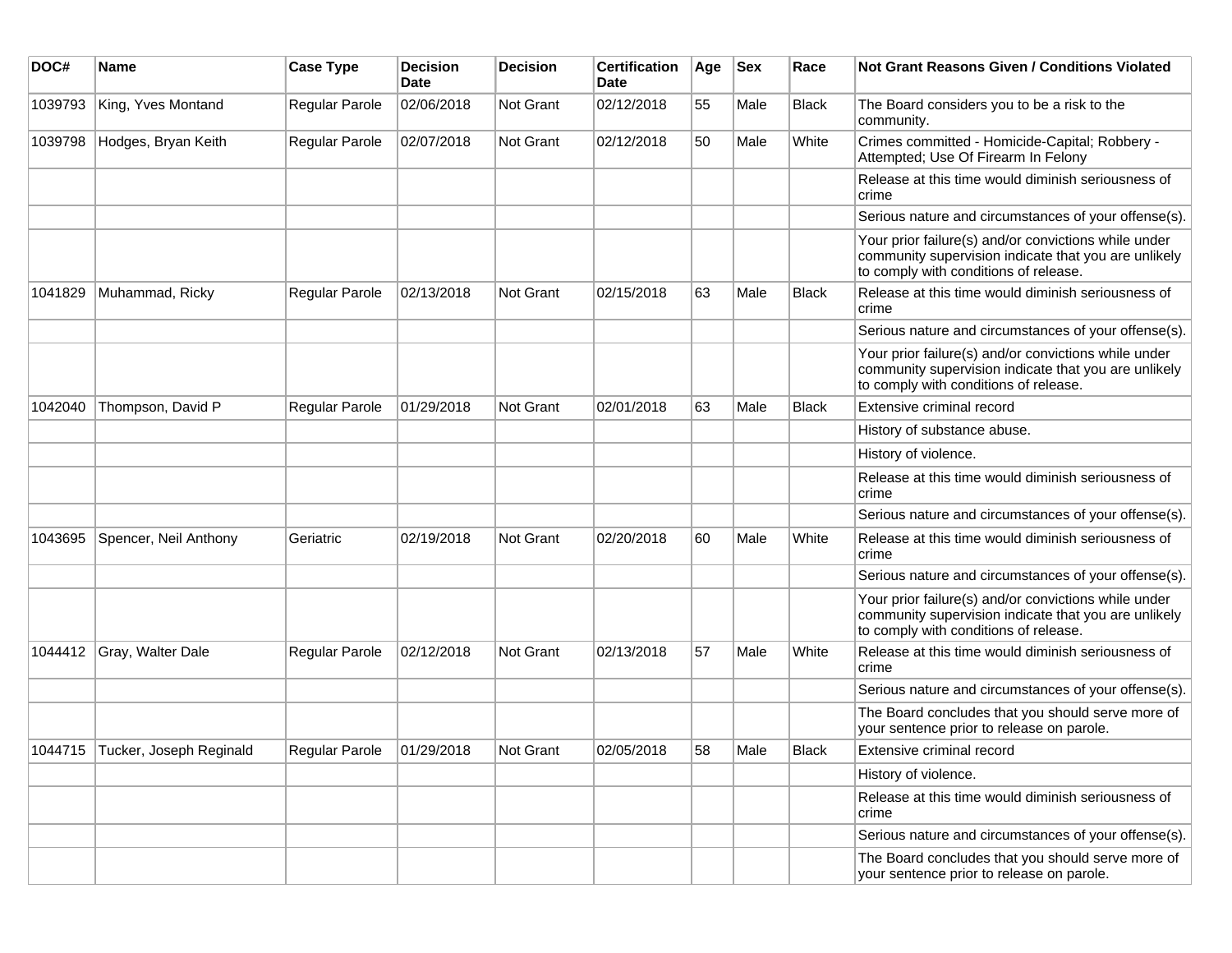| DOC# | Name | Case Type | Decision Date | Decision | Certification Date | Age | Sex | Race | Not Grant Reasons Given / Conditions Violated |
|---|---|---|---|---|---|---|---|---|---|
| 1039793 | King, Yves Montand | Regular Parole | 02/06/2018 | Not Grant | 02/12/2018 | 55 | Male | Black | The Board considers you to be a risk to the community. |
| 1039798 | Hodges, Bryan Keith | Regular Parole | 02/07/2018 | Not Grant | 02/12/2018 | 50 | Male | White | Crimes committed - Homicide-Capital; Robbery - Attempted; Use Of Firearm In Felony |
| | | | | | | | | | Release at this time would diminish seriousness of crime |
| | | | | | | | | | Serious nature and circumstances of your offense(s). |
| | | | | | | | | | Your prior failure(s) and/or convictions while under community supervision indicate that you are unlikely to comply with conditions of release. |
| 1041829 | Muhammad, Ricky | Regular Parole | 02/13/2018 | Not Grant | 02/15/2018 | 63 | Male | Black | Release at this time would diminish seriousness of crime |
| | | | | | | | | | Serious nature and circumstances of your offense(s). |
| | | | | | | | | | Your prior failure(s) and/or convictions while under community supervision indicate that you are unlikely to comply with conditions of release. |
| 1042040 | Thompson, David P | Regular Parole | 01/29/2018 | Not Grant | 02/01/2018 | 63 | Male | Black | Extensive criminal record |
| | | | | | | | | | History of substance abuse. |
| | | | | | | | | | History of violence. |
| | | | | | | | | | Release at this time would diminish seriousness of crime |
| | | | | | | | | | Serious nature and circumstances of your offense(s). |
| 1043695 | Spencer, Neil Anthony | Geriatric | 02/19/2018 | Not Grant | 02/20/2018 | 60 | Male | White | Release at this time would diminish seriousness of crime |
| | | | | | | | | | Serious nature and circumstances of your offense(s). |
| | | | | | | | | | Your prior failure(s) and/or convictions while under community supervision indicate that you are unlikely to comply with conditions of release. |
| 1044412 | Gray, Walter Dale | Regular Parole | 02/12/2018 | Not Grant | 02/13/2018 | 57 | Male | White | Release at this time would diminish seriousness of crime |
| | | | | | | | | | Serious nature and circumstances of your offense(s). |
| | | | | | | | | | The Board concludes that you should serve more of your sentence prior to release on parole. |
| 1044715 | Tucker, Joseph Reginald | Regular Parole | 01/29/2018 | Not Grant | 02/05/2018 | 58 | Male | Black | Extensive criminal record |
| | | | | | | | | | History of violence. |
| | | | | | | | | | Release at this time would diminish seriousness of crime |
| | | | | | | | | | Serious nature and circumstances of your offense(s). |
| | | | | | | | | | The Board concludes that you should serve more of your sentence prior to release on parole. |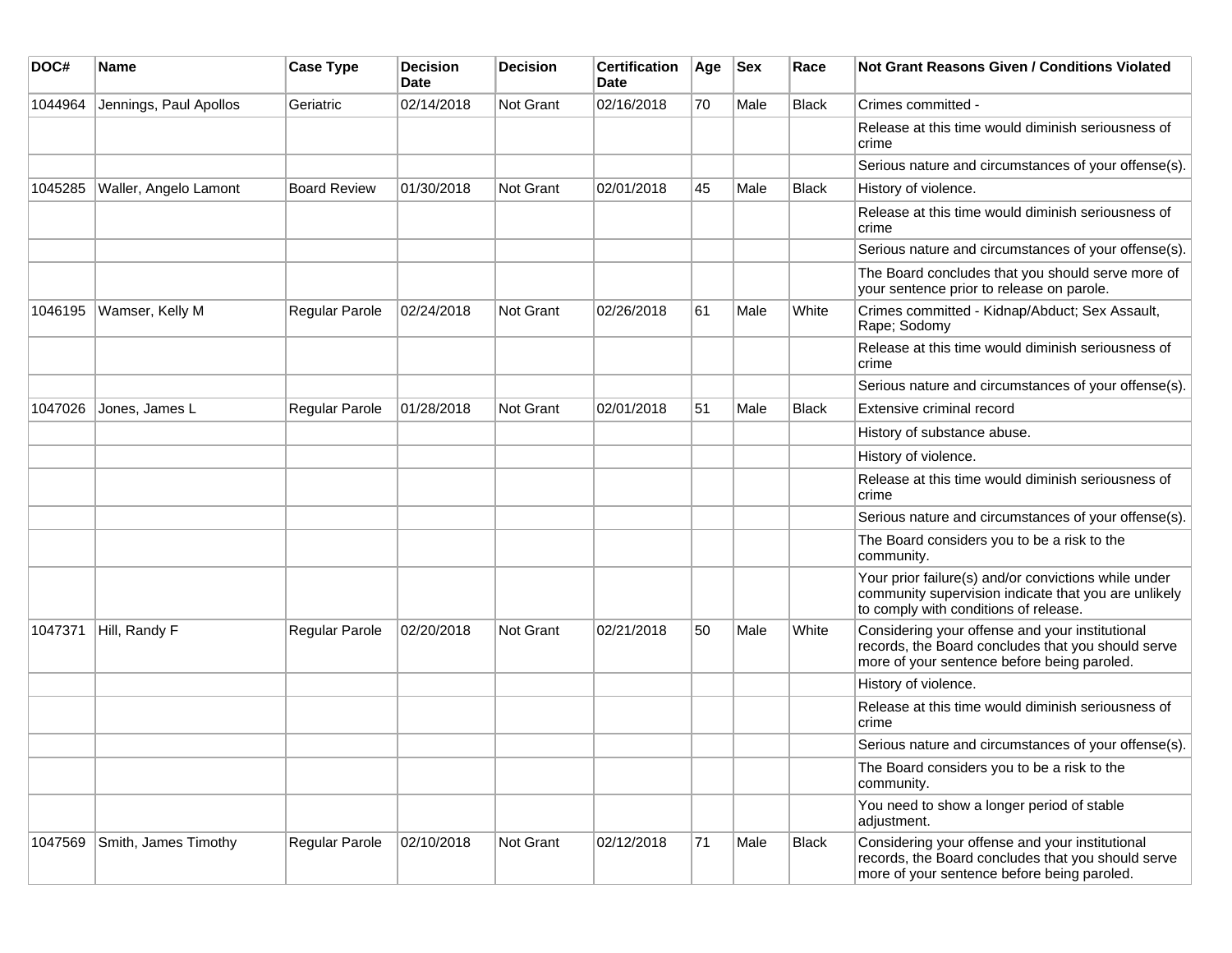| DOC# | Name | Case Type | Decision Date | Decision | Certification Date | Age | Sex | Race | Not Grant Reasons Given / Conditions Violated |
|---|---|---|---|---|---|---|---|---|---|
| 1044964 | Jennings, Paul Apollos | Geriatric | 02/14/2018 | Not Grant | 02/16/2018 | 70 | Male | Black | Crimes committed - |
| | | | | | | | | | Release at this time would diminish seriousness of crime |
| | | | | | | | | | Serious nature and circumstances of your offense(s). |
| 1045285 | Waller, Angelo Lamont | Board Review | 01/30/2018 | Not Grant | 02/01/2018 | 45 | Male | Black | History of violence. |
| | | | | | | | | | Release at this time would diminish seriousness of crime |
| | | | | | | | | | Serious nature and circumstances of your offense(s). |
| | | | | | | | | | The Board concludes that you should serve more of your sentence prior to release on parole. |
| 1046195 | Wamser, Kelly M | Regular Parole | 02/24/2018 | Not Grant | 02/26/2018 | 61 | Male | White | Crimes committed - Kidnap/Abduct; Sex Assault, Rape; Sodomy |
| | | | | | | | | | Release at this time would diminish seriousness of crime |
| | | | | | | | | | Serious nature and circumstances of your offense(s). |
| 1047026 | Jones, James L | Regular Parole | 01/28/2018 | Not Grant | 02/01/2018 | 51 | Male | Black | Extensive criminal record |
| | | | | | | | | | History of substance abuse. |
| | | | | | | | | | History of violence. |
| | | | | | | | | | Release at this time would diminish seriousness of crime |
| | | | | | | | | | Serious nature and circumstances of your offense(s). |
| | | | | | | | | | The Board considers you to be a risk to the community. |
| | | | | | | | | | Your prior failure(s) and/or convictions while under community supervision indicate that you are unlikely to comply with conditions of release. |
| 1047371 | Hill, Randy F | Regular Parole | 02/20/2018 | Not Grant | 02/21/2018 | 50 | Male | White | Considering your offense and your institutional records, the Board concludes that you should serve more of your sentence before being paroled. |
| | | | | | | | | | History of violence. |
| | | | | | | | | | Release at this time would diminish seriousness of crime |
| | | | | | | | | | Serious nature and circumstances of your offense(s). |
| | | | | | | | | | The Board considers you to be a risk to the community. |
| | | | | | | | | | You need to show a longer period of stable adjustment. |
| 1047569 | Smith, James Timothy | Regular Parole | 02/10/2018 | Not Grant | 02/12/2018 | 71 | Male | Black | Considering your offense and your institutional records, the Board concludes that you should serve more of your sentence before being paroled. |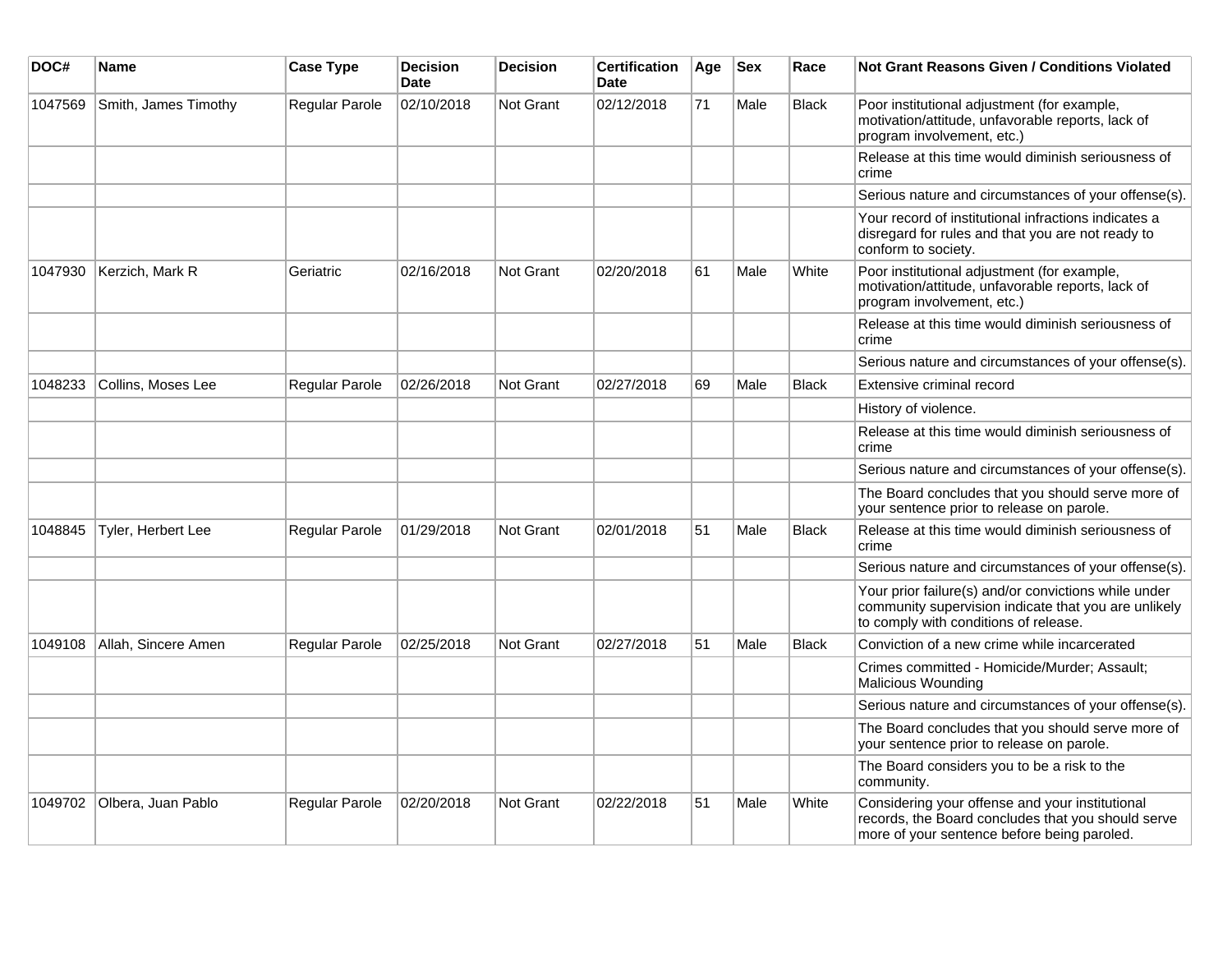| DOC# | Name | Case Type | Decision Date | Decision | Certification Date | Age | Sex | Race | Not Grant Reasons Given / Conditions Violated |
|---|---|---|---|---|---|---|---|---|---|
| 1047569 | Smith, James Timothy | Regular Parole | 02/10/2018 | Not Grant | 02/12/2018 | 71 | Male | Black | Poor institutional adjustment (for example, motivation/attitude, unfavorable reports, lack of program involvement, etc.) |
| | | | | | | | | | Release at this time would diminish seriousness of crime |
| | | | | | | | | | Serious nature and circumstances of your offense(s). |
| | | | | | | | | | Your record of institutional infractions indicates a disregard for rules and that you are not ready to conform to society. |
| 1047930 | Kerzich, Mark R | Geriatric | 02/16/2018 | Not Grant | 02/20/2018 | 61 | Male | White | Poor institutional adjustment (for example, motivation/attitude, unfavorable reports, lack of program involvement, etc.) |
| | | | | | | | | | Release at this time would diminish seriousness of crime |
| | | | | | | | | | Serious nature and circumstances of your offense(s). |
| 1048233 | Collins, Moses Lee | Regular Parole | 02/26/2018 | Not Grant | 02/27/2018 | 69 | Male | Black | Extensive criminal record |
| | | | | | | | | | History of violence. |
| | | | | | | | | | Release at this time would diminish seriousness of crime |
| | | | | | | | | | Serious nature and circumstances of your offense(s). |
| | | | | | | | | | The Board concludes that you should serve more of your sentence prior to release on parole. |
| 1048845 | Tyler, Herbert Lee | Regular Parole | 01/29/2018 | Not Grant | 02/01/2018 | 51 | Male | Black | Release at this time would diminish seriousness of crime |
| | | | | | | | | | Serious nature and circumstances of your offense(s). |
| | | | | | | | | | Your prior failure(s) and/or convictions while under community supervision indicate that you are unlikely to comply with conditions of release. |
| 1049108 | Allah, Sincere Amen | Regular Parole | 02/25/2018 | Not Grant | 02/27/2018 | 51 | Male | Black | Conviction of a new crime while incarcerated |
| | | | | | | | | | Crimes committed - Homicide/Murder; Assault; Malicious Wounding |
| | | | | | | | | | Serious nature and circumstances of your offense(s). |
| | | | | | | | | | The Board concludes that you should serve more of your sentence prior to release on parole. |
| | | | | | | | | | The Board considers you to be a risk to the community. |
| 1049702 | Olbera, Juan Pablo | Regular Parole | 02/20/2018 | Not Grant | 02/22/2018 | 51 | Male | White | Considering your offense and your institutional records, the Board concludes that you should serve more of your sentence before being paroled. |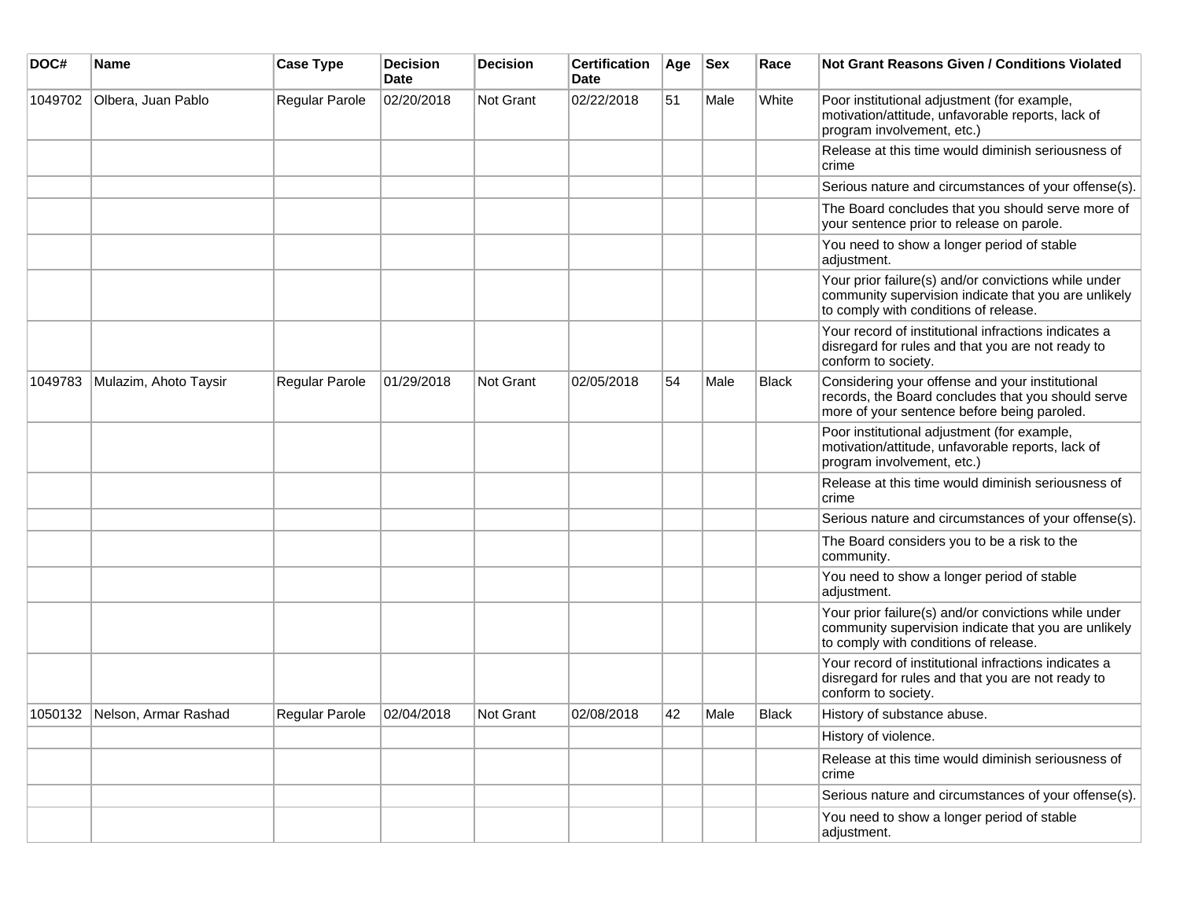| DOC# | Name | Case Type | Decision Date | Decision | Certification Date | Age | Sex | Race | Not Grant Reasons Given / Conditions Violated |
|---|---|---|---|---|---|---|---|---|---|
| 1049702 | Olbera, Juan Pablo | Regular Parole | 02/20/2018 | Not Grant | 02/22/2018 | 51 | Male | White | Poor institutional adjustment (for example, motivation/attitude, unfavorable reports, lack of program involvement, etc.) |
| | | | | | | | | | Release at this time would diminish seriousness of crime |
| | | | | | | | | | Serious nature and circumstances of your offense(s). |
| | | | | | | | | | The Board concludes that you should serve more of your sentence prior to release on parole. |
| | | | | | | | | | You need to show a longer period of stable adjustment. |
| | | | | | | | | | Your prior failure(s) and/or convictions while under community supervision indicate that you are unlikely to comply with conditions of release. |
| | | | | | | | | | Your record of institutional infractions indicates a disregard for rules and that you are not ready to conform to society. |
| 1049783 | Mulazim, Ahoto Taysir | Regular Parole | 01/29/2018 | Not Grant | 02/05/2018 | 54 | Male | Black | Considering your offense and your institutional records, the Board concludes that you should serve more of your sentence before being paroled. |
| | | | | | | | | | Poor institutional adjustment (for example, motivation/attitude, unfavorable reports, lack of program involvement, etc.) |
| | | | | | | | | | Release at this time would diminish seriousness of crime |
| | | | | | | | | | Serious nature and circumstances of your offense(s). |
| | | | | | | | | | The Board considers you to be a risk to the community. |
| | | | | | | | | | You need to show a longer period of stable adjustment. |
| | | | | | | | | | Your prior failure(s) and/or convictions while under community supervision indicate that you are unlikely to comply with conditions of release. |
| | | | | | | | | | Your record of institutional infractions indicates a disregard for rules and that you are not ready to conform to society. |
| 1050132 | Nelson, Armar Rashad | Regular Parole | 02/04/2018 | Not Grant | 02/08/2018 | 42 | Male | Black | History of substance abuse. |
| | | | | | | | | | History of violence. |
| | | | | | | | | | Release at this time would diminish seriousness of crime |
| | | | | | | | | | Serious nature and circumstances of your offense(s). |
| | | | | | | | | | You need to show a longer period of stable adjustment. |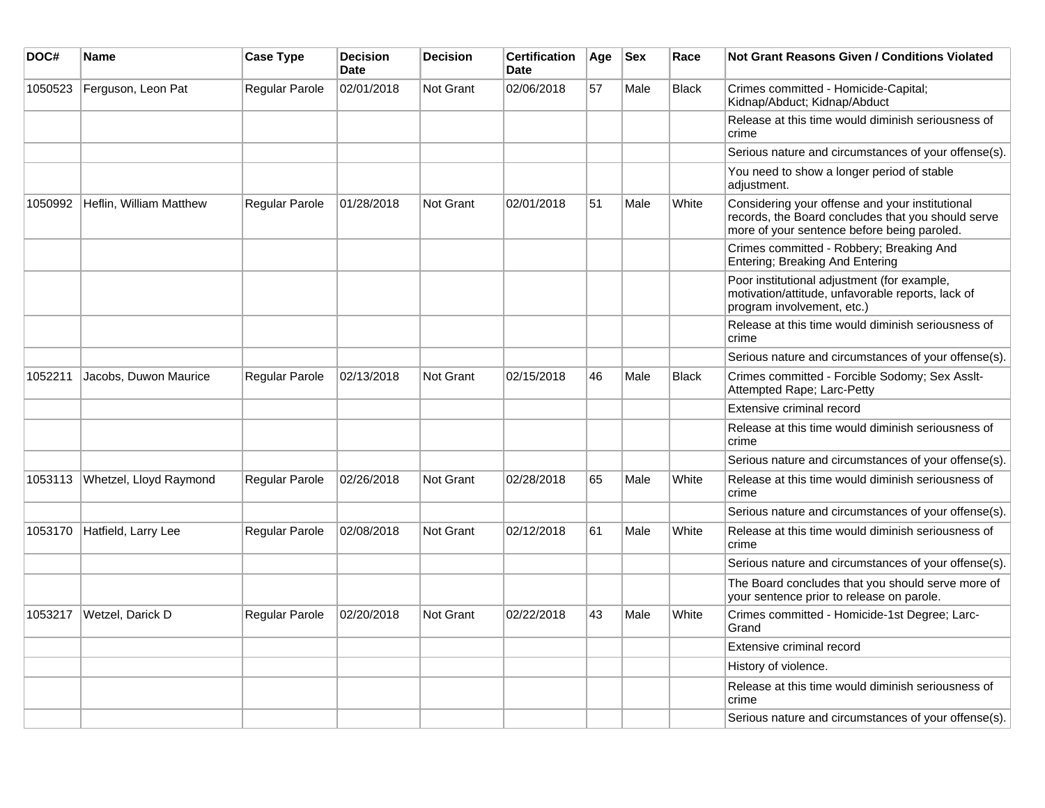| DOC# | Name | Case Type | Decision Date | Decision | Certification Date | Age | Sex | Race | Not Grant Reasons Given / Conditions Violated |
|---|---|---|---|---|---|---|---|---|---|
| 1050523 | Ferguson, Leon Pat | Regular Parole | 02/01/2018 | Not Grant | 02/06/2018 | 57 | Male | Black | Crimes committed - Homicide-Capital; Kidnap/Abduct; Kidnap/Abduct |
| | | | | | | | | | Release at this time would diminish seriousness of crime |
| | | | | | | | | | Serious nature and circumstances of your offense(s). |
| | | | | | | | | | You need to show a longer period of stable adjustment. |
| 1050992 | Heflin, William Matthew | Regular Parole | 01/28/2018 | Not Grant | 02/01/2018 | 51 | Male | White | Considering your offense and your institutional records, the Board concludes that you should serve more of your sentence before being paroled. |
| | | | | | | | | | Crimes committed - Robbery; Breaking And Entering; Breaking And Entering |
| | | | | | | | | | Poor institutional adjustment (for example, motivation/attitude, unfavorable reports, lack of program involvement, etc.) |
| | | | | | | | | | Release at this time would diminish seriousness of crime |
| | | | | | | | | | Serious nature and circumstances of your offense(s). |
| 1052211 | Jacobs, Duwon Maurice | Regular Parole | 02/13/2018 | Not Grant | 02/15/2018 | 46 | Male | Black | Crimes committed - Forcible Sodomy; Sex Asslt-Attempted Rape; Larc-Petty |
| | | | | | | | | | Extensive criminal record |
| | | | | | | | | | Release at this time would diminish seriousness of crime |
| | | | | | | | | | Serious nature and circumstances of your offense(s). |
| 1053113 | Whetzel, Lloyd Raymond | Regular Parole | 02/26/2018 | Not Grant | 02/28/2018 | 65 | Male | White | Release at this time would diminish seriousness of crime |
| | | | | | | | | | Serious nature and circumstances of your offense(s). |
| 1053170 | Hatfield, Larry Lee | Regular Parole | 02/08/2018 | Not Grant | 02/12/2018 | 61 | Male | White | Release at this time would diminish seriousness of crime |
| | | | | | | | | | Serious nature and circumstances of your offense(s). |
| | | | | | | | | | The Board concludes that you should serve more of your sentence prior to release on parole. |
| 1053217 | Wetzel, Darick D | Regular Parole | 02/20/2018 | Not Grant | 02/22/2018 | 43 | Male | White | Crimes committed - Homicide-1st Degree; Larc-Grand |
| | | | | | | | | | Extensive criminal record |
| | | | | | | | | | History of violence. |
| | | | | | | | | | Release at this time would diminish seriousness of crime |
| | | | | | | | | | Serious nature and circumstances of your offense(s). |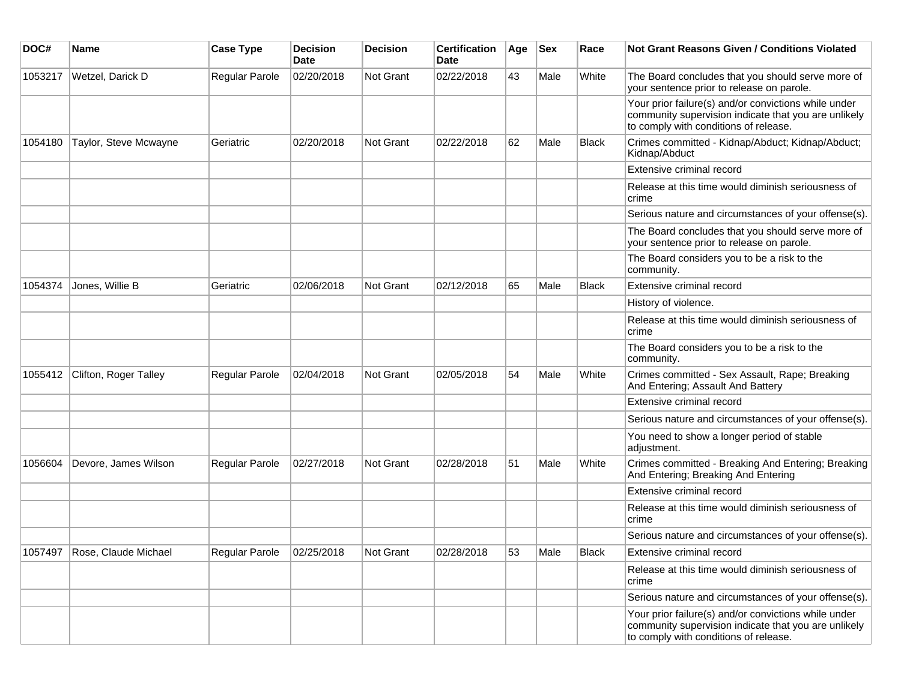| DOC# | Name | Case Type | Decision Date | Decision | Certification Date | Age | Sex | Race | Not Grant Reasons Given / Conditions Violated |
|---|---|---|---|---|---|---|---|---|---|
| 1053217 | Wetzel, Darick D | Regular Parole | 02/20/2018 | Not Grant | 02/22/2018 | 43 | Male | White | The Board concludes that you should serve more of your sentence prior to release on parole. |
| | | | | | | | | | Your prior failure(s) and/or convictions while under community supervision indicate that you are unlikely to comply with conditions of release. |
| 1054180 | Taylor, Steve Mcwayne | Geriatric | 02/20/2018 | Not Grant | 02/22/2018 | 62 | Male | Black | Crimes committed - Kidnap/Abduct; Kidnap/Abduct; Kidnap/Abduct |
| | | | | | | | | | Extensive criminal record |
| | | | | | | | | | Release at this time would diminish seriousness of crime |
| | | | | | | | | | Serious nature and circumstances of your offense(s). |
| | | | | | | | | | The Board concludes that you should serve more of your sentence prior to release on parole. |
| | | | | | | | | | The Board considers you to be a risk to the community. |
| 1054374 | Jones, Willie B | Geriatric | 02/06/2018 | Not Grant | 02/12/2018 | 65 | Male | Black | Extensive criminal record |
| | | | | | | | | | History of violence. |
| | | | | | | | | | Release at this time would diminish seriousness of crime |
| | | | | | | | | | The Board considers you to be a risk to the community. |
| 1055412 | Clifton, Roger Talley | Regular Parole | 02/04/2018 | Not Grant | 02/05/2018 | 54 | Male | White | Crimes committed - Sex Assault, Rape; Breaking And Entering; Assault And Battery |
| | | | | | | | | | Extensive criminal record |
| | | | | | | | | | Serious nature and circumstances of your offense(s). |
| | | | | | | | | | You need to show a longer period of stable adjustment. |
| 1056604 | Devore, James Wilson | Regular Parole | 02/27/2018 | Not Grant | 02/28/2018 | 51 | Male | White | Crimes committed - Breaking And Entering; Breaking And Entering; Breaking And Entering |
| | | | | | | | | | Extensive criminal record |
| | | | | | | | | | Release at this time would diminish seriousness of crime |
| | | | | | | | | | Serious nature and circumstances of your offense(s). |
| 1057497 | Rose, Claude Michael | Regular Parole | 02/25/2018 | Not Grant | 02/28/2018 | 53 | Male | Black | Extensive criminal record |
| | | | | | | | | | Release at this time would diminish seriousness of crime |
| | | | | | | | | | Serious nature and circumstances of your offense(s). |
| | | | | | | | | | Your prior failure(s) and/or convictions while under community supervision indicate that you are unlikely to comply with conditions of release. |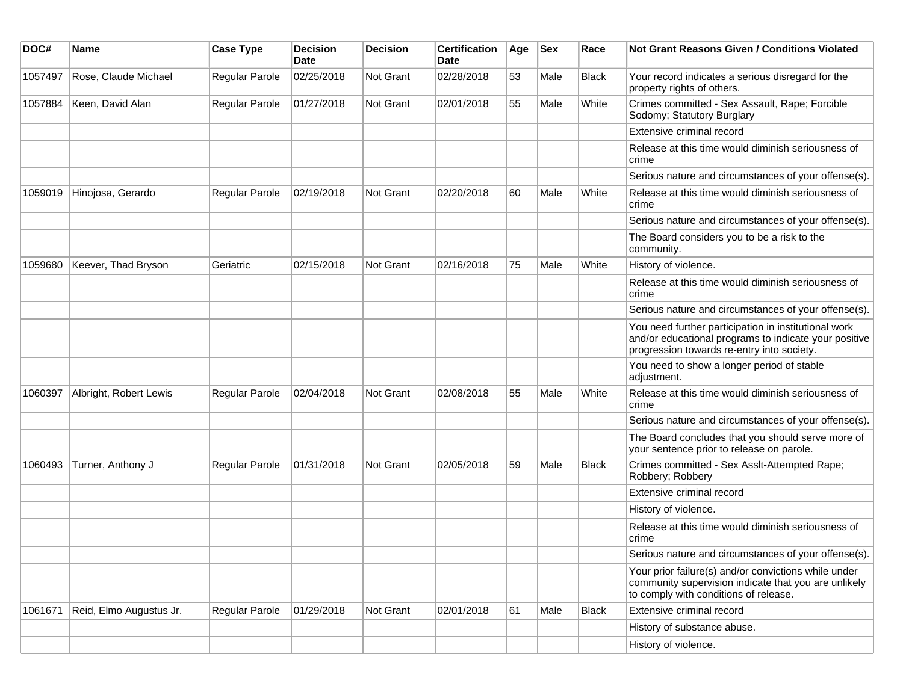| DOC# | Name | Case Type | Decision Date | Decision | Certification Date | Age | Sex | Race | Not Grant Reasons Given / Conditions Violated |
|---|---|---|---|---|---|---|---|---|---|
| 1057497 | Rose, Claude Michael | Regular Parole | 02/25/2018 | Not Grant | 02/28/2018 | 53 | Male | Black | Your record indicates a serious disregard for the property rights of others. |
| 1057884 | Keen, David Alan | Regular Parole | 01/27/2018 | Not Grant | 02/01/2018 | 55 | Male | White | Crimes committed - Sex Assault, Rape; Forcible Sodomy; Statutory Burglary |
| | | | | | | | | | Extensive criminal record |
| | | | | | | | | | Release at this time would diminish seriousness of crime |
| | | | | | | | | | Serious nature and circumstances of your offense(s). |
| 1059019 | Hinojosa, Gerardo | Regular Parole | 02/19/2018 | Not Grant | 02/20/2018 | 60 | Male | White | Release at this time would diminish seriousness of crime |
| | | | | | | | | | Serious nature and circumstances of your offense(s). |
| | | | | | | | | | The Board considers you to be a risk to the community. |
| 1059680 | Keever, Thad Bryson | Geriatric | 02/15/2018 | Not Grant | 02/16/2018 | 75 | Male | White | History of violence. |
| | | | | | | | | | Release at this time would diminish seriousness of crime |
| | | | | | | | | | Serious nature and circumstances of your offense(s). |
| | | | | | | | | | You need further participation in institutional work and/or educational programs to indicate your positive progression towards re-entry into society. |
| | | | | | | | | | You need to show a longer period of stable adjustment. |
| 1060397 | Albright, Robert Lewis | Regular Parole | 02/04/2018 | Not Grant | 02/08/2018 | 55 | Male | White | Release at this time would diminish seriousness of crime |
| | | | | | | | | | Serious nature and circumstances of your offense(s). |
| | | | | | | | | | The Board concludes that you should serve more of your sentence prior to release on parole. |
| 1060493 | Turner, Anthony J | Regular Parole | 01/31/2018 | Not Grant | 02/05/2018 | 59 | Male | Black | Crimes committed - Sex Asslt-Attempted Rape; Robbery; Robbery |
| | | | | | | | | | Extensive criminal record |
| | | | | | | | | | History of violence. |
| | | | | | | | | | Release at this time would diminish seriousness of crime |
| | | | | | | | | | Serious nature and circumstances of your offense(s). |
| | | | | | | | | | Your prior failure(s) and/or convictions while under community supervision indicate that you are unlikely to comply with conditions of release. |
| 1061671 | Reid, Elmo Augustus Jr. | Regular Parole | 01/29/2018 | Not Grant | 02/01/2018 | 61 | Male | Black | Extensive criminal record |
| | | | | | | | | | History of substance abuse. |
| | | | | | | | | | History of violence. |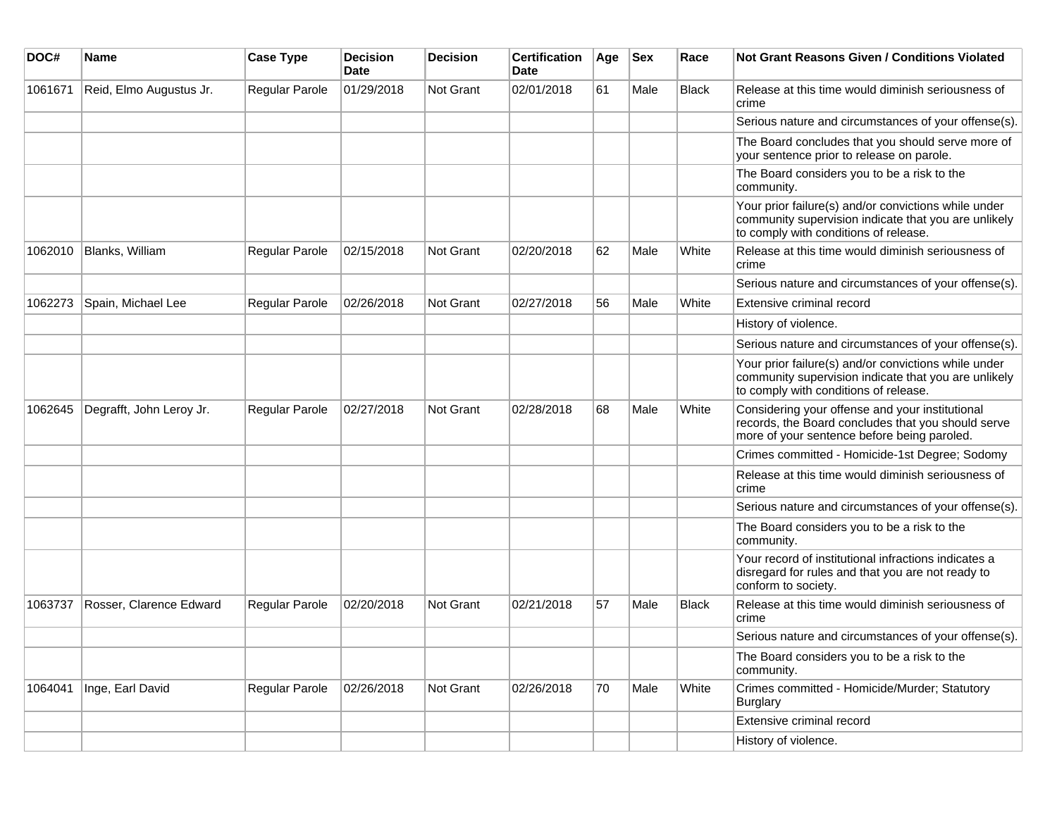| DOC# | Name | Case Type | Decision Date | Decision | Certification Date | Age | Sex | Race | Not Grant Reasons Given / Conditions Violated |
|---|---|---|---|---|---|---|---|---|---|
| 1061671 | Reid, Elmo Augustus Jr. | Regular Parole | 01/29/2018 | Not Grant | 02/01/2018 | 61 | Male | Black | Release at this time would diminish seriousness of crime |
| | | | | | | | | | Serious nature and circumstances of your offense(s). |
| | | | | | | | | | The Board concludes that you should serve more of your sentence prior to release on parole. |
| | | | | | | | | | The Board considers you to be a risk to the community. |
| | | | | | | | | | Your prior failure(s) and/or convictions while under community supervision indicate that you are unlikely to comply with conditions of release. |
| 1062010 | Blanks, William | Regular Parole | 02/15/2018 | Not Grant | 02/20/2018 | 62 | Male | White | Release at this time would diminish seriousness of crime |
| | | | | | | | | | Serious nature and circumstances of your offense(s). |
| 1062273 | Spain, Michael Lee | Regular Parole | 02/26/2018 | Not Grant | 02/27/2018 | 56 | Male | White | Extensive criminal record |
| | | | | | | | | | History of violence. |
| | | | | | | | | | Serious nature and circumstances of your offense(s). |
| | | | | | | | | | Your prior failure(s) and/or convictions while under community supervision indicate that you are unlikely to comply with conditions of release. |
| 1062645 | Degrafft, John Leroy Jr. | Regular Parole | 02/27/2018 | Not Grant | 02/28/2018 | 68 | Male | White | Considering your offense and your institutional records, the Board concludes that you should serve more of your sentence before being paroled. |
| | | | | | | | | | Crimes committed - Homicide-1st Degree; Sodomy |
| | | | | | | | | | Release at this time would diminish seriousness of crime |
| | | | | | | | | | Serious nature and circumstances of your offense(s). |
| | | | | | | | | | The Board considers you to be a risk to the community. |
| | | | | | | | | | Your record of institutional infractions indicates a disregard for rules and that you are not ready to conform to society. |
| 1063737 | Rosser, Clarence Edward | Regular Parole | 02/20/2018 | Not Grant | 02/21/2018 | 57 | Male | Black | Release at this time would diminish seriousness of crime |
| | | | | | | | | | Serious nature and circumstances of your offense(s). |
| | | | | | | | | | The Board considers you to be a risk to the community. |
| 1064041 | Inge, Earl David | Regular Parole | 02/26/2018 | Not Grant | 02/26/2018 | 70 | Male | White | Crimes committed - Homicide/Murder; Statutory Burglary |
| | | | | | | | | | Extensive criminal record |
| | | | | | | | | | History of violence. |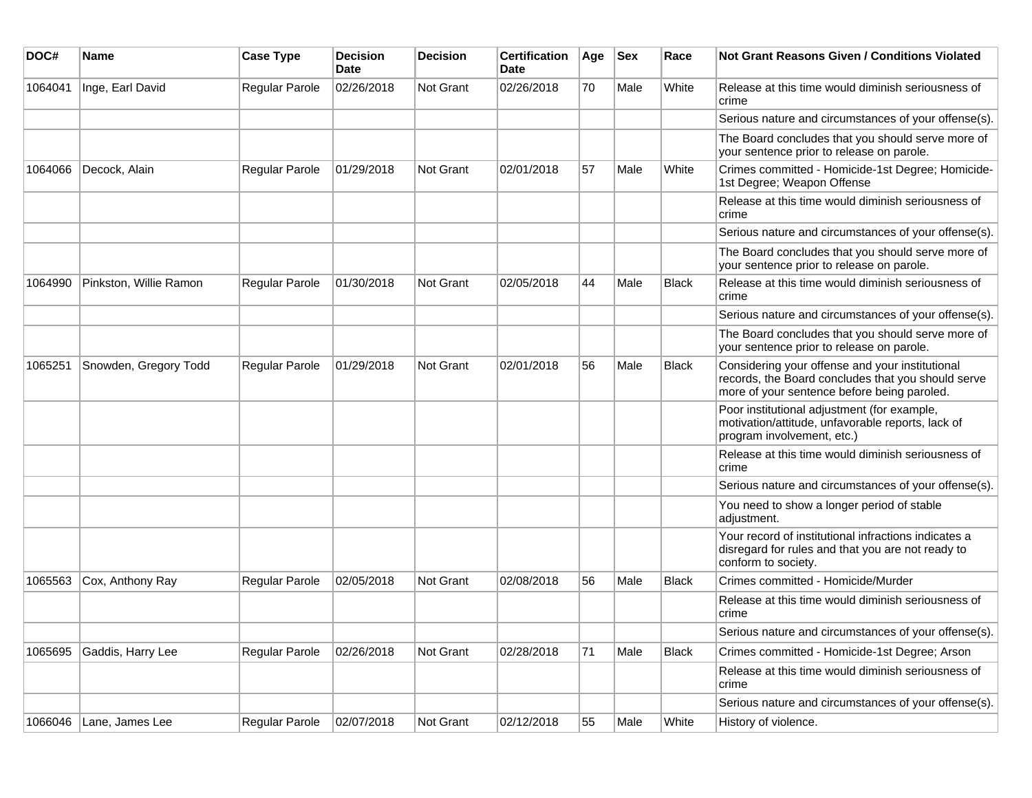| DOC# | Name | Case Type | Decision Date | Decision | Certification Date | Age | Sex | Race | Not Grant Reasons Given / Conditions Violated |
|---|---|---|---|---|---|---|---|---|---|
| 1064041 | Inge, Earl David | Regular Parole | 02/26/2018 | Not Grant | 02/26/2018 | 70 | Male | White | Release at this time would diminish seriousness of crime |
| | | | | | | | | | Serious nature and circumstances of your offense(s). |
| | | | | | | | | | The Board concludes that you should serve more of your sentence prior to release on parole. |
| 1064066 | Decock, Alain | Regular Parole | 01/29/2018 | Not Grant | 02/01/2018 | 57 | Male | White | Crimes committed - Homicide-1st Degree; Homicide-1st Degree; Weapon Offense |
| | | | | | | | | | Release at this time would diminish seriousness of crime |
| | | | | | | | | | Serious nature and circumstances of your offense(s). |
| | | | | | | | | | The Board concludes that you should serve more of your sentence prior to release on parole. |
| 1064990 | Pinkston, Willie Ramon | Regular Parole | 01/30/2018 | Not Grant | 02/05/2018 | 44 | Male | Black | Release at this time would diminish seriousness of crime |
| | | | | | | | | | Serious nature and circumstances of your offense(s). |
| | | | | | | | | | The Board concludes that you should serve more of your sentence prior to release on parole. |
| 1065251 | Snowden, Gregory Todd | Regular Parole | 01/29/2018 | Not Grant | 02/01/2018 | 56 | Male | Black | Considering your offense and your institutional records, the Board concludes that you should serve more of your sentence before being paroled. |
| | | | | | | | | | Poor institutional adjustment (for example, motivation/attitude, unfavorable reports, lack of program involvement, etc.) |
| | | | | | | | | | Release at this time would diminish seriousness of crime |
| | | | | | | | | | Serious nature and circumstances of your offense(s). |
| | | | | | | | | | You need to show a longer period of stable adjustment. |
| | | | | | | | | | Your record of institutional infractions indicates a disregard for rules and that you are not ready to conform to society. |
| 1065563 | Cox, Anthony Ray | Regular Parole | 02/05/2018 | Not Grant | 02/08/2018 | 56 | Male | Black | Crimes committed - Homicide/Murder |
| | | | | | | | | | Release at this time would diminish seriousness of crime |
| | | | | | | | | | Serious nature and circumstances of your offense(s). |
| 1065695 | Gaddis, Harry Lee | Regular Parole | 02/26/2018 | Not Grant | 02/28/2018 | 71 | Male | Black | Crimes committed - Homicide-1st Degree; Arson |
| | | | | | | | | | Release at this time would diminish seriousness of crime |
| | | | | | | | | | Serious nature and circumstances of your offense(s). |
| 1066046 | Lane, James Lee | Regular Parole | 02/07/2018 | Not Grant | 02/12/2018 | 55 | Male | White | History of violence. |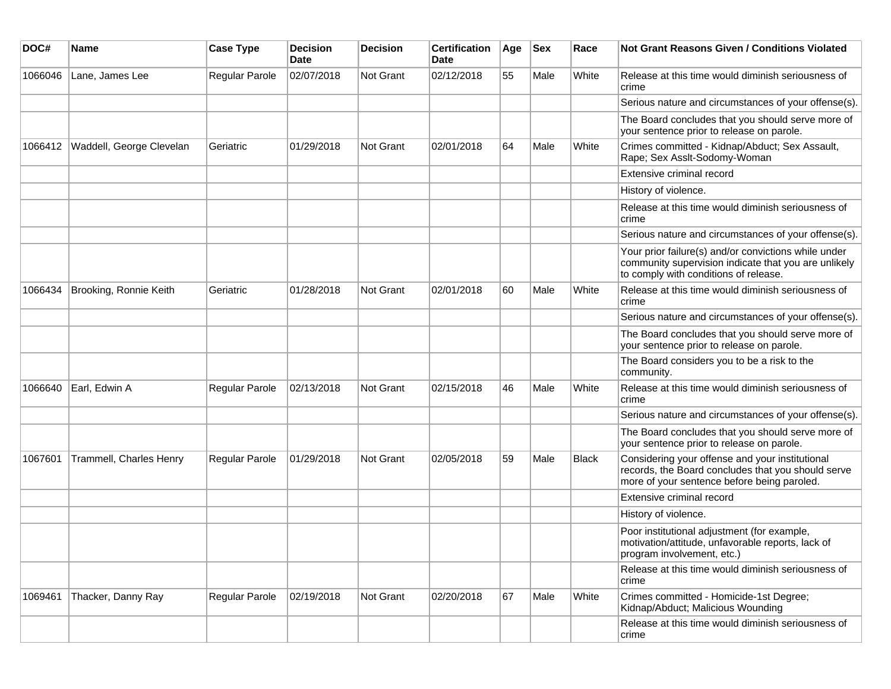| DOC# | Name | Case Type | Decision Date | Decision | Certification Date | Age | Sex | Race | Not Grant Reasons Given / Conditions Violated |
|---|---|---|---|---|---|---|---|---|---|
| 1066046 | Lane, James Lee | Regular Parole | 02/07/2018 | Not Grant | 02/12/2018 | 55 | Male | White | Release at this time would diminish seriousness of crime |
| | | | | | | | | | Serious nature and circumstances of your offense(s). |
| | | | | | | | | | The Board concludes that you should serve more of your sentence prior to release on parole. |
| 1066412 | Waddell, George Clevelan | Geriatric | 01/29/2018 | Not Grant | 02/01/2018 | 64 | Male | White | Crimes committed - Kidnap/Abduct; Sex Assault, Rape; Sex Asslt-Sodomy-Woman |
| | | | | | | | | | Extensive criminal record |
| | | | | | | | | | History of violence. |
| | | | | | | | | | Release at this time would diminish seriousness of crime |
| | | | | | | | | | Serious nature and circumstances of your offense(s). |
| | | | | | | | | | Your prior failure(s) and/or convictions while under community supervision indicate that you are unlikely to comply with conditions of release. |
| 1066434 | Brooking, Ronnie Keith | Geriatric | 01/28/2018 | Not Grant | 02/01/2018 | 60 | Male | White | Release at this time would diminish seriousness of crime |
| | | | | | | | | | Serious nature and circumstances of your offense(s). |
| | | | | | | | | | The Board concludes that you should serve more of your sentence prior to release on parole. |
| | | | | | | | | | The Board considers you to be a risk to the community. |
| 1066640 | Earl, Edwin A | Regular Parole | 02/13/2018 | Not Grant | 02/15/2018 | 46 | Male | White | Release at this time would diminish seriousness of crime |
| | | | | | | | | | Serious nature and circumstances of your offense(s). |
| | | | | | | | | | The Board concludes that you should serve more of your sentence prior to release on parole. |
| 1067601 | Trammell, Charles Henry | Regular Parole | 01/29/2018 | Not Grant | 02/05/2018 | 59 | Male | Black | Considering your offense and your institutional records, the Board concludes that you should serve more of your sentence before being paroled. |
| | | | | | | | | | Extensive criminal record |
| | | | | | | | | | History of violence. |
| | | | | | | | | | Poor institutional adjustment (for example, motivation/attitude, unfavorable reports, lack of program involvement, etc.) |
| | | | | | | | | | Release at this time would diminish seriousness of crime |
| 1069461 | Thacker, Danny Ray | Regular Parole | 02/19/2018 | Not Grant | 02/20/2018 | 67 | Male | White | Crimes committed - Homicide-1st Degree; Kidnap/Abduct; Malicious Wounding |
| | | | | | | | | | Release at this time would diminish seriousness of crime |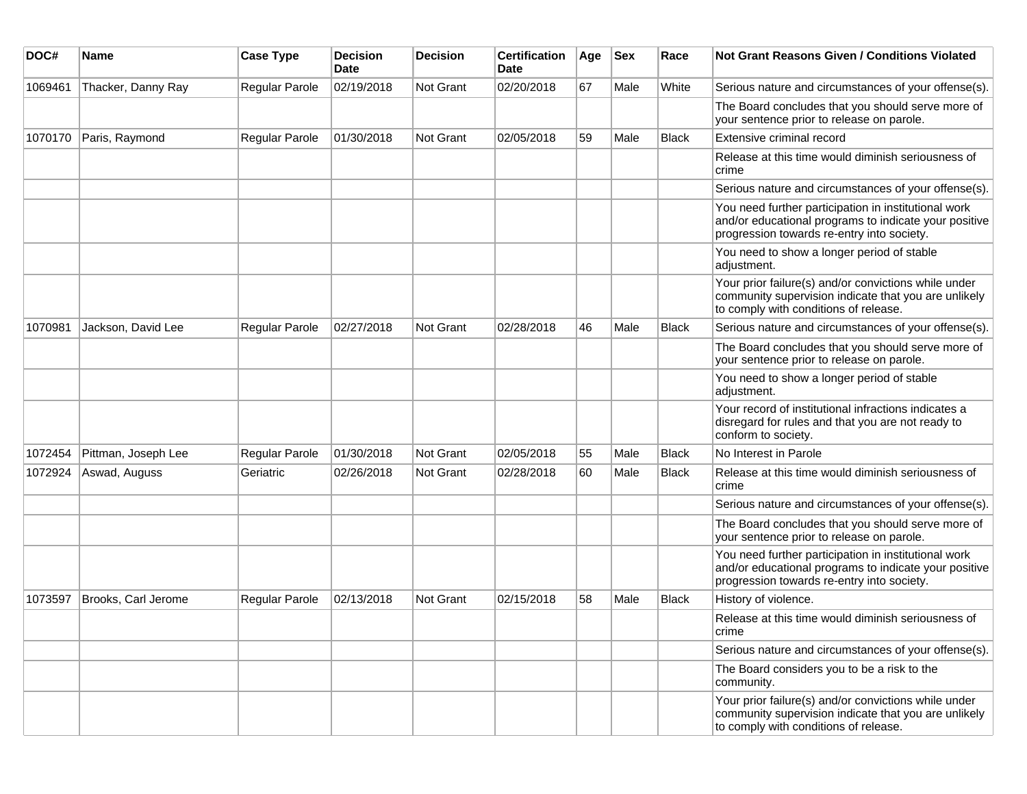| DOC# | Name | Case Type | Decision Date | Decision | Certification Date | Age | Sex | Race | Not Grant Reasons Given / Conditions Violated |
|---|---|---|---|---|---|---|---|---|---|
| 1069461 | Thacker, Danny Ray | Regular Parole | 02/19/2018 | Not Grant | 02/20/2018 | 67 | Male | White | Serious nature and circumstances of your offense(s). |
| | | | | | | | | | The Board concludes that you should serve more of your sentence prior to release on parole. |
| 1070170 | Paris, Raymond | Regular Parole | 01/30/2018 | Not Grant | 02/05/2018 | 59 | Male | Black | Extensive criminal record |
| | | | | | | | | | Release at this time would diminish seriousness of crime |
| | | | | | | | | | Serious nature and circumstances of your offense(s). |
| | | | | | | | | | You need further participation in institutional work and/or educational programs to indicate your positive progression towards re-entry into society. |
| | | | | | | | | | You need to show a longer period of stable adjustment. |
| | | | | | | | | | Your prior failure(s) and/or convictions while under community supervision indicate that you are unlikely to comply with conditions of release. |
| 1070981 | Jackson, David Lee | Regular Parole | 02/27/2018 | Not Grant | 02/28/2018 | 46 | Male | Black | Serious nature and circumstances of your offense(s). |
| | | | | | | | | | The Board concludes that you should serve more of your sentence prior to release on parole. |
| | | | | | | | | | You need to show a longer period of stable adjustment. |
| | | | | | | | | | Your record of institutional infractions indicates a disregard for rules and that you are not ready to conform to society. |
| 1072454 | Pittman, Joseph Lee | Regular Parole | 01/30/2018 | Not Grant | 02/05/2018 | 55 | Male | Black | No Interest in Parole |
| 1072924 | Aswad, Auguss | Geriatric | 02/26/2018 | Not Grant | 02/28/2018 | 60 | Male | Black | Release at this time would diminish seriousness of crime |
| | | | | | | | | | Serious nature and circumstances of your offense(s). |
| | | | | | | | | | The Board concludes that you should serve more of your sentence prior to release on parole. |
| | | | | | | | | | You need further participation in institutional work and/or educational programs to indicate your positive progression towards re-entry into society. |
| 1073597 | Brooks, Carl Jerome | Regular Parole | 02/13/2018 | Not Grant | 02/15/2018 | 58 | Male | Black | History of violence. |
| | | | | | | | | | Release at this time would diminish seriousness of crime |
| | | | | | | | | | Serious nature and circumstances of your offense(s). |
| | | | | | | | | | The Board considers you to be a risk to the community. |
| | | | | | | | | | Your prior failure(s) and/or convictions while under community supervision indicate that you are unlikely to comply with conditions of release. |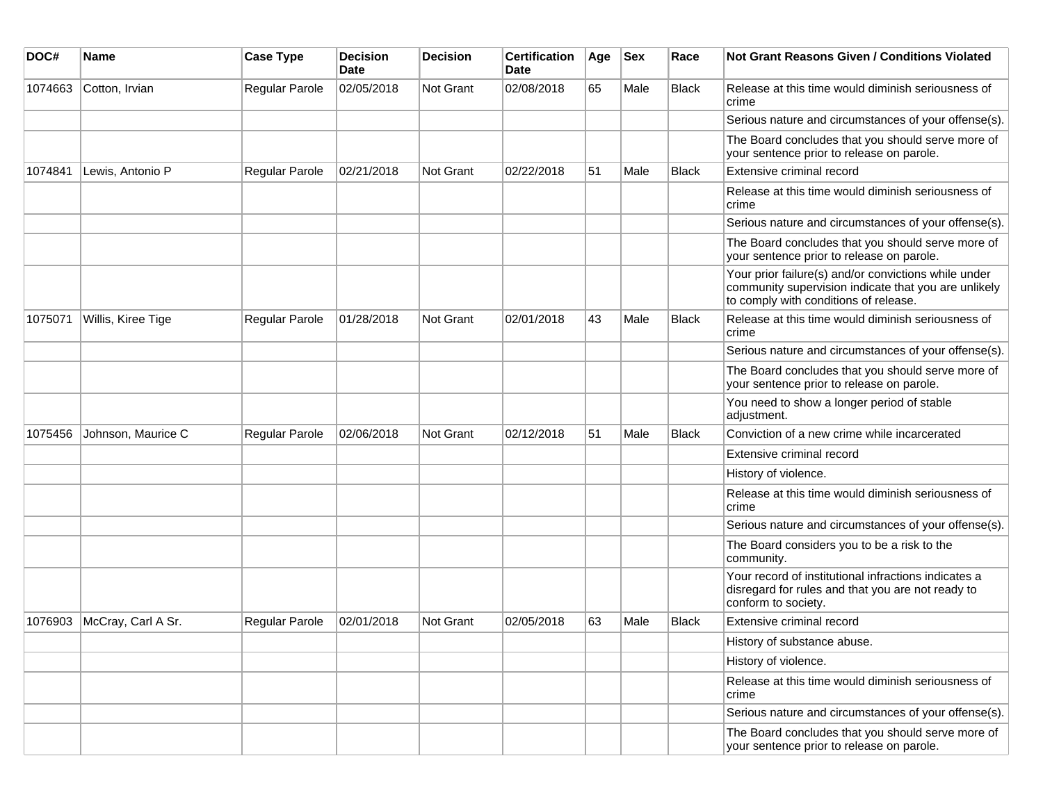| DOC# | Name | Case Type | Decision Date | Decision | Certification Date | Age | Sex | Race | Not Grant Reasons Given / Conditions Violated |
|---|---|---|---|---|---|---|---|---|---|
| 1074663 | Cotton, Irvian | Regular Parole | 02/05/2018 | Not Grant | 02/08/2018 | 65 | Male | Black | Release at this time would diminish seriousness of crime |
| | | | | | | | | | Serious nature and circumstances of your offense(s). |
| | | | | | | | | | The Board concludes that you should serve more of your sentence prior to release on parole. |
| 1074841 | Lewis, Antonio P | Regular Parole | 02/21/2018 | Not Grant | 02/22/2018 | 51 | Male | Black | Extensive criminal record |
| | | | | | | | | | Release at this time would diminish seriousness of crime |
| | | | | | | | | | Serious nature and circumstances of your offense(s). |
| | | | | | | | | | The Board concludes that you should serve more of your sentence prior to release on parole. |
| | | | | | | | | | Your prior failure(s) and/or convictions while under community supervision indicate that you are unlikely to comply with conditions of release. |
| 1075071 | Willis, Kiree Tige | Regular Parole | 01/28/2018 | Not Grant | 02/01/2018 | 43 | Male | Black | Release at this time would diminish seriousness of crime |
| | | | | | | | | | Serious nature and circumstances of your offense(s). |
| | | | | | | | | | The Board concludes that you should serve more of your sentence prior to release on parole. |
| | | | | | | | | | You need to show a longer period of stable adjustment. |
| 1075456 | Johnson, Maurice C | Regular Parole | 02/06/2018 | Not Grant | 02/12/2018 | 51 | Male | Black | Conviction of a new crime while incarcerated |
| | | | | | | | | | Extensive criminal record |
| | | | | | | | | | History of violence. |
| | | | | | | | | | Release at this time would diminish seriousness of crime |
| | | | | | | | | | Serious nature and circumstances of your offense(s). |
| | | | | | | | | | The Board considers you to be a risk to the community. |
| | | | | | | | | | Your record of institutional infractions indicates a disregard for rules and that you are not ready to conform to society. |
| 1076903 | McCray, Carl A Sr. | Regular Parole | 02/01/2018 | Not Grant | 02/05/2018 | 63 | Male | Black | Extensive criminal record |
| | | | | | | | | | History of substance abuse. |
| | | | | | | | | | History of violence. |
| | | | | | | | | | Release at this time would diminish seriousness of crime |
| | | | | | | | | | Serious nature and circumstances of your offense(s). |
| | | | | | | | | | The Board concludes that you should serve more of your sentence prior to release on parole. |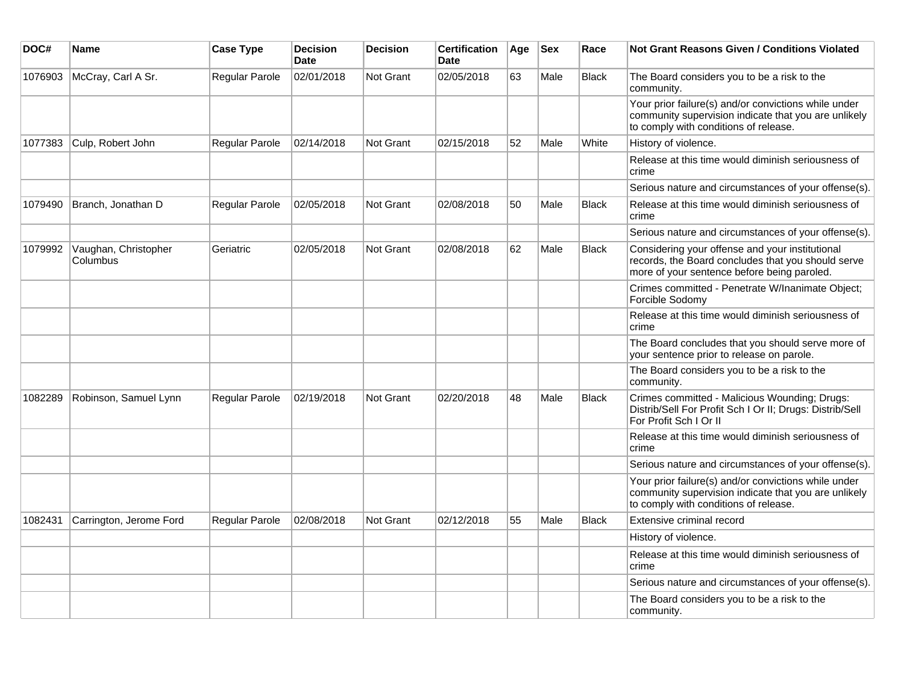| DOC# | Name | Case Type | Decision Date | Decision | Certification Date | Age | Sex | Race | Not Grant Reasons Given / Conditions Violated |
| --- | --- | --- | --- | --- | --- | --- | --- | --- | --- |
| 1076903 | McCray, Carl A Sr. | Regular Parole | 02/01/2018 | Not Grant | 02/05/2018 | 63 | Male | Black | The Board considers you to be a risk to the community. |
| | | | | | | | | | Your prior failure(s) and/or convictions while under community supervision indicate that you are unlikely to comply with conditions of release. |
| 1077383 | Culp, Robert John | Regular Parole | 02/14/2018 | Not Grant | 02/15/2018 | 52 | Male | White | History of violence. |
| | | | | | | | | | Release at this time would diminish seriousness of crime |
| | | | | | | | | | Serious nature and circumstances of your offense(s). |
| 1079490 | Branch, Jonathan D | Regular Parole | 02/05/2018 | Not Grant | 02/08/2018 | 50 | Male | Black | Release at this time would diminish seriousness of crime |
| | | | | | | | | | Serious nature and circumstances of your offense(s). |
| 1079992 | Vaughan, Christopher Columbus | Geriatric | 02/05/2018 | Not Grant | 02/08/2018 | 62 | Male | Black | Considering your offense and your institutional records, the Board concludes that you should serve more of your sentence before being paroled. |
| | | | | | | | | | Crimes committed - Penetrate W/Inanimate Object; Forcible Sodomy |
| | | | | | | | | | Release at this time would diminish seriousness of crime |
| | | | | | | | | | The Board concludes that you should serve more of your sentence prior to release on parole. |
| | | | | | | | | | The Board considers you to be a risk to the community. |
| 1082289 | Robinson, Samuel Lynn | Regular Parole | 02/19/2018 | Not Grant | 02/20/2018 | 48 | Male | Black | Crimes committed - Malicious Wounding; Drugs: Distrib/Sell For Profit Sch I Or II; Drugs: Distrib/Sell For Profit Sch I Or II |
| | | | | | | | | | Release at this time would diminish seriousness of crime |
| | | | | | | | | | Serious nature and circumstances of your offense(s). |
| | | | | | | | | | Your prior failure(s) and/or convictions while under community supervision indicate that you are unlikely to comply with conditions of release. |
| 1082431 | Carrington, Jerome Ford | Regular Parole | 02/08/2018 | Not Grant | 02/12/2018 | 55 | Male | Black | Extensive criminal record |
| | | | | | | | | | History of violence. |
| | | | | | | | | | Release at this time would diminish seriousness of crime |
| | | | | | | | | | Serious nature and circumstances of your offense(s). |
| | | | | | | | | | The Board considers you to be a risk to the community. |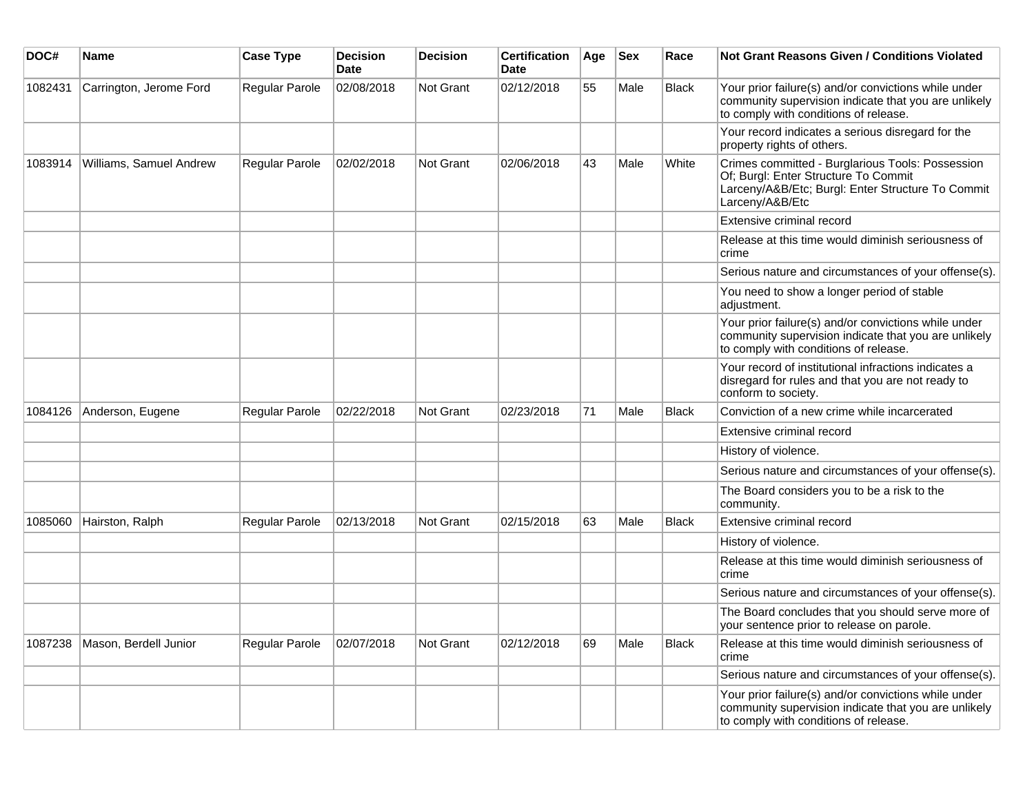| DOC# | Name | Case Type | Decision Date | Decision | Certification Date | Age | Sex | Race | Not Grant Reasons Given / Conditions Violated |
|---|---|---|---|---|---|---|---|---|---|
| 1082431 | Carrington, Jerome Ford | Regular Parole | 02/08/2018 | Not Grant | 02/12/2018 | 55 | Male | Black | Your prior failure(s) and/or convictions while under community supervision indicate that you are unlikely to comply with conditions of release. |
| | | | | | | | | | Your record indicates a serious disregard for the property rights of others. |
| 1083914 | Williams, Samuel Andrew | Regular Parole | 02/02/2018 | Not Grant | 02/06/2018 | 43 | Male | White | Crimes committed - Burglarious Tools: Possession Of; Burgl: Enter Structure To Commit Larceny/A&B/Etc; Burgl: Enter Structure To Commit Larceny/A&B/Etc |
| | | | | | | | | | Extensive criminal record |
| | | | | | | | | | Release at this time would diminish seriousness of crime |
| | | | | | | | | | Serious nature and circumstances of your offense(s). |
| | | | | | | | | | You need to show a longer period of stable adjustment. |
| | | | | | | | | | Your prior failure(s) and/or convictions while under community supervision indicate that you are unlikely to comply with conditions of release. |
| | | | | | | | | | Your record of institutional infractions indicates a disregard for rules and that you are not ready to conform to society. |
| 1084126 | Anderson, Eugene | Regular Parole | 02/22/2018 | Not Grant | 02/23/2018 | 71 | Male | Black | Conviction of a new crime while incarcerated |
| | | | | | | | | | Extensive criminal record |
| | | | | | | | | | History of violence. |
| | | | | | | | | | Serious nature and circumstances of your offense(s). |
| | | | | | | | | | The Board considers you to be a risk to the community. |
| 1085060 | Hairston, Ralph | Regular Parole | 02/13/2018 | Not Grant | 02/15/2018 | 63 | Male | Black | Extensive criminal record |
| | | | | | | | | | History of violence. |
| | | | | | | | | | Release at this time would diminish seriousness of crime |
| | | | | | | | | | Serious nature and circumstances of your offense(s). |
| | | | | | | | | | The Board concludes that you should serve more of your sentence prior to release on parole. |
| 1087238 | Mason, Berdell Junior | Regular Parole | 02/07/2018 | Not Grant | 02/12/2018 | 69 | Male | Black | Release at this time would diminish seriousness of crime |
| | | | | | | | | | Serious nature and circumstances of your offense(s). |
| | | | | | | | | | Your prior failure(s) and/or convictions while under community supervision indicate that you are unlikely to comply with conditions of release. |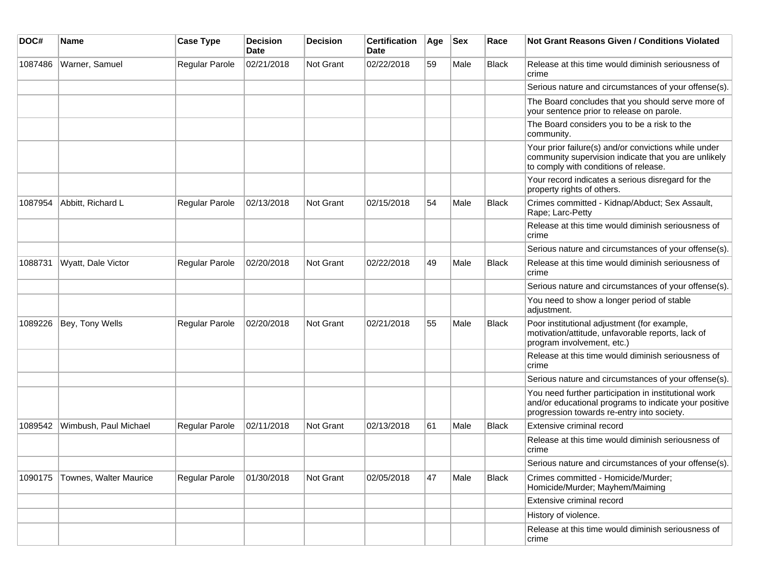| DOC# | Name | Case Type | Decision Date | Decision | Certification Date | Age | Sex | Race | Not Grant Reasons Given / Conditions Violated |
| --- | --- | --- | --- | --- | --- | --- | --- | --- | --- |
| 1087486 | Warner, Samuel | Regular Parole | 02/21/2018 | Not Grant | 02/22/2018 | 59 | Male | Black | Release at this time would diminish seriousness of crime |
| | | | | | | | | | Serious nature and circumstances of your offense(s). |
| | | | | | | | | | The Board concludes that you should serve more of your sentence prior to release on parole. |
| | | | | | | | | | The Board considers you to be a risk to the community. |
| | | | | | | | | | Your prior failure(s) and/or convictions while under community supervision indicate that you are unlikely to comply with conditions of release. |
| | | | | | | | | | Your record indicates a serious disregard for the property rights of others. |
| 1087954 | Abbitt, Richard L | Regular Parole | 02/13/2018 | Not Grant | 02/15/2018 | 54 | Male | Black | Crimes committed - Kidnap/Abduct; Sex Assault, Rape; Larc-Petty |
| | | | | | | | | | Release at this time would diminish seriousness of crime |
| | | | | | | | | | Serious nature and circumstances of your offense(s). |
| 1088731 | Wyatt, Dale Victor | Regular Parole | 02/20/2018 | Not Grant | 02/22/2018 | 49 | Male | Black | Release at this time would diminish seriousness of crime |
| | | | | | | | | | Serious nature and circumstances of your offense(s). |
| | | | | | | | | | You need to show a longer period of stable adjustment. |
| 1089226 | Bey, Tony Wells | Regular Parole | 02/20/2018 | Not Grant | 02/21/2018 | 55 | Male | Black | Poor institutional adjustment (for example, motivation/attitude, unfavorable reports, lack of program involvement, etc.) |
| | | | | | | | | | Release at this time would diminish seriousness of crime |
| | | | | | | | | | Serious nature and circumstances of your offense(s). |
| | | | | | | | | | You need further participation in institutional work and/or educational programs to indicate your positive progression towards re-entry into society. |
| 1089542 | Wimbush, Paul Michael | Regular Parole | 02/11/2018 | Not Grant | 02/13/2018 | 61 | Male | Black | Extensive criminal record |
| | | | | | | | | | Release at this time would diminish seriousness of crime |
| | | | | | | | | | Serious nature and circumstances of your offense(s). |
| 1090175 | Townes, Walter Maurice | Regular Parole | 01/30/2018 | Not Grant | 02/05/2018 | 47 | Male | Black | Crimes committed - Homicide/Murder; Homicide/Murder; Mayhem/Maiming |
| | | | | | | | | | Extensive criminal record |
| | | | | | | | | | History of violence. |
| | | | | | | | | | Release at this time would diminish seriousness of crime |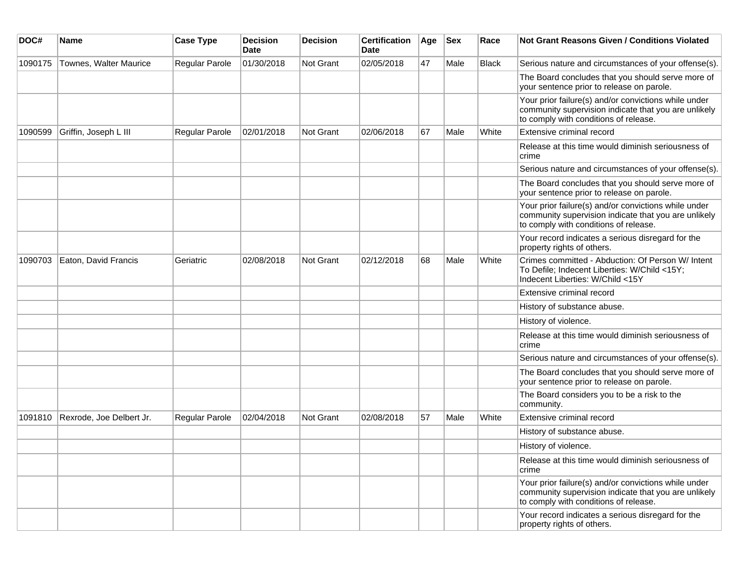| DOC# | Name | Case Type | Decision Date | Decision | Certification Date | Age | Sex | Race | Not Grant Reasons Given / Conditions Violated |
|---|---|---|---|---|---|---|---|---|---|
| 1090175 | Townes, Walter Maurice | Regular Parole | 01/30/2018 | Not Grant | 02/05/2018 | 47 | Male | Black | Serious nature and circumstances of your offense(s). |
| | | | | | | | | | The Board concludes that you should serve more of your sentence prior to release on parole. |
| | | | | | | | | | Your prior failure(s) and/or convictions while under community supervision indicate that you are unlikely to comply with conditions of release. |
| 1090599 | Griffin, Joseph L III | Regular Parole | 02/01/2018 | Not Grant | 02/06/2018 | 67 | Male | White | Extensive criminal record |
| | | | | | | | | | Release at this time would diminish seriousness of crime |
| | | | | | | | | | Serious nature and circumstances of your offense(s). |
| | | | | | | | | | The Board concludes that you should serve more of your sentence prior to release on parole. |
| | | | | | | | | | Your prior failure(s) and/or convictions while under community supervision indicate that you are unlikely to comply with conditions of release. |
| | | | | | | | | | Your record indicates a serious disregard for the property rights of others. |
| 1090703 | Eaton, David Francis | Geriatric | 02/08/2018 | Not Grant | 02/12/2018 | 68 | Male | White | Crimes committed - Abduction: Of Person W/ Intent To Defile; Indecent Liberties: W/Child <15Y; Indecent Liberties: W/Child <15Y |
| | | | | | | | | | Extensive criminal record |
| | | | | | | | | | History of substance abuse. |
| | | | | | | | | | History of violence. |
| | | | | | | | | | Release at this time would diminish seriousness of crime |
| | | | | | | | | | Serious nature and circumstances of your offense(s). |
| | | | | | | | | | The Board concludes that you should serve more of your sentence prior to release on parole. |
| | | | | | | | | | The Board considers you to be a risk to the community. |
| 1091810 | Rexrode, Joe Delbert Jr. | Regular Parole | 02/04/2018 | Not Grant | 02/08/2018 | 57 | Male | White | Extensive criminal record |
| | | | | | | | | | History of substance abuse. |
| | | | | | | | | | History of violence. |
| | | | | | | | | | Release at this time would diminish seriousness of crime |
| | | | | | | | | | Your prior failure(s) and/or convictions while under community supervision indicate that you are unlikely to comply with conditions of release. |
| | | | | | | | | | Your record indicates a serious disregard for the property rights of others. |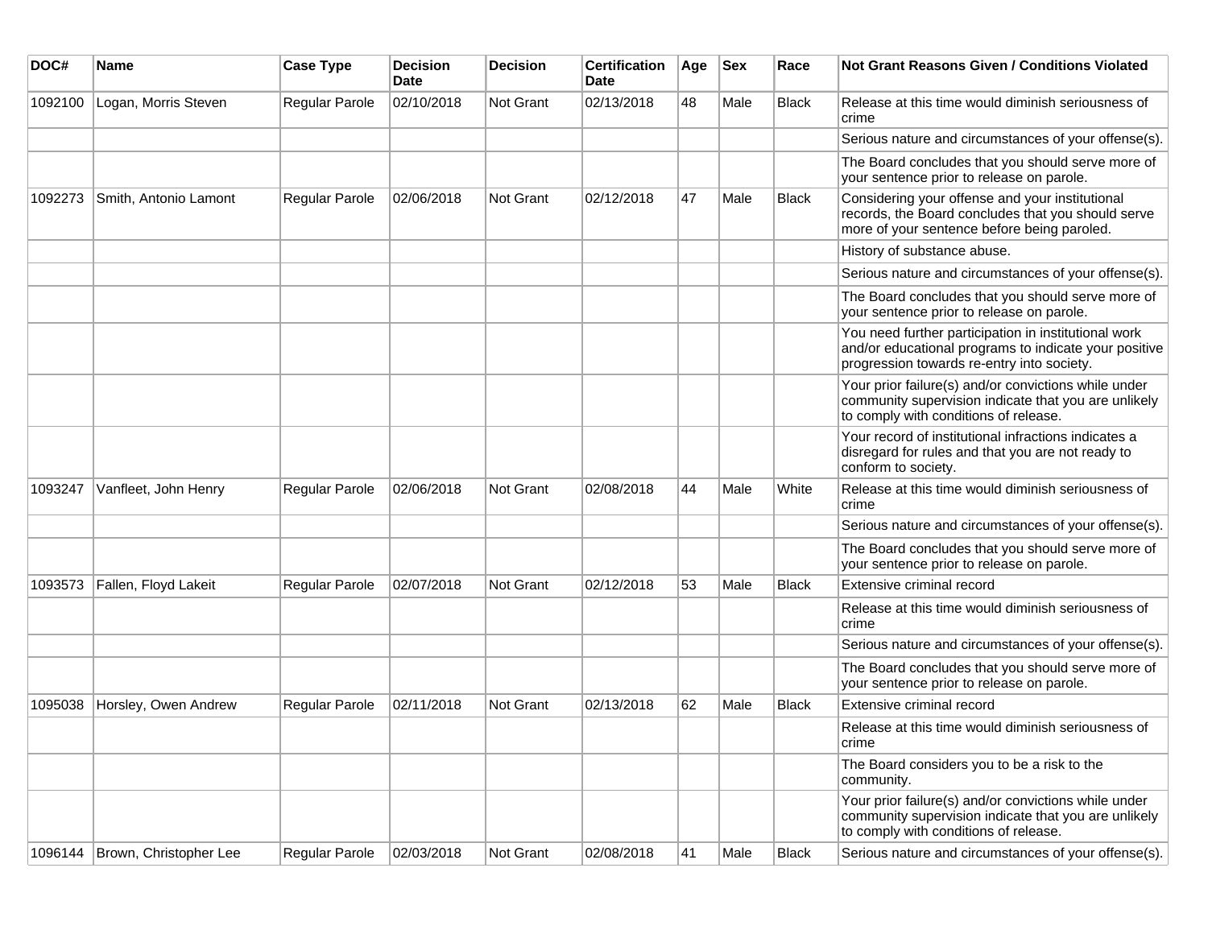| DOC# | Name | Case Type | Decision Date | Decision | Certification Date | Age | Sex | Race | Not Grant Reasons Given / Conditions Violated |
|---|---|---|---|---|---|---|---|---|---|
| 1092100 | Logan, Morris Steven | Regular Parole | 02/10/2018 | Not Grant | 02/13/2018 | 48 | Male | Black | Release at this time would diminish seriousness of crime |
| | | | | | | | | | Serious nature and circumstances of your offense(s). |
| | | | | | | | | | The Board concludes that you should serve more of your sentence prior to release on parole. |
| 1092273 | Smith, Antonio Lamont | Regular Parole | 02/06/2018 | Not Grant | 02/12/2018 | 47 | Male | Black | Considering your offense and your institutional records, the Board concludes that you should serve more of your sentence before being paroled. |
| | | | | | | | | | History of substance abuse. |
| | | | | | | | | | Serious nature and circumstances of your offense(s). |
| | | | | | | | | | The Board concludes that you should serve more of your sentence prior to release on parole. |
| | | | | | | | | | You need further participation in institutional work and/or educational programs to indicate your positive progression towards re-entry into society. |
| | | | | | | | | | Your prior failure(s) and/or convictions while under community supervision indicate that you are unlikely to comply with conditions of release. |
| | | | | | | | | | Your record of institutional infractions indicates a disregard for rules and that you are not ready to conform to society. |
| 1093247 | Vanfleet, John Henry | Regular Parole | 02/06/2018 | Not Grant | 02/08/2018 | 44 | Male | White | Release at this time would diminish seriousness of crime |
| | | | | | | | | | Serious nature and circumstances of your offense(s). |
| | | | | | | | | | The Board concludes that you should serve more of your sentence prior to release on parole. |
| 1093573 | Fallen, Floyd Lakeit | Regular Parole | 02/07/2018 | Not Grant | 02/12/2018 | 53 | Male | Black | Extensive criminal record |
| | | | | | | | | | Release at this time would diminish seriousness of crime |
| | | | | | | | | | Serious nature and circumstances of your offense(s). |
| | | | | | | | | | The Board concludes that you should serve more of your sentence prior to release on parole. |
| 1095038 | Horsley, Owen Andrew | Regular Parole | 02/11/2018 | Not Grant | 02/13/2018 | 62 | Male | Black | Extensive criminal record |
| | | | | | | | | | Release at this time would diminish seriousness of crime |
| | | | | | | | | | The Board considers you to be a risk to the community. |
| | | | | | | | | | Your prior failure(s) and/or convictions while under community supervision indicate that you are unlikely to comply with conditions of release. |
| 1096144 | Brown, Christopher Lee | Regular Parole | 02/03/2018 | Not Grant | 02/08/2018 | 41 | Male | Black | Serious nature and circumstances of your offense(s). |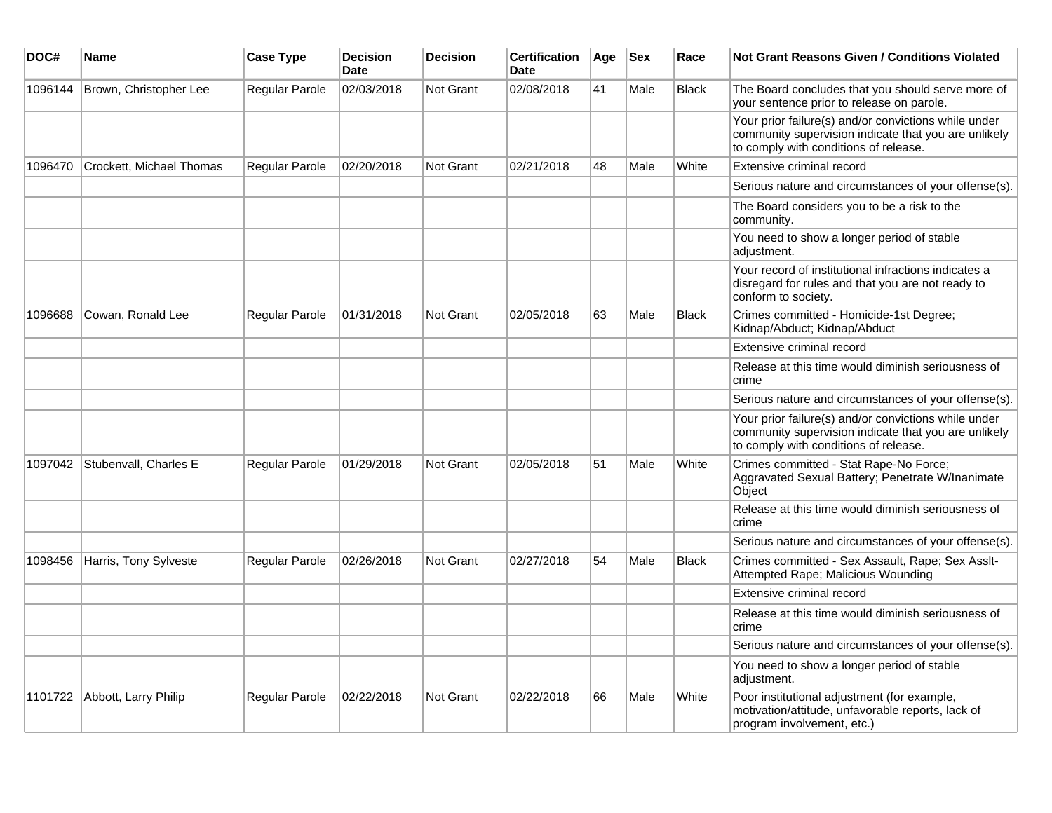| DOC# | Name | Case Type | Decision Date | Decision | Certification Date | Age | Sex | Race | Not Grant Reasons Given / Conditions Violated |
|---|---|---|---|---|---|---|---|---|---|
| 1096144 | Brown, Christopher Lee | Regular Parole | 02/03/2018 | Not Grant | 02/08/2018 | 41 | Male | Black | The Board concludes that you should serve more of your sentence prior to release on parole. |
| | | | | | | | | | Your prior failure(s) and/or convictions while under community supervision indicate that you are unlikely to comply with conditions of release. |
| 1096470 | Crockett, Michael Thomas | Regular Parole | 02/20/2018 | Not Grant | 02/21/2018 | 48 | Male | White | Extensive criminal record |
| | | | | | | | | | Serious nature and circumstances of your offense(s). |
| | | | | | | | | | The Board considers you to be a risk to the community. |
| | | | | | | | | | You need to show a longer period of stable adjustment. |
| | | | | | | | | | Your record of institutional infractions indicates a disregard for rules and that you are not ready to conform to society. |
| 1096688 | Cowan, Ronald Lee | Regular Parole | 01/31/2018 | Not Grant | 02/05/2018 | 63 | Male | Black | Crimes committed - Homicide-1st Degree; Kidnap/Abduct; Kidnap/Abduct |
| | | | | | | | | | Extensive criminal record |
| | | | | | | | | | Release at this time would diminish seriousness of crime |
| | | | | | | | | | Serious nature and circumstances of your offense(s). |
| | | | | | | | | | Your prior failure(s) and/or convictions while under community supervision indicate that you are unlikely to comply with conditions of release. |
| 1097042 | Stubenvall, Charles E | Regular Parole | 01/29/2018 | Not Grant | 02/05/2018 | 51 | Male | White | Crimes committed - Stat Rape-No Force; Aggravated Sexual Battery; Penetrate W/Inanimate Object |
| | | | | | | | | | Release at this time would diminish seriousness of crime |
| | | | | | | | | | Serious nature and circumstances of your offense(s). |
| 1098456 | Harris, Tony Sylveste | Regular Parole | 02/26/2018 | Not Grant | 02/27/2018 | 54 | Male | Black | Crimes committed - Sex Assault, Rape; Sex Asslt-Attempted Rape; Malicious Wounding |
| | | | | | | | | | Extensive criminal record |
| | | | | | | | | | Release at this time would diminish seriousness of crime |
| | | | | | | | | | Serious nature and circumstances of your offense(s). |
| | | | | | | | | | You need to show a longer period of stable adjustment. |
| 1101722 | Abbott, Larry Philip | Regular Parole | 02/22/2018 | Not Grant | 02/22/2018 | 66 | Male | White | Poor institutional adjustment (for example, motivation/attitude, unfavorable reports, lack of program involvement, etc.) |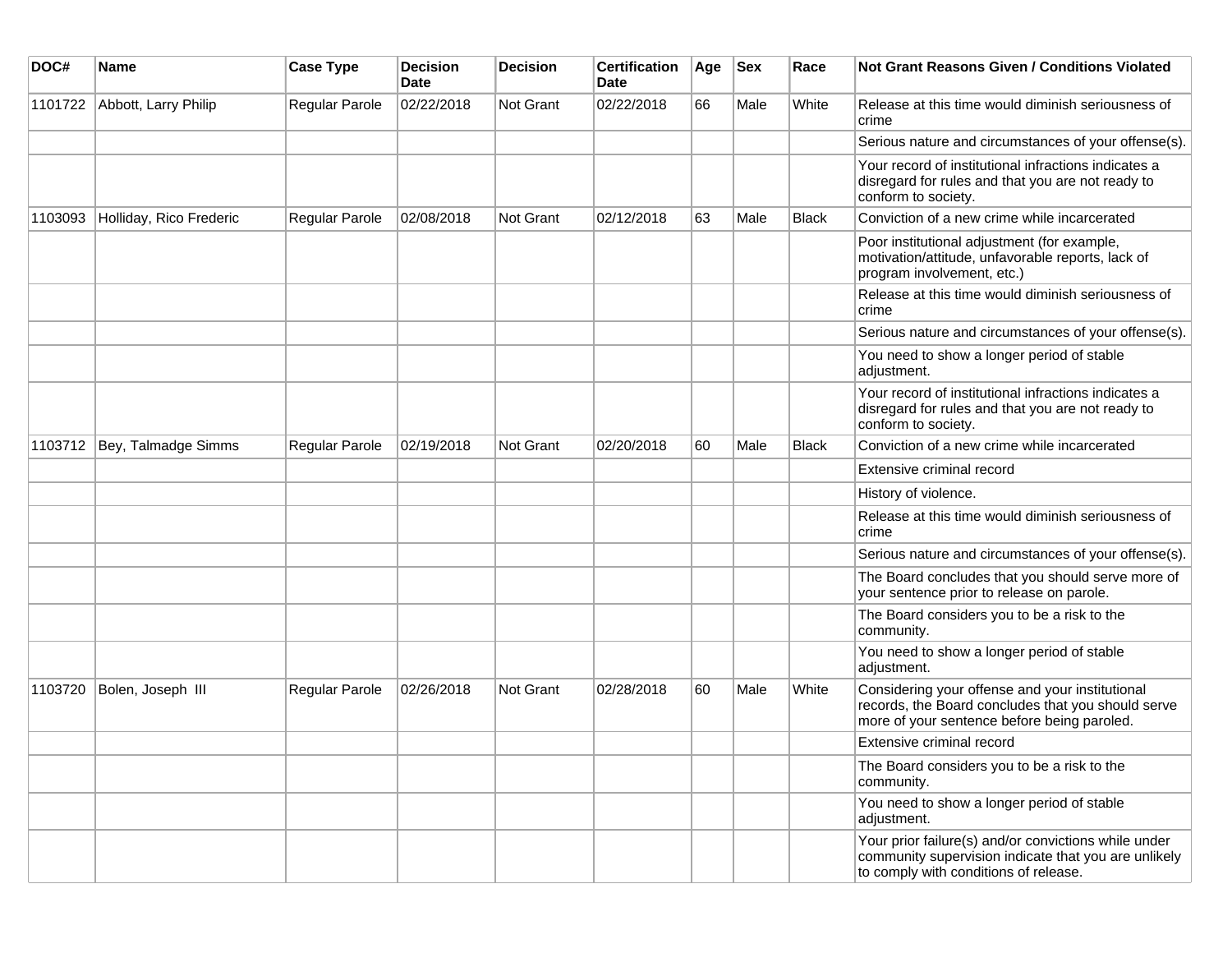| DOC# | Name | Case Type | Decision Date | Decision | Certification Date | Age | Sex | Race | Not Grant Reasons Given / Conditions Violated |
| --- | --- | --- | --- | --- | --- | --- | --- | --- | --- |
| 1101722 | Abbott, Larry Philip | Regular Parole | 02/22/2018 | Not Grant | 02/22/2018 | 66 | Male | White | Release at this time would diminish seriousness of crime |
| | | | | | | | | | Serious nature and circumstances of your offense(s). |
| | | | | | | | | | Your record of institutional infractions indicates a disregard for rules and that you are not ready to conform to society. |
| 1103093 | Holliday, Rico Frederic | Regular Parole | 02/08/2018 | Not Grant | 02/12/2018 | 63 | Male | Black | Conviction of a new crime while incarcerated |
| | | | | | | | | | Poor institutional adjustment (for example, motivation/attitude, unfavorable reports, lack of program involvement, etc.) |
| | | | | | | | | | Release at this time would diminish seriousness of crime |
| | | | | | | | | | Serious nature and circumstances of your offense(s). |
| | | | | | | | | | You need to show a longer period of stable adjustment. |
| | | | | | | | | | Your record of institutional infractions indicates a disregard for rules and that you are not ready to conform to society. |
| 1103712 | Bey, Talmadge Simms | Regular Parole | 02/19/2018 | Not Grant | 02/20/2018 | 60 | Male | Black | Conviction of a new crime while incarcerated |
| | | | | | | | | | Extensive criminal record |
| | | | | | | | | | History of violence. |
| | | | | | | | | | Release at this time would diminish seriousness of crime |
| | | | | | | | | | Serious nature and circumstances of your offense(s). |
| | | | | | | | | | The Board concludes that you should serve more of your sentence prior to release on parole. |
| | | | | | | | | | The Board considers you to be a risk to the community. |
| | | | | | | | | | You need to show a longer period of stable adjustment. |
| 1103720 | Bolen, Joseph III | Regular Parole | 02/26/2018 | Not Grant | 02/28/2018 | 60 | Male | White | Considering your offense and your institutional records, the Board concludes that you should serve more of your sentence before being paroled. |
| | | | | | | | | | Extensive criminal record |
| | | | | | | | | | The Board considers you to be a risk to the community. |
| | | | | | | | | | You need to show a longer period of stable adjustment. |
| | | | | | | | | | Your prior failure(s) and/or convictions while under community supervision indicate that you are unlikely to comply with conditions of release. |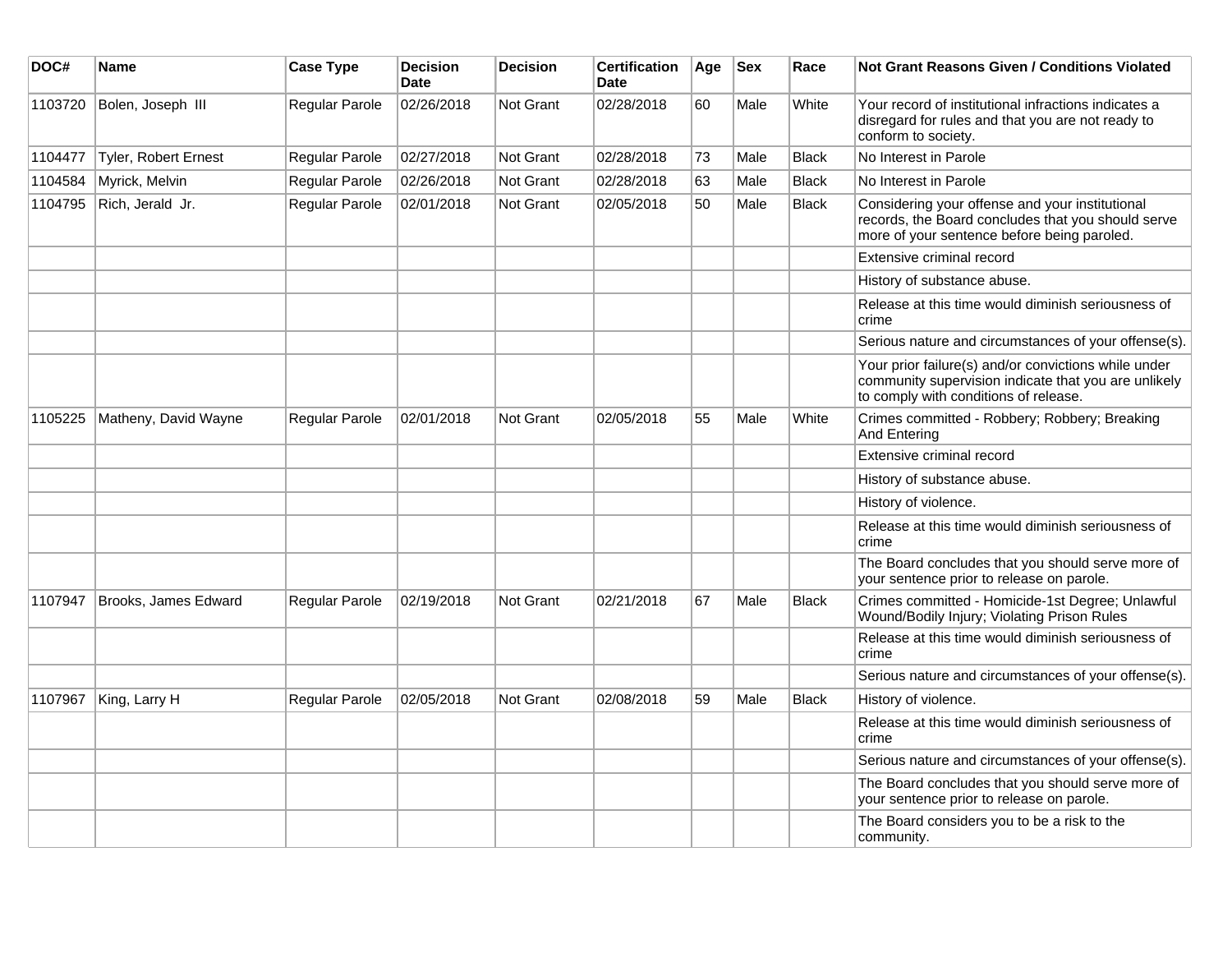| DOC# | Name | Case Type | Decision Date | Decision | Certification Date | Age | Sex | Race | Not Grant Reasons Given / Conditions Violated |
|---|---|---|---|---|---|---|---|---|---|
| 1103720 | Bolen, Joseph III | Regular Parole | 02/26/2018 | Not Grant | 02/28/2018 | 60 | Male | White | Your record of institutional infractions indicates a disregard for rules and that you are not ready to conform to society. |
| 1104477 | Tyler, Robert Ernest | Regular Parole | 02/27/2018 | Not Grant | 02/28/2018 | 73 | Male | Black | No Interest in Parole |
| 1104584 | Myrick, Melvin | Regular Parole | 02/26/2018 | Not Grant | 02/28/2018 | 63 | Male | Black | No Interest in Parole |
| 1104795 | Rich, Jerald Jr. | Regular Parole | 02/01/2018 | Not Grant | 02/05/2018 | 50 | Male | Black | Considering your offense and your institutional records, the Board concludes that you should serve more of your sentence before being paroled. |
| | | | | | | | | | Extensive criminal record |
| | | | | | | | | | History of substance abuse. |
| | | | | | | | | | Release at this time would diminish seriousness of crime |
| | | | | | | | | | Serious nature and circumstances of your offense(s). |
| | | | | | | | | | Your prior failure(s) and/or convictions while under community supervision indicate that you are unlikely to comply with conditions of release. |
| 1105225 | Matheny, David Wayne | Regular Parole | 02/01/2018 | Not Grant | 02/05/2018 | 55 | Male | White | Crimes committed - Robbery; Robbery; Breaking And Entering |
| | | | | | | | | | Extensive criminal record |
| | | | | | | | | | History of substance abuse. |
| | | | | | | | | | History of violence. |
| | | | | | | | | | Release at this time would diminish seriousness of crime |
| | | | | | | | | | The Board concludes that you should serve more of your sentence prior to release on parole. |
| 1107947 | Brooks, James Edward | Regular Parole | 02/19/2018 | Not Grant | 02/21/2018 | 67 | Male | Black | Crimes committed - Homicide-1st Degree; Unlawful Wound/Bodily Injury; Violating Prison Rules |
| | | | | | | | | | Release at this time would diminish seriousness of crime |
| | | | | | | | | | Serious nature and circumstances of your offense(s). |
| 1107967 | King, Larry H | Regular Parole | 02/05/2018 | Not Grant | 02/08/2018 | 59 | Male | Black | History of violence. |
| | | | | | | | | | Release at this time would diminish seriousness of crime |
| | | | | | | | | | Serious nature and circumstances of your offense(s). |
| | | | | | | | | | The Board concludes that you should serve more of your sentence prior to release on parole. |
| | | | | | | | | | The Board considers you to be a risk to the community. |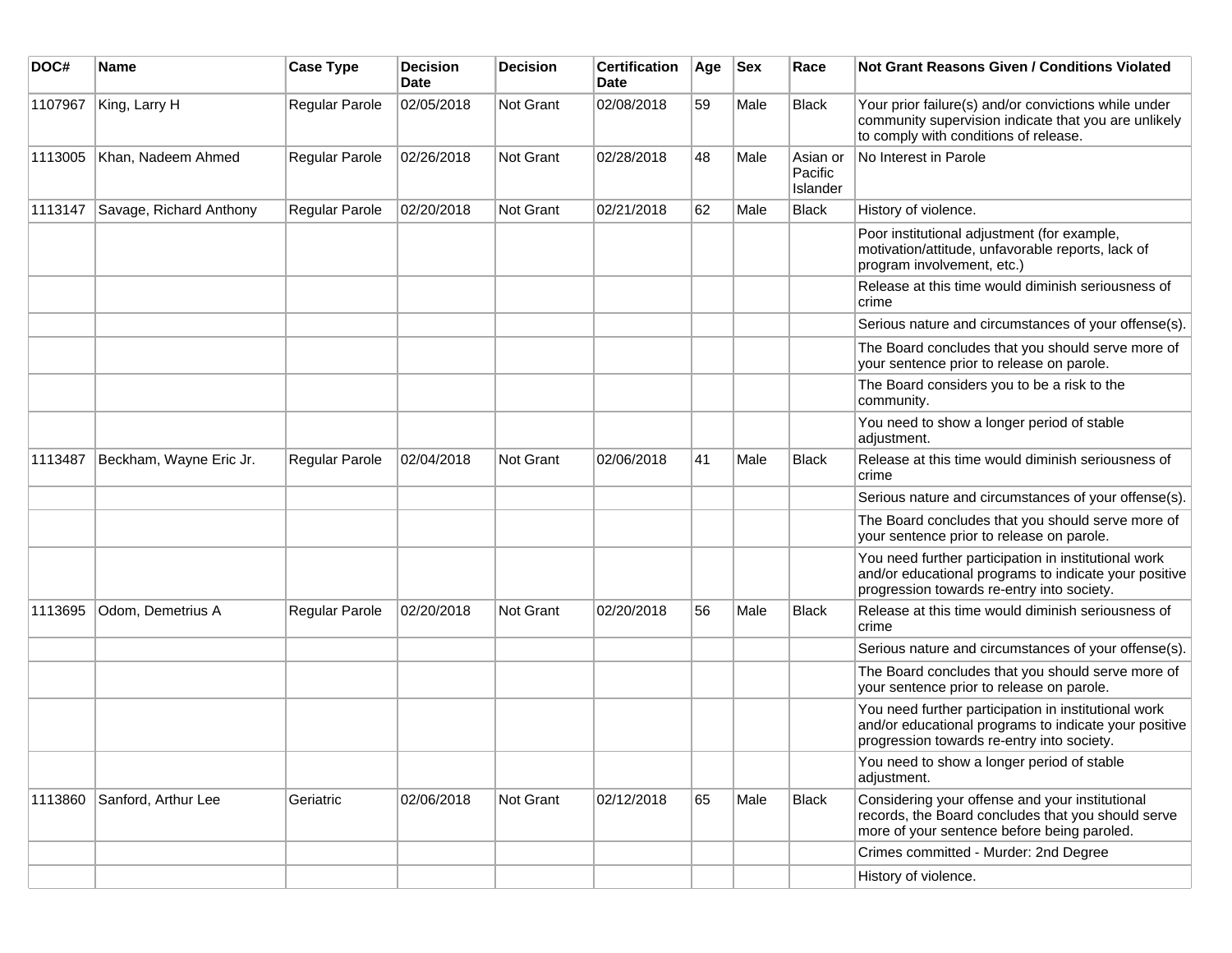| DOC# | Name | Case Type | Decision Date | Decision | Certification Date | Age | Sex | Race | Not Grant Reasons Given / Conditions Violated |
|---|---|---|---|---|---|---|---|---|---|
| 1107967 | King, Larry H | Regular Parole | 02/05/2018 | Not Grant | 02/08/2018 | 59 | Male | Black | Your prior failure(s) and/or convictions while under community supervision indicate that you are unlikely to comply with conditions of release. |
| 1113005 | Khan, Nadeem Ahmed | Regular Parole | 02/26/2018 | Not Grant | 02/28/2018 | 48 | Male | Asian or Pacific Islander | No Interest in Parole |
| 1113147 | Savage, Richard Anthony | Regular Parole | 02/20/2018 | Not Grant | 02/21/2018 | 62 | Male | Black | History of violence. |
| | | | | | | | | | Poor institutional adjustment (for example, motivation/attitude, unfavorable reports, lack of program involvement, etc.) |
| | | | | | | | | | Release at this time would diminish seriousness of crime |
| | | | | | | | | | Serious nature and circumstances of your offense(s). |
| | | | | | | | | | The Board concludes that you should serve more of your sentence prior to release on parole. |
| | | | | | | | | | The Board considers you to be a risk to the community. |
| | | | | | | | | | You need to show a longer period of stable adjustment. |
| 1113487 | Beckham, Wayne Eric Jr. | Regular Parole | 02/04/2018 | Not Grant | 02/06/2018 | 41 | Male | Black | Release at this time would diminish seriousness of crime |
| | | | | | | | | | Serious nature and circumstances of your offense(s). |
| | | | | | | | | | The Board concludes that you should serve more of your sentence prior to release on parole. |
| | | | | | | | | | You need further participation in institutional work and/or educational programs to indicate your positive progression towards re-entry into society. |
| 1113695 | Odom, Demetrius A | Regular Parole | 02/20/2018 | Not Grant | 02/20/2018 | 56 | Male | Black | Release at this time would diminish seriousness of crime |
| | | | | | | | | | Serious nature and circumstances of your offense(s). |
| | | | | | | | | | The Board concludes that you should serve more of your sentence prior to release on parole. |
| | | | | | | | | | You need further participation in institutional work and/or educational programs to indicate your positive progression towards re-entry into society. |
| | | | | | | | | | You need to show a longer period of stable adjustment. |
| 1113860 | Sanford, Arthur Lee | Geriatric | 02/06/2018 | Not Grant | 02/12/2018 | 65 | Male | Black | Considering your offense and your institutional records, the Board concludes that you should serve more of your sentence before being paroled. |
| | | | | | | | | | Crimes committed - Murder: 2nd Degree |
| | | | | | | | | | History of violence. |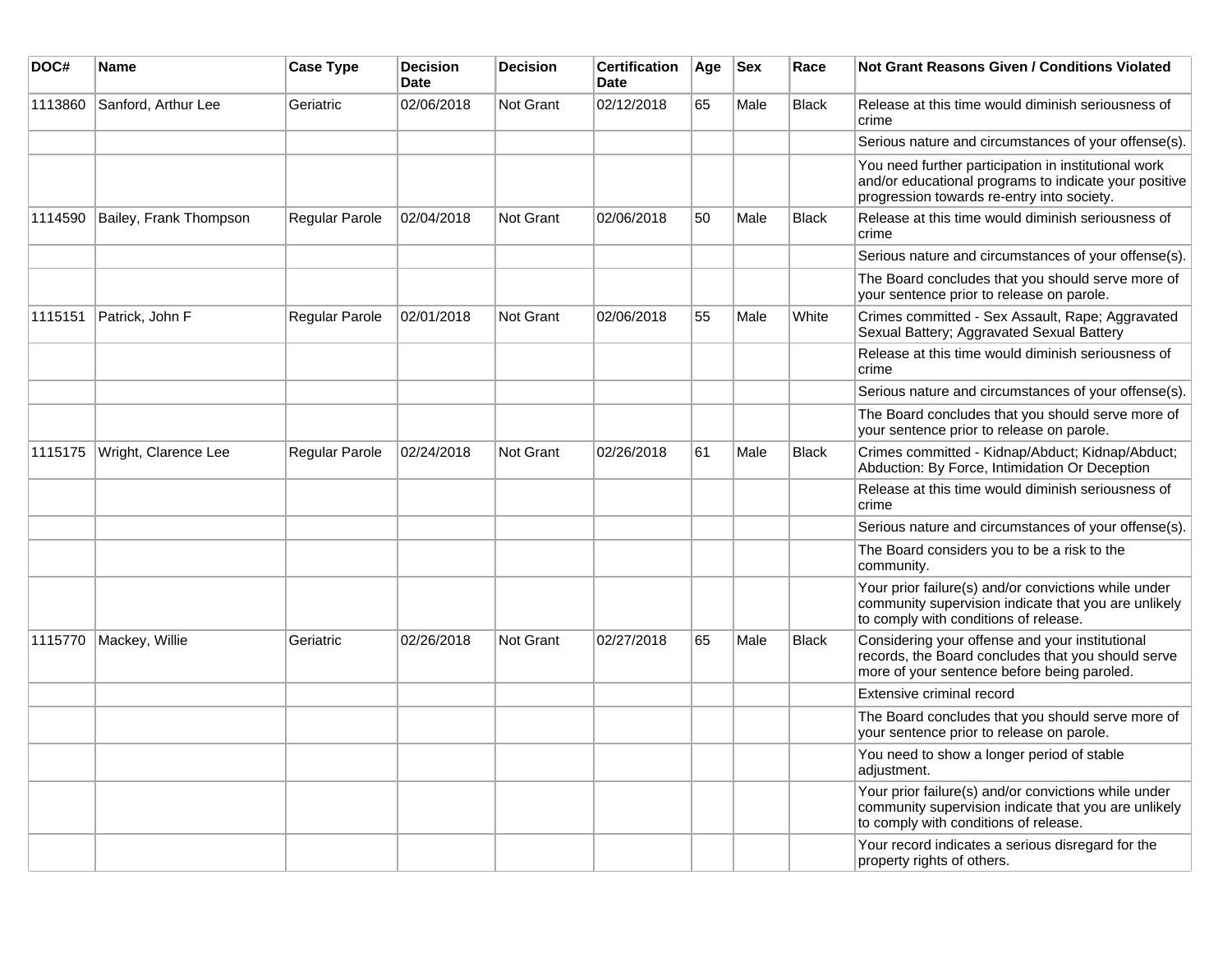| DOC# | Name | Case Type | Decision Date | Decision | Certification Date | Age | Sex | Race | Not Grant Reasons Given / Conditions Violated |
|---|---|---|---|---|---|---|---|---|---|
| 1113860 | Sanford, Arthur Lee | Geriatric | 02/06/2018 | Not Grant | 02/12/2018 | 65 | Male | Black | Release at this time would diminish seriousness of crime |
| | | | | | | | | | Serious nature and circumstances of your offense(s). |
| | | | | | | | | | You need further participation in institutional work and/or educational programs to indicate your positive progression towards re-entry into society. |
| 1114590 | Bailey, Frank Thompson | Regular Parole | 02/04/2018 | Not Grant | 02/06/2018 | 50 | Male | Black | Release at this time would diminish seriousness of crime |
| | | | | | | | | | Serious nature and circumstances of your offense(s). |
| | | | | | | | | | The Board concludes that you should serve more of your sentence prior to release on parole. |
| 1115151 | Patrick, John F | Regular Parole | 02/01/2018 | Not Grant | 02/06/2018 | 55 | Male | White | Crimes committed - Sex Assault, Rape; Aggravated Sexual Battery; Aggravated Sexual Battery |
| | | | | | | | | | Release at this time would diminish seriousness of crime |
| | | | | | | | | | Serious nature and circumstances of your offense(s). |
| | | | | | | | | | The Board concludes that you should serve more of your sentence prior to release on parole. |
| 1115175 | Wright, Clarence Lee | Regular Parole | 02/24/2018 | Not Grant | 02/26/2018 | 61 | Male | Black | Crimes committed - Kidnap/Abduct; Kidnap/Abduct; Abduction: By Force, Intimidation Or Deception |
| | | | | | | | | | Release at this time would diminish seriousness of crime |
| | | | | | | | | | Serious nature and circumstances of your offense(s). |
| | | | | | | | | | The Board considers you to be a risk to the community. |
| | | | | | | | | | Your prior failure(s) and/or convictions while under community supervision indicate that you are unlikely to comply with conditions of release. |
| 1115770 | Mackey, Willie | Geriatric | 02/26/2018 | Not Grant | 02/27/2018 | 65 | Male | Black | Considering your offense and your institutional records, the Board concludes that you should serve more of your sentence before being paroled. |
| | | | | | | | | | Extensive criminal record |
| | | | | | | | | | The Board concludes that you should serve more of your sentence prior to release on parole. |
| | | | | | | | | | You need to show a longer period of stable adjustment. |
| | | | | | | | | | Your prior failure(s) and/or convictions while under community supervision indicate that you are unlikely to comply with conditions of release. |
| | | | | | | | | | Your record indicates a serious disregard for the property rights of others. |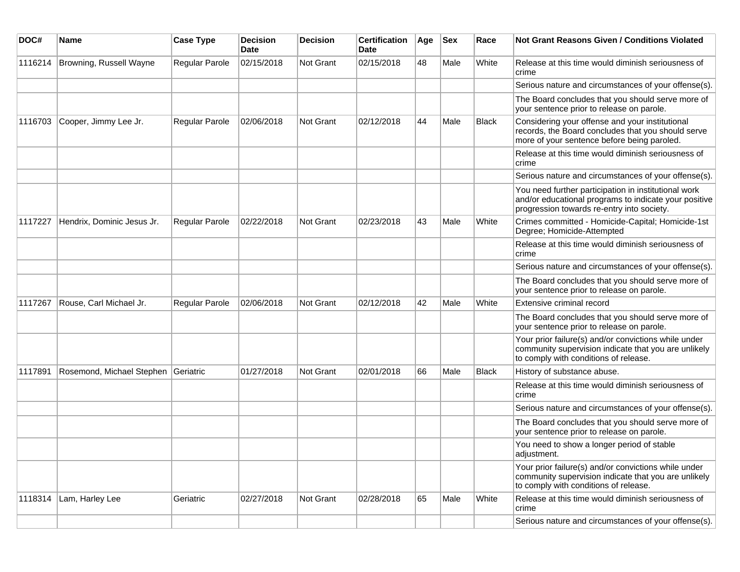| DOC# | Name | Case Type | Decision Date | Decision | Certification Date | Age | Sex | Race | Not Grant Reasons Given / Conditions Violated |
|---|---|---|---|---|---|---|---|---|---|
| 1116214 | Browning, Russell Wayne | Regular Parole | 02/15/2018 | Not Grant | 02/15/2018 | 48 | Male | White | Release at this time would diminish seriousness of crime |
| | | | | | | | | | Serious nature and circumstances of your offense(s). |
| | | | | | | | | | The Board concludes that you should serve more of your sentence prior to release on parole. |
| 1116703 | Cooper, Jimmy Lee Jr. | Regular Parole | 02/06/2018 | Not Grant | 02/12/2018 | 44 | Male | Black | Considering your offense and your institutional records, the Board concludes that you should serve more of your sentence before being paroled. |
| | | | | | | | | | Release at this time would diminish seriousness of crime |
| | | | | | | | | | Serious nature and circumstances of your offense(s). |
| | | | | | | | | | You need further participation in institutional work and/or educational programs to indicate your positive progression towards re-entry into society. |
| 1117227 | Hendrix, Dominic Jesus Jr. | Regular Parole | 02/22/2018 | Not Grant | 02/23/2018 | 43 | Male | White | Crimes committed - Homicide-Capital; Homicide-1st Degree; Homicide-Attempted |
| | | | | | | | | | Release at this time would diminish seriousness of crime |
| | | | | | | | | | Serious nature and circumstances of your offense(s). |
| | | | | | | | | | The Board concludes that you should serve more of your sentence prior to release on parole. |
| 1117267 | Rouse, Carl Michael Jr. | Regular Parole | 02/06/2018 | Not Grant | 02/12/2018 | 42 | Male | White | Extensive criminal record |
| | | | | | | | | | The Board concludes that you should serve more of your sentence prior to release on parole. |
| | | | | | | | | | Your prior failure(s) and/or convictions while under community supervision indicate that you are unlikely to comply with conditions of release. |
| 1117891 | Rosemond, Michael Stephen | Geriatric | 01/27/2018 | Not Grant | 02/01/2018 | 66 | Male | Black | History of substance abuse. |
| | | | | | | | | | Release at this time would diminish seriousness of crime |
| | | | | | | | | | Serious nature and circumstances of your offense(s). |
| | | | | | | | | | The Board concludes that you should serve more of your sentence prior to release on parole. |
| | | | | | | | | | You need to show a longer period of stable adjustment. |
| | | | | | | | | | Your prior failure(s) and/or convictions while under community supervision indicate that you are unlikely to comply with conditions of release. |
| 1118314 | Lam, Harley Lee | Geriatric | 02/27/2018 | Not Grant | 02/28/2018 | 65 | Male | White | Release at this time would diminish seriousness of crime |
| | | | | | | | | | Serious nature and circumstances of your offense(s). |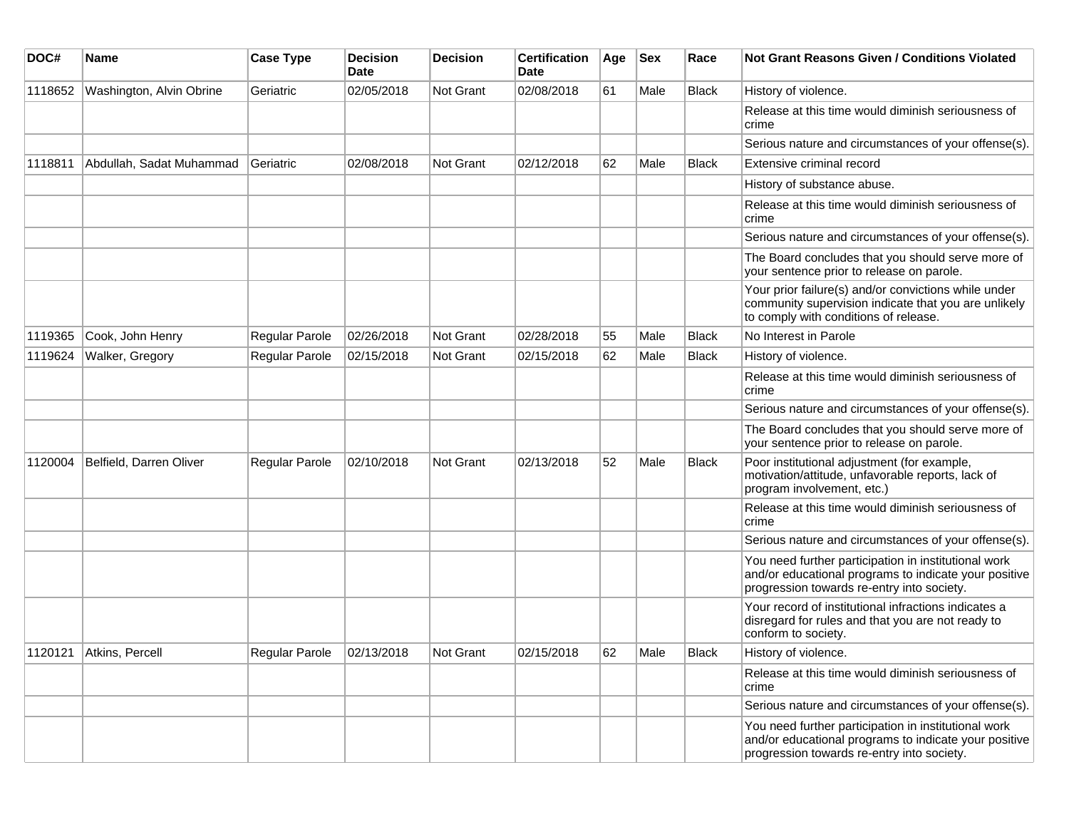| DOC# | Name | Case Type | Decision Date | Decision | Certification Date | Age | Sex | Race | Not Grant Reasons Given / Conditions Violated |
|---|---|---|---|---|---|---|---|---|---|
| 1118652 | Washington, Alvin Obrine | Geriatric | 02/05/2018 | Not Grant | 02/08/2018 | 61 | Male | Black | History of violence. |
| | | | | | | | | | Release at this time would diminish seriousness of crime |
| | | | | | | | | | Serious nature and circumstances of your offense(s). |
| 1118811 | Abdullah, Sadat Muhammad | Geriatric | 02/08/2018 | Not Grant | 02/12/2018 | 62 | Male | Black | Extensive criminal record |
| | | | | | | | | | History of substance abuse. |
| | | | | | | | | | Release at this time would diminish seriousness of crime |
| | | | | | | | | | Serious nature and circumstances of your offense(s). |
| | | | | | | | | | The Board concludes that you should serve more of your sentence prior to release on parole. |
| | | | | | | | | | Your prior failure(s) and/or convictions while under community supervision indicate that you are unlikely to comply with conditions of release. |
| 1119365 | Cook, John Henry | Regular Parole | 02/26/2018 | Not Grant | 02/28/2018 | 55 | Male | Black | No Interest in Parole |
| 1119624 | Walker, Gregory | Regular Parole | 02/15/2018 | Not Grant | 02/15/2018 | 62 | Male | Black | History of violence. |
| | | | | | | | | | Release at this time would diminish seriousness of crime |
| | | | | | | | | | Serious nature and circumstances of your offense(s). |
| | | | | | | | | | The Board concludes that you should serve more of your sentence prior to release on parole. |
| 1120004 | Belfield, Darren Oliver | Regular Parole | 02/10/2018 | Not Grant | 02/13/2018 | 52 | Male | Black | Poor institutional adjustment (for example, motivation/attitude, unfavorable reports, lack of program involvement, etc.) |
| | | | | | | | | | Release at this time would diminish seriousness of crime |
| | | | | | | | | | Serious nature and circumstances of your offense(s). |
| | | | | | | | | | You need further participation in institutional work and/or educational programs to indicate your positive progression towards re-entry into society. |
| | | | | | | | | | Your record of institutional infractions indicates a disregard for rules and that you are not ready to conform to society. |
| 1120121 | Atkins, Percell | Regular Parole | 02/13/2018 | Not Grant | 02/15/2018 | 62 | Male | Black | History of violence. |
| | | | | | | | | | Release at this time would diminish seriousness of crime |
| | | | | | | | | | Serious nature and circumstances of your offense(s). |
| | | | | | | | | | You need further participation in institutional work and/or educational programs to indicate your positive progression towards re-entry into society. |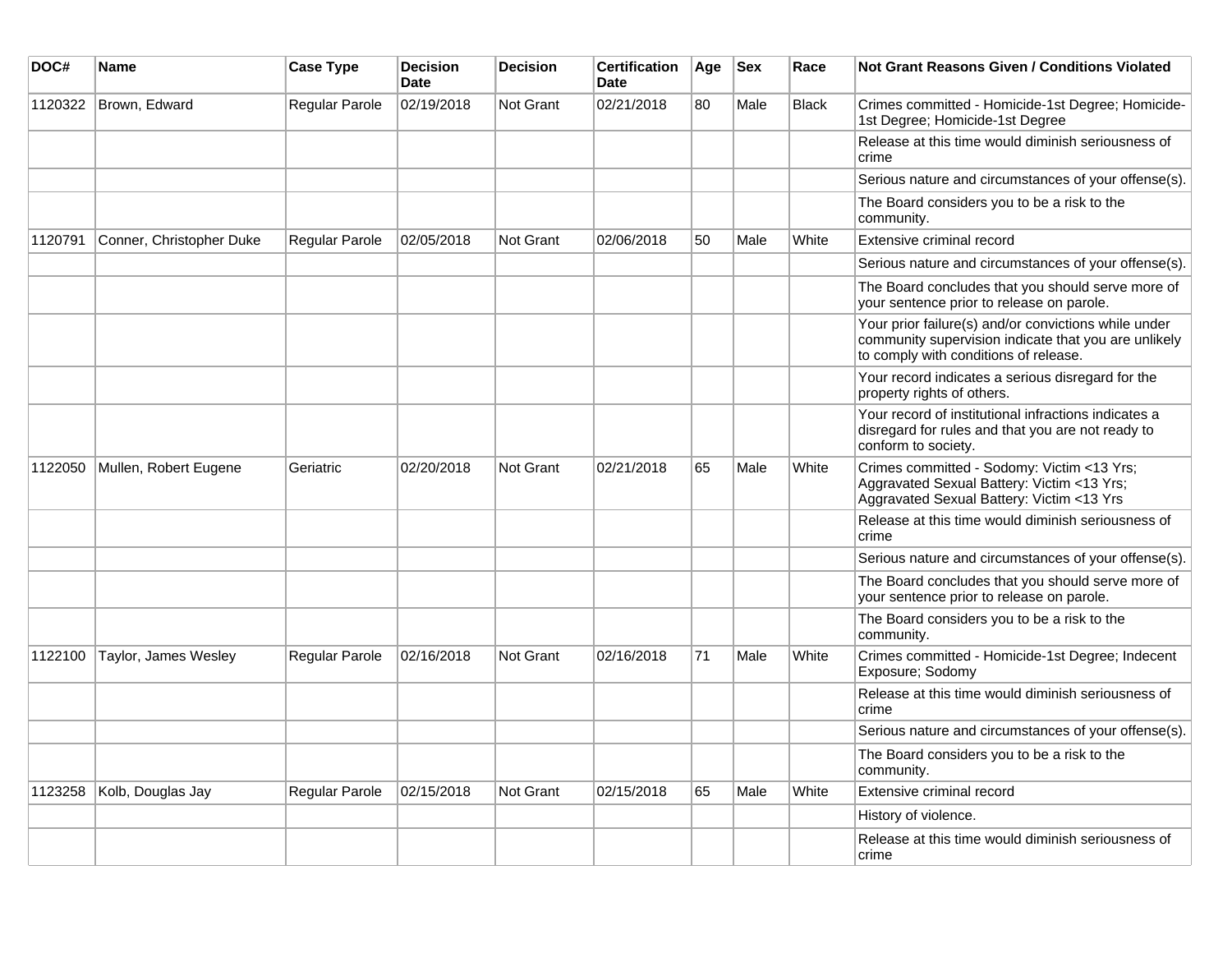| DOC# | Name | Case Type | Decision Date | Decision | Certification Date | Age | Sex | Race | Not Grant Reasons Given / Conditions Violated |
|---|---|---|---|---|---|---|---|---|---|
| 1120322 | Brown, Edward | Regular Parole | 02/19/2018 | Not Grant | 02/21/2018 | 80 | Male | Black | Crimes committed - Homicide-1st Degree; Homicide-1st Degree; Homicide-1st Degree |
| | | | | | | | | | Release at this time would diminish seriousness of crime |
| | | | | | | | | | Serious nature and circumstances of your offense(s). |
| | | | | | | | | | The Board considers you to be a risk to the community. |
| 1120791 | Conner, Christopher Duke | Regular Parole | 02/05/2018 | Not Grant | 02/06/2018 | 50 | Male | White | Extensive criminal record |
| | | | | | | | | | Serious nature and circumstances of your offense(s). |
| | | | | | | | | | The Board concludes that you should serve more of your sentence prior to release on parole. |
| | | | | | | | | | Your prior failure(s) and/or convictions while under community supervision indicate that you are unlikely to comply with conditions of release. |
| | | | | | | | | | Your record indicates a serious disregard for the property rights of others. |
| | | | | | | | | | Your record of institutional infractions indicates a disregard for rules and that you are not ready to conform to society. |
| 1122050 | Mullen, Robert Eugene | Geriatric | 02/20/2018 | Not Grant | 02/21/2018 | 65 | Male | White | Crimes committed - Sodomy: Victim <13 Yrs; Aggravated Sexual Battery: Victim <13 Yrs; Aggravated Sexual Battery: Victim <13 Yrs |
| | | | | | | | | | Release at this time would diminish seriousness of crime |
| | | | | | | | | | Serious nature and circumstances of your offense(s). |
| | | | | | | | | | The Board concludes that you should serve more of your sentence prior to release on parole. |
| | | | | | | | | | The Board considers you to be a risk to the community. |
| 1122100 | Taylor, James Wesley | Regular Parole | 02/16/2018 | Not Grant | 02/16/2018 | 71 | Male | White | Crimes committed - Homicide-1st Degree; Indecent Exposure; Sodomy |
| | | | | | | | | | Release at this time would diminish seriousness of crime |
| | | | | | | | | | Serious nature and circumstances of your offense(s). |
| | | | | | | | | | The Board considers you to be a risk to the community. |
| 1123258 | Kolb, Douglas Jay | Regular Parole | 02/15/2018 | Not Grant | 02/15/2018 | 65 | Male | White | Extensive criminal record |
| | | | | | | | | | History of violence. |
| | | | | | | | | | Release at this time would diminish seriousness of crime |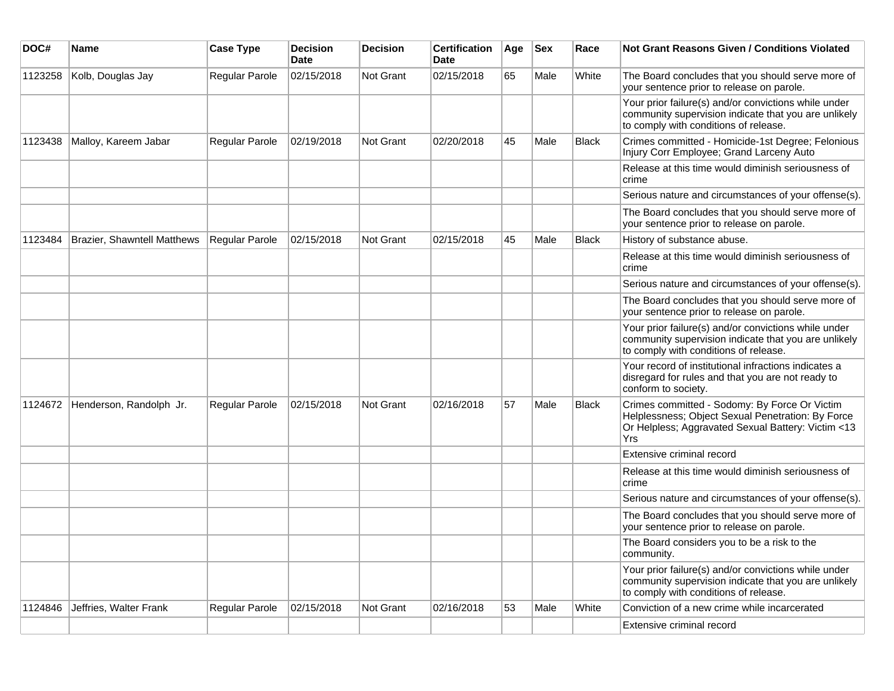| DOC# | Name | Case Type | Decision Date | Decision | Certification Date | Age | Sex | Race | Not Grant Reasons Given / Conditions Violated |
|---|---|---|---|---|---|---|---|---|---|
| 1123258 | Kolb, Douglas Jay | Regular Parole | 02/15/2018 | Not Grant | 02/15/2018 | 65 | Male | White | The Board concludes that you should serve more of your sentence prior to release on parole. |
| | | | | | | | | | Your prior failure(s) and/or convictions while under community supervision indicate that you are unlikely to comply with conditions of release. |
| 1123438 | Malloy, Kareem Jabar | Regular Parole | 02/19/2018 | Not Grant | 02/20/2018 | 45 | Male | Black | Crimes committed - Homicide-1st Degree; Felonious Injury Corr Employee; Grand Larceny Auto |
| | | | | | | | | | Release at this time would diminish seriousness of crime |
| | | | | | | | | | Serious nature and circumstances of your offense(s). |
| | | | | | | | | | The Board concludes that you should serve more of your sentence prior to release on parole. |
| 1123484 | Brazier, Shawntell Matthews | Regular Parole | 02/15/2018 | Not Grant | 02/15/2018 | 45 | Male | Black | History of substance abuse. |
| | | | | | | | | | Release at this time would diminish seriousness of crime |
| | | | | | | | | | Serious nature and circumstances of your offense(s). |
| | | | | | | | | | The Board concludes that you should serve more of your sentence prior to release on parole. |
| | | | | | | | | | Your prior failure(s) and/or convictions while under community supervision indicate that you are unlikely to comply with conditions of release. |
| | | | | | | | | | Your record of institutional infractions indicates a disregard for rules and that you are not ready to conform to society. |
| 1124672 | Henderson, Randolph Jr. | Regular Parole | 02/15/2018 | Not Grant | 02/16/2018 | 57 | Male | Black | Crimes committed - Sodomy: By Force Or Victim Helplessness; Object Sexual Penetration: By Force Or Helpless; Aggravated Sexual Battery: Victim <13 Yrs |
| | | | | | | | | | Extensive criminal record |
| | | | | | | | | | Release at this time would diminish seriousness of crime |
| | | | | | | | | | Serious nature and circumstances of your offense(s). |
| | | | | | | | | | The Board concludes that you should serve more of your sentence prior to release on parole. |
| | | | | | | | | | The Board considers you to be a risk to the community. |
| | | | | | | | | | Your prior failure(s) and/or convictions while under community supervision indicate that you are unlikely to comply with conditions of release. |
| 1124846 | Jeffries, Walter Frank | Regular Parole | 02/15/2018 | Not Grant | 02/16/2018 | 53 | Male | White | Conviction of a new crime while incarcerated |
| | | | | | | | | | Extensive criminal record |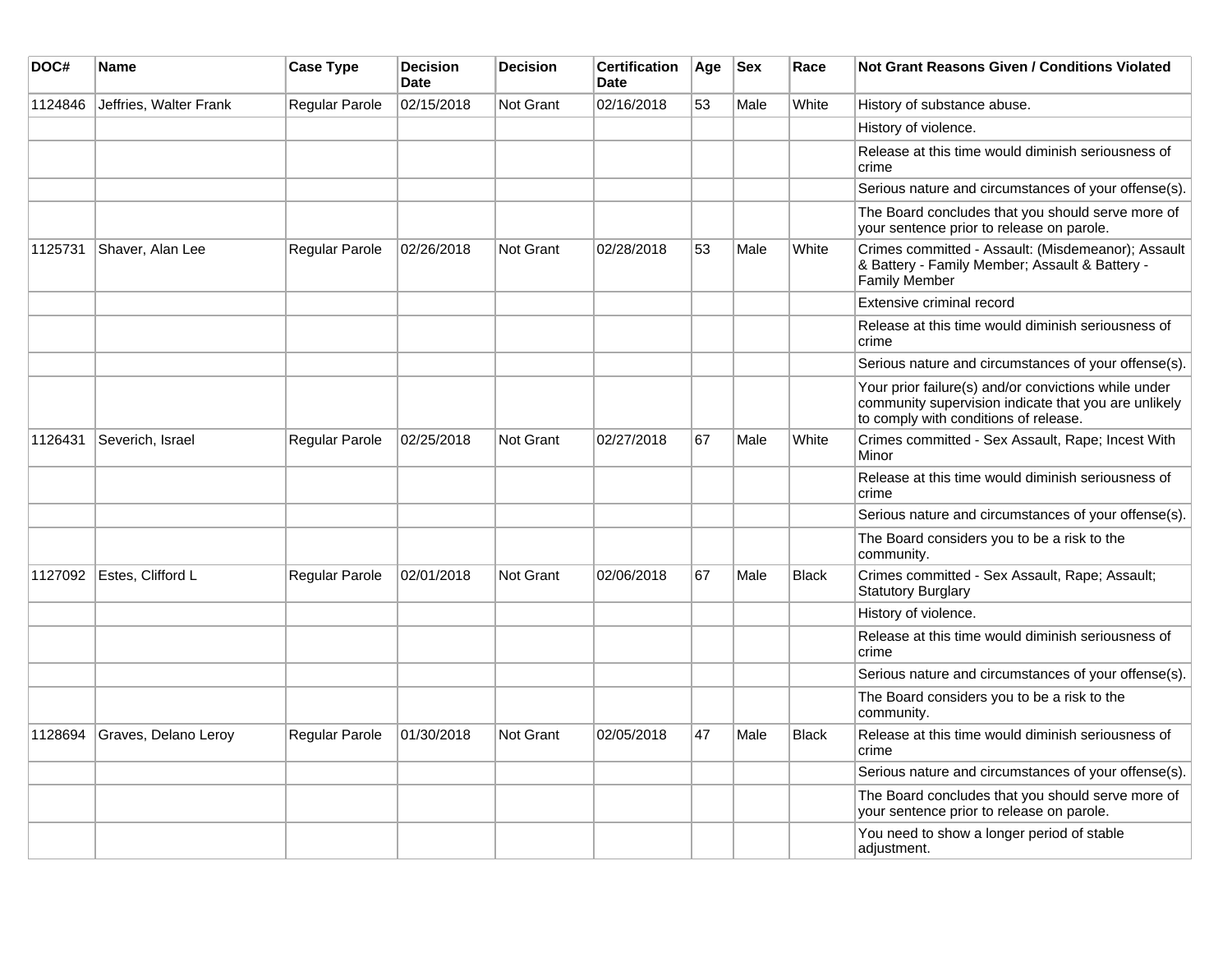| DOC# | Name | Case Type | Decision Date | Decision | Certification Date | Age | Sex | Race | Not Grant Reasons Given / Conditions Violated |
|---|---|---|---|---|---|---|---|---|---|
| 1124846 | Jeffries, Walter Frank | Regular Parole | 02/15/2018 | Not Grant | 02/16/2018 | 53 | Male | White | History of substance abuse. |
| | | | | | | | | | History of violence. |
| | | | | | | | | | Release at this time would diminish seriousness of crime |
| | | | | | | | | | Serious nature and circumstances of your offense(s). |
| | | | | | | | | | The Board concludes that you should serve more of your sentence prior to release on parole. |
| 1125731 | Shaver, Alan Lee | Regular Parole | 02/26/2018 | Not Grant | 02/28/2018 | 53 | Male | White | Crimes committed - Assault: (Misdemeanor); Assault & Battery - Family Member; Assault & Battery - Family Member |
| | | | | | | | | | Extensive criminal record |
| | | | | | | | | | Release at this time would diminish seriousness of crime |
| | | | | | | | | | Serious nature and circumstances of your offense(s). |
| | | | | | | | | | Your prior failure(s) and/or convictions while under community supervision indicate that you are unlikely to comply with conditions of release. |
| 1126431 | Severich, Israel | Regular Parole | 02/25/2018 | Not Grant | 02/27/2018 | 67 | Male | White | Crimes committed - Sex Assault, Rape; Incest With Minor |
| | | | | | | | | | Release at this time would diminish seriousness of crime |
| | | | | | | | | | Serious nature and circumstances of your offense(s). |
| | | | | | | | | | The Board considers you to be a risk to the community. |
| 1127092 | Estes, Clifford L | Regular Parole | 02/01/2018 | Not Grant | 02/06/2018 | 67 | Male | Black | Crimes committed - Sex Assault, Rape; Assault; Statutory Burglary |
| | | | | | | | | | History of violence. |
| | | | | | | | | | Release at this time would diminish seriousness of crime |
| | | | | | | | | | Serious nature and circumstances of your offense(s). |
| | | | | | | | | | The Board considers you to be a risk to the community. |
| 1128694 | Graves, Delano Leroy | Regular Parole | 01/30/2018 | Not Grant | 02/05/2018 | 47 | Male | Black | Release at this time would diminish seriousness of crime |
| | | | | | | | | | Serious nature and circumstances of your offense(s). |
| | | | | | | | | | The Board concludes that you should serve more of your sentence prior to release on parole. |
| | | | | | | | | | You need to show a longer period of stable adjustment. |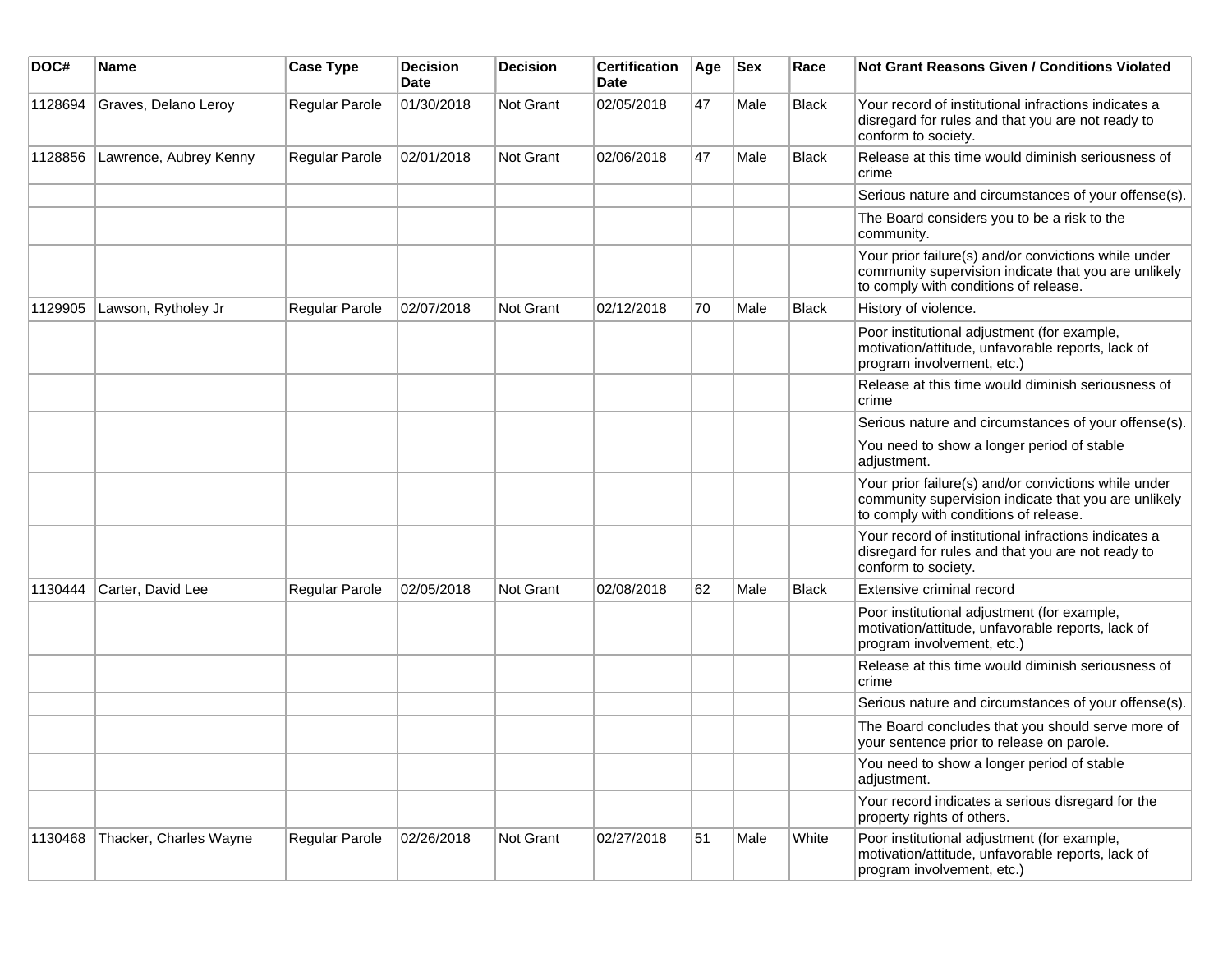| DOC# | Name | Case Type | Decision Date | Decision | Certification Date | Age | Sex | Race | Not Grant Reasons Given / Conditions Violated |
|---|---|---|---|---|---|---|---|---|---|
| 1128694 | Graves, Delano Leroy | Regular Parole | 01/30/2018 | Not Grant | 02/05/2018 | 47 | Male | Black | Your record of institutional infractions indicates a disregard for rules and that you are not ready to conform to society. |
| 1128856 | Lawrence, Aubrey Kenny | Regular Parole | 02/01/2018 | Not Grant | 02/06/2018 | 47 | Male | Black | Release at this time would diminish seriousness of crime |
| | | | | | | | | | Serious nature and circumstances of your offense(s). |
| | | | | | | | | | The Board considers you to be a risk to the community. |
| | | | | | | | | | Your prior failure(s) and/or convictions while under community supervision indicate that you are unlikely to comply with conditions of release. |
| 1129905 | Lawson, Rytholey Jr | Regular Parole | 02/07/2018 | Not Grant | 02/12/2018 | 70 | Male | Black | History of violence. |
| | | | | | | | | | Poor institutional adjustment (for example, motivation/attitude, unfavorable reports, lack of program involvement, etc.) |
| | | | | | | | | | Release at this time would diminish seriousness of crime |
| | | | | | | | | | Serious nature and circumstances of your offense(s). |
| | | | | | | | | | You need to show a longer period of stable adjustment. |
| | | | | | | | | | Your prior failure(s) and/or convictions while under community supervision indicate that you are unlikely to comply with conditions of release. |
| | | | | | | | | | Your record of institutional infractions indicates a disregard for rules and that you are not ready to conform to society. |
| 1130444 | Carter, David Lee | Regular Parole | 02/05/2018 | Not Grant | 02/08/2018 | 62 | Male | Black | Extensive criminal record |
| | | | | | | | | | Poor institutional adjustment (for example, motivation/attitude, unfavorable reports, lack of program involvement, etc.) |
| | | | | | | | | | Release at this time would diminish seriousness of crime |
| | | | | | | | | | Serious nature and circumstances of your offense(s). |
| | | | | | | | | | The Board concludes that you should serve more of your sentence prior to release on parole. |
| | | | | | | | | | You need to show a longer period of stable adjustment. |
| | | | | | | | | | Your record indicates a serious disregard for the property rights of others. |
| 1130468 | Thacker, Charles Wayne | Regular Parole | 02/26/2018 | Not Grant | 02/27/2018 | 51 | Male | White | Poor institutional adjustment (for example, motivation/attitude, unfavorable reports, lack of program involvement, etc.) |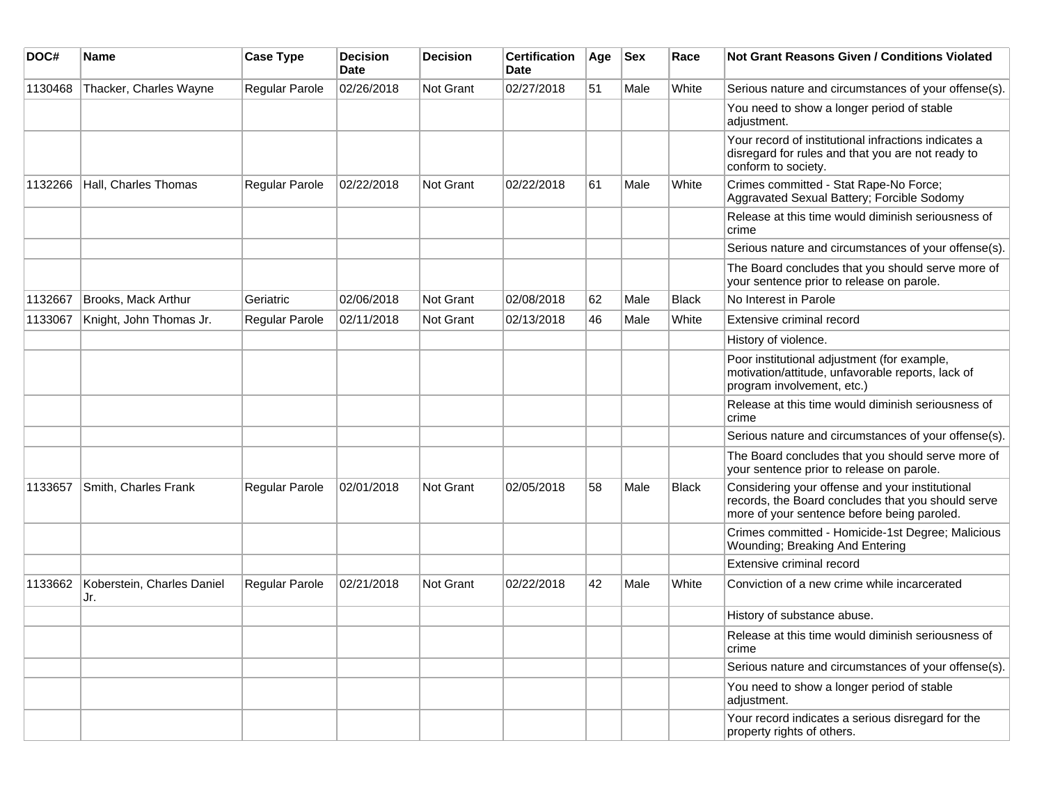| DOC# | Name | Case Type | Decision Date | Decision | Certification Date | Age | Sex | Race | Not Grant Reasons Given / Conditions Violated |
|---|---|---|---|---|---|---|---|---|---|
| 1130468 | Thacker, Charles Wayne | Regular Parole | 02/26/2018 | Not Grant | 02/27/2018 | 51 | Male | White | Serious nature and circumstances of your offense(s). |
| | | | | | | | | | You need to show a longer period of stable adjustment. |
| | | | | | | | | | Your record of institutional infractions indicates a disregard for rules and that you are not ready to conform to society. |
| 1132266 | Hall, Charles Thomas | Regular Parole | 02/22/2018 | Not Grant | 02/22/2018 | 61 | Male | White | Crimes committed - Stat Rape-No Force; Aggravated Sexual Battery; Forcible Sodomy |
| | | | | | | | | | Release at this time would diminish seriousness of crime |
| | | | | | | | | | Serious nature and circumstances of your offense(s). |
| | | | | | | | | | The Board concludes that you should serve more of your sentence prior to release on parole. |
| 1132667 | Brooks, Mack Arthur | Geriatric | 02/06/2018 | Not Grant | 02/08/2018 | 62 | Male | Black | No Interest in Parole |
| 1133067 | Knight, John Thomas Jr. | Regular Parole | 02/11/2018 | Not Grant | 02/13/2018 | 46 | Male | White | Extensive criminal record |
| | | | | | | | | | History of violence. |
| | | | | | | | | | Poor institutional adjustment (for example, motivation/attitude, unfavorable reports, lack of program involvement, etc.) |
| | | | | | | | | | Release at this time would diminish seriousness of crime |
| | | | | | | | | | Serious nature and circumstances of your offense(s). |
| | | | | | | | | | The Board concludes that you should serve more of your sentence prior to release on parole. |
| 1133657 | Smith, Charles Frank | Regular Parole | 02/01/2018 | Not Grant | 02/05/2018 | 58 | Male | Black | Considering your offense and your institutional records, the Board concludes that you should serve more of your sentence before being paroled. |
| | | | | | | | | | Crimes committed - Homicide-1st Degree; Malicious Wounding; Breaking And Entering |
| | | | | | | | | | Extensive criminal record |
| 1133662 | Koberstein, Charles Daniel Jr. | Regular Parole | 02/21/2018 | Not Grant | 02/22/2018 | 42 | Male | White | Conviction of a new crime while incarcerated |
| | | | | | | | | | History of substance abuse. |
| | | | | | | | | | Release at this time would diminish seriousness of crime |
| | | | | | | | | | Serious nature and circumstances of your offense(s). |
| | | | | | | | | | You need to show a longer period of stable adjustment. |
| | | | | | | | | | Your record indicates a serious disregard for the property rights of others. |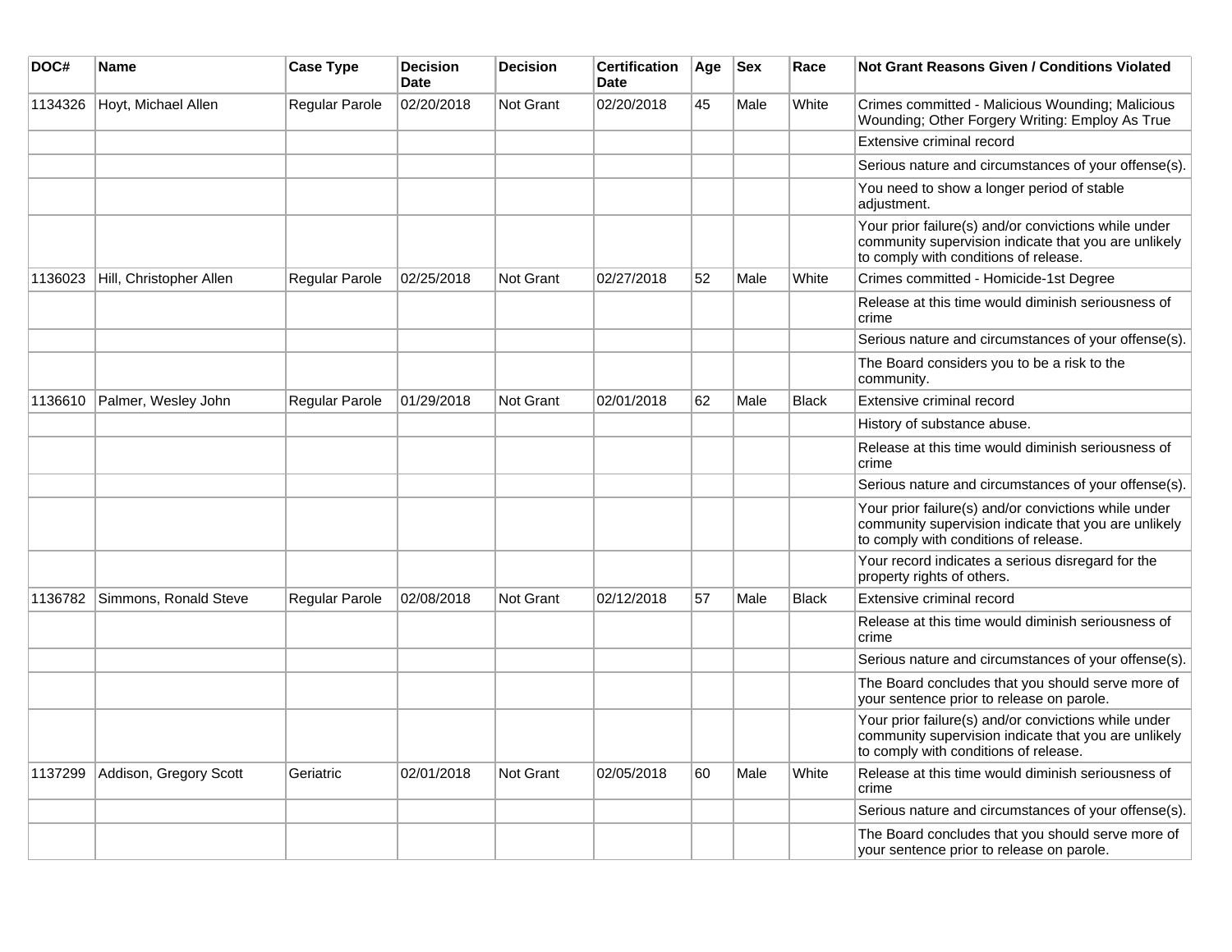| DOC# | Name | Case Type | Decision Date | Decision | Certification Date | Age | Sex | Race | Not Grant Reasons Given / Conditions Violated |
|---|---|---|---|---|---|---|---|---|---|
| 1134326 | Hoyt, Michael Allen | Regular Parole | 02/20/2018 | Not Grant | 02/20/2018 | 45 | Male | White | Crimes committed - Malicious Wounding; Malicious Wounding; Other Forgery Writing: Employ As True |
| | | | | | | | | | Extensive criminal record |
| | | | | | | | | | Serious nature and circumstances of your offense(s). |
| | | | | | | | | | You need to show a longer period of stable adjustment. |
| | | | | | | | | | Your prior failure(s) and/or convictions while under community supervision indicate that you are unlikely to comply with conditions of release. |
| 1136023 | Hill, Christopher Allen | Regular Parole | 02/25/2018 | Not Grant | 02/27/2018 | 52 | Male | White | Crimes committed - Homicide-1st Degree |
| | | | | | | | | | Release at this time would diminish seriousness of crime |
| | | | | | | | | | Serious nature and circumstances of your offense(s). |
| | | | | | | | | | The Board considers you to be a risk to the community. |
| 1136610 | Palmer, Wesley John | Regular Parole | 01/29/2018 | Not Grant | 02/01/2018 | 62 | Male | Black | Extensive criminal record |
| | | | | | | | | | History of substance abuse. |
| | | | | | | | | | Release at this time would diminish seriousness of crime |
| | | | | | | | | | Serious nature and circumstances of your offense(s). |
| | | | | | | | | | Your prior failure(s) and/or convictions while under community supervision indicate that you are unlikely to comply with conditions of release. |
| | | | | | | | | | Your record indicates a serious disregard for the property rights of others. |
| 1136782 | Simmons, Ronald Steve | Regular Parole | 02/08/2018 | Not Grant | 02/12/2018 | 57 | Male | Black | Extensive criminal record |
| | | | | | | | | | Release at this time would diminish seriousness of crime |
| | | | | | | | | | Serious nature and circumstances of your offense(s). |
| | | | | | | | | | The Board concludes that you should serve more of your sentence prior to release on parole. |
| | | | | | | | | | Your prior failure(s) and/or convictions while under community supervision indicate that you are unlikely to comply with conditions of release. |
| 1137299 | Addison, Gregory Scott | Geriatric | 02/01/2018 | Not Grant | 02/05/2018 | 60 | Male | White | Release at this time would diminish seriousness of crime |
| | | | | | | | | | Serious nature and circumstances of your offense(s). |
| | | | | | | | | | The Board concludes that you should serve more of your sentence prior to release on parole. |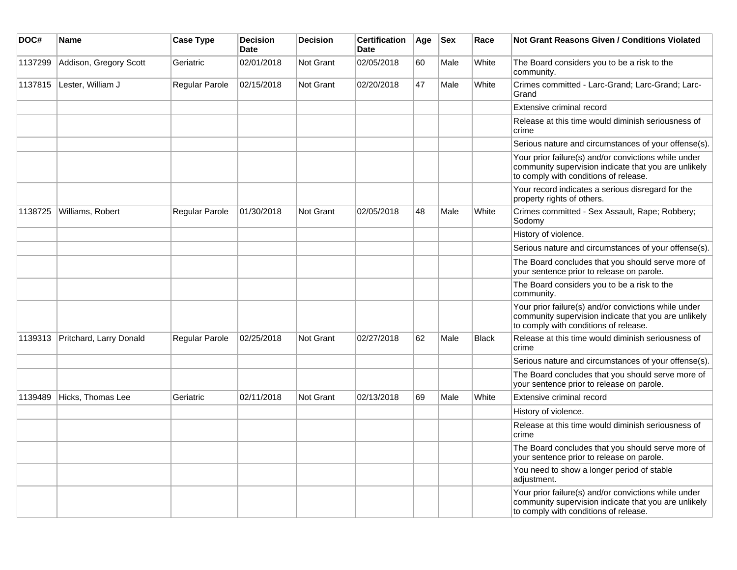| DOC# | Name | Case Type | Decision Date | Decision | Certification Date | Age | Sex | Race | Not Grant Reasons Given / Conditions Violated |
|---|---|---|---|---|---|---|---|---|---|
| 1137299 | Addison, Gregory Scott | Geriatric | 02/01/2018 | Not Grant | 02/05/2018 | 60 | Male | White | The Board considers you to be a risk to the community. |
| 1137815 | Lester, William J | Regular Parole | 02/15/2018 | Not Grant | 02/20/2018 | 47 | Male | White | Crimes committed - Larc-Grand; Larc-Grand; Larc-Grand |
| | | | | | | | | | Extensive criminal record |
| | | | | | | | | | Release at this time would diminish seriousness of crime |
| | | | | | | | | | Serious nature and circumstances of your offense(s). |
| | | | | | | | | | Your prior failure(s) and/or convictions while under community supervision indicate that you are unlikely to comply with conditions of release. |
| | | | | | | | | | Your record indicates a serious disregard for the property rights of others. |
| 1138725 | Williams, Robert | Regular Parole | 01/30/2018 | Not Grant | 02/05/2018 | 48 | Male | White | Crimes committed - Sex Assault, Rape; Robbery; Sodomy |
| | | | | | | | | | History of violence. |
| | | | | | | | | | Serious nature and circumstances of your offense(s). |
| | | | | | | | | | The Board concludes that you should serve more of your sentence prior to release on parole. |
| | | | | | | | | | The Board considers you to be a risk to the community. |
| | | | | | | | | | Your prior failure(s) and/or convictions while under community supervision indicate that you are unlikely to comply with conditions of release. |
| 1139313 | Pritchard, Larry Donald | Regular Parole | 02/25/2018 | Not Grant | 02/27/2018 | 62 | Male | Black | Release at this time would diminish seriousness of crime |
| | | | | | | | | | Serious nature and circumstances of your offense(s). |
| | | | | | | | | | The Board concludes that you should serve more of your sentence prior to release on parole. |
| 1139489 | Hicks, Thomas Lee | Geriatric | 02/11/2018 | Not Grant | 02/13/2018 | 69 | Male | White | Extensive criminal record |
| | | | | | | | | | History of violence. |
| | | | | | | | | | Release at this time would diminish seriousness of crime |
| | | | | | | | | | The Board concludes that you should serve more of your sentence prior to release on parole. |
| | | | | | | | | | You need to show a longer period of stable adjustment. |
| | | | | | | | | | Your prior failure(s) and/or convictions while under community supervision indicate that you are unlikely to comply with conditions of release. |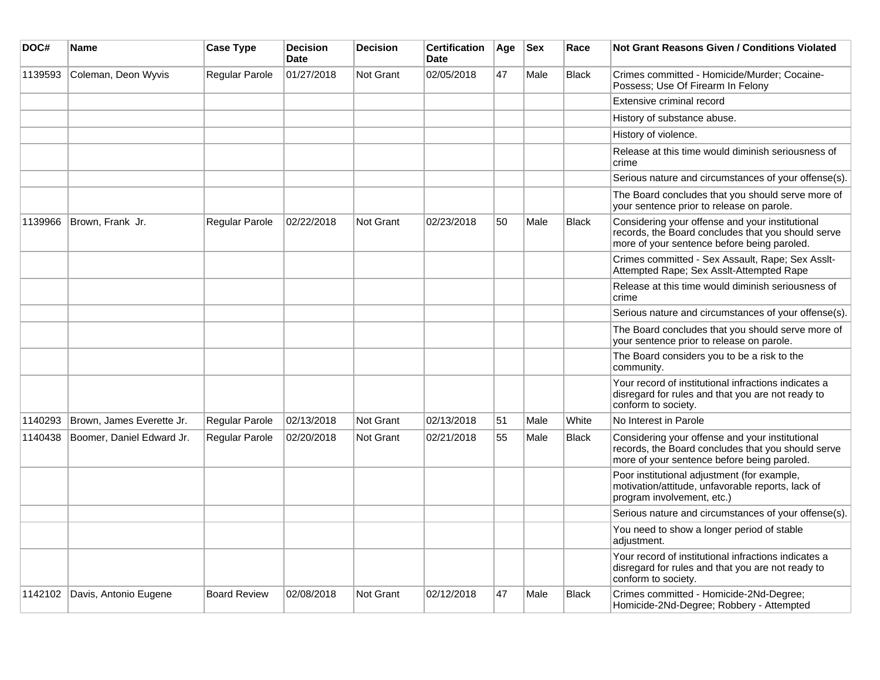| DOC# | Name | Case Type | Decision Date | Decision | Certification Date | Age | Sex | Race | Not Grant Reasons Given / Conditions Violated |
|---|---|---|---|---|---|---|---|---|---|
| 1139593 | Coleman, Deon Wyvis | Regular Parole | 01/27/2018 | Not Grant | 02/05/2018 | 47 | Male | Black | Crimes committed - Homicide/Murder; Cocaine-Possess; Use Of Firearm In Felony |
| | | | | | | | | | Extensive criminal record |
| | | | | | | | | | History of substance abuse. |
| | | | | | | | | | History of violence. |
| | | | | | | | | | Release at this time would diminish seriousness of crime |
| | | | | | | | | | Serious nature and circumstances of your offense(s). |
| | | | | | | | | | The Board concludes that you should serve more of your sentence prior to release on parole. |
| 1139966 | Brown, Frank Jr. | Regular Parole | 02/22/2018 | Not Grant | 02/23/2018 | 50 | Male | Black | Considering your offense and your institutional records, the Board concludes that you should serve more of your sentence before being paroled. |
| | | | | | | | | | Crimes committed - Sex Assault, Rape; Sex Asslt-Attempted Rape; Sex Asslt-Attempted Rape |
| | | | | | | | | | Release at this time would diminish seriousness of crime |
| | | | | | | | | | Serious nature and circumstances of your offense(s). |
| | | | | | | | | | The Board concludes that you should serve more of your sentence prior to release on parole. |
| | | | | | | | | | The Board considers you to be a risk to the community. |
| | | | | | | | | | Your record of institutional infractions indicates a disregard for rules and that you are not ready to conform to society. |
| 1140293 | Brown, James Everette Jr. | Regular Parole | 02/13/2018 | Not Grant | 02/13/2018 | 51 | Male | White | No Interest in Parole |
| 1140438 | Boomer, Daniel Edward Jr. | Regular Parole | 02/20/2018 | Not Grant | 02/21/2018 | 55 | Male | Black | Considering your offense and your institutional records, the Board concludes that you should serve more of your sentence before being paroled. |
| | | | | | | | | | Poor institutional adjustment (for example, motivation/attitude, unfavorable reports, lack of program involvement, etc.) |
| | | | | | | | | | Serious nature and circumstances of your offense(s). |
| | | | | | | | | | You need to show a longer period of stable adjustment. |
| | | | | | | | | | Your record of institutional infractions indicates a disregard for rules and that you are not ready to conform to society. |
| 1142102 | Davis, Antonio Eugene | Board Review | 02/08/2018 | Not Grant | 02/12/2018 | 47 | Male | Black | Crimes committed - Homicide-2Nd-Degree; Homicide-2Nd-Degree; Robbery - Attempted |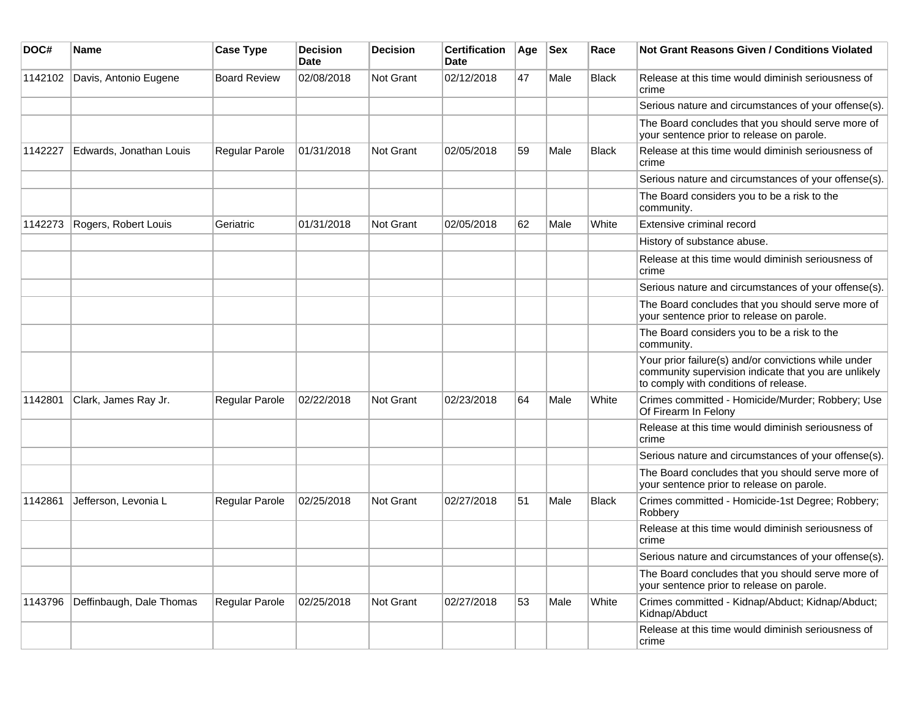| DOC# | Name | Case Type | Decision Date | Decision | Certification Date | Age | Sex | Race | Not Grant Reasons Given / Conditions Violated |
|---|---|---|---|---|---|---|---|---|---|
| 1142102 | Davis, Antonio Eugene | Board Review | 02/08/2018 | Not Grant | 02/12/2018 | 47 | Male | Black | Release at this time would diminish seriousness of crime |
| | | | | | | | | | Serious nature and circumstances of your offense(s). |
| | | | | | | | | | The Board concludes that you should serve more of your sentence prior to release on parole. |
| 1142227 | Edwards, Jonathan Louis | Regular Parole | 01/31/2018 | Not Grant | 02/05/2018 | 59 | Male | Black | Release at this time would diminish seriousness of crime |
| | | | | | | | | | Serious nature and circumstances of your offense(s). |
| | | | | | | | | | The Board considers you to be a risk to the community. |
| 1142273 | Rogers, Robert Louis | Geriatric | 01/31/2018 | Not Grant | 02/05/2018 | 62 | Male | White | Extensive criminal record |
| | | | | | | | | | History of substance abuse. |
| | | | | | | | | | Release at this time would diminish seriousness of crime |
| | | | | | | | | | Serious nature and circumstances of your offense(s). |
| | | | | | | | | | The Board concludes that you should serve more of your sentence prior to release on parole. |
| | | | | | | | | | The Board considers you to be a risk to the community. |
| | | | | | | | | | Your prior failure(s) and/or convictions while under community supervision indicate that you are unlikely to comply with conditions of release. |
| 1142801 | Clark, James Ray Jr. | Regular Parole | 02/22/2018 | Not Grant | 02/23/2018 | 64 | Male | White | Crimes committed - Homicide/Murder; Robbery; Use Of Firearm In Felony |
| | | | | | | | | | Release at this time would diminish seriousness of crime |
| | | | | | | | | | Serious nature and circumstances of your offense(s). |
| | | | | | | | | | The Board concludes that you should serve more of your sentence prior to release on parole. |
| 1142861 | Jefferson, Levonia L | Regular Parole | 02/25/2018 | Not Grant | 02/27/2018 | 51 | Male | Black | Crimes committed - Homicide-1st Degree; Robbery; Robbery |
| | | | | | | | | | Release at this time would diminish seriousness of crime |
| | | | | | | | | | Serious nature and circumstances of your offense(s). |
| | | | | | | | | | The Board concludes that you should serve more of your sentence prior to release on parole. |
| 1143796 | Deffinbaugh, Dale Thomas | Regular Parole | 02/25/2018 | Not Grant | 02/27/2018 | 53 | Male | White | Crimes committed - Kidnap/Abduct; Kidnap/Abduct; Kidnap/Abduct |
| | | | | | | | | | Release at this time would diminish seriousness of crime |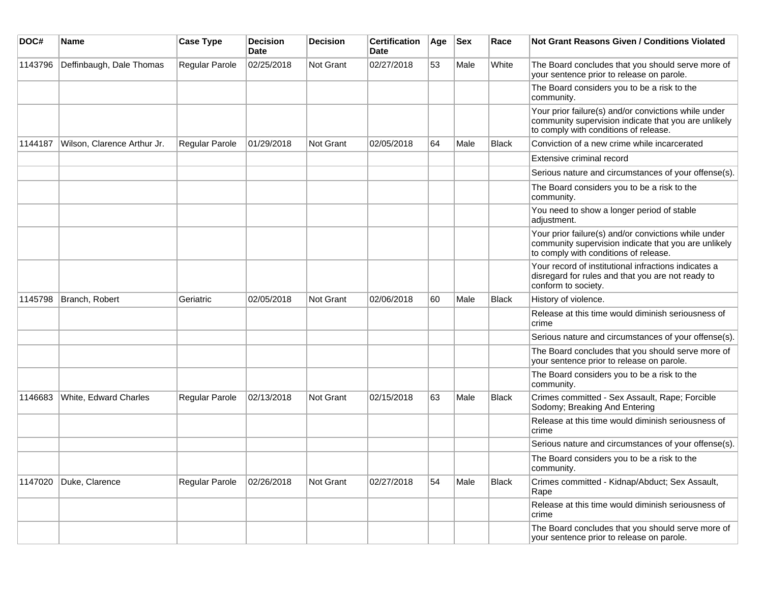| DOC# | Name | Case Type | Decision Date | Decision | Certification Date | Age | Sex | Race | Not Grant Reasons Given / Conditions Violated |
|---|---|---|---|---|---|---|---|---|---|
| 1143796 | Deffinbaugh, Dale Thomas | Regular Parole | 02/25/2018 | Not Grant | 02/27/2018 | 53 | Male | White | The Board concludes that you should serve more of your sentence prior to release on parole. |
| | | | | | | | | | The Board considers you to be a risk to the community. |
| | | | | | | | | | Your prior failure(s) and/or convictions while under community supervision indicate that you are unlikely to comply with conditions of release. |
| 1144187 | Wilson, Clarence Arthur Jr. | Regular Parole | 01/29/2018 | Not Grant | 02/05/2018 | 64 | Male | Black | Conviction of a new crime while incarcerated |
| | | | | | | | | | Extensive criminal record |
| | | | | | | | | | Serious nature and circumstances of your offense(s). |
| | | | | | | | | | The Board considers you to be a risk to the community. |
| | | | | | | | | | You need to show a longer period of stable adjustment. |
| | | | | | | | | | Your prior failure(s) and/or convictions while under community supervision indicate that you are unlikely to comply with conditions of release. |
| | | | | | | | | | Your record of institutional infractions indicates a disregard for rules and that you are not ready to conform to society. |
| 1145798 | Branch, Robert | Geriatric | 02/05/2018 | Not Grant | 02/06/2018 | 60 | Male | Black | History of violence. |
| | | | | | | | | | Release at this time would diminish seriousness of crime |
| | | | | | | | | | Serious nature and circumstances of your offense(s). |
| | | | | | | | | | The Board concludes that you should serve more of your sentence prior to release on parole. |
| | | | | | | | | | The Board considers you to be a risk to the community. |
| 1146683 | White, Edward Charles | Regular Parole | 02/13/2018 | Not Grant | 02/15/2018 | 63 | Male | Black | Crimes committed - Sex Assault, Rape; Forcible Sodomy; Breaking And Entering |
| | | | | | | | | | Release at this time would diminish seriousness of crime |
| | | | | | | | | | Serious nature and circumstances of your offense(s). |
| | | | | | | | | | The Board considers you to be a risk to the community. |
| 1147020 | Duke, Clarence | Regular Parole | 02/26/2018 | Not Grant | 02/27/2018 | 54 | Male | Black | Crimes committed - Kidnap/Abduct; Sex Assault, Rape |
| | | | | | | | | | Release at this time would diminish seriousness of crime |
| | | | | | | | | | The Board concludes that you should serve more of your sentence prior to release on parole. |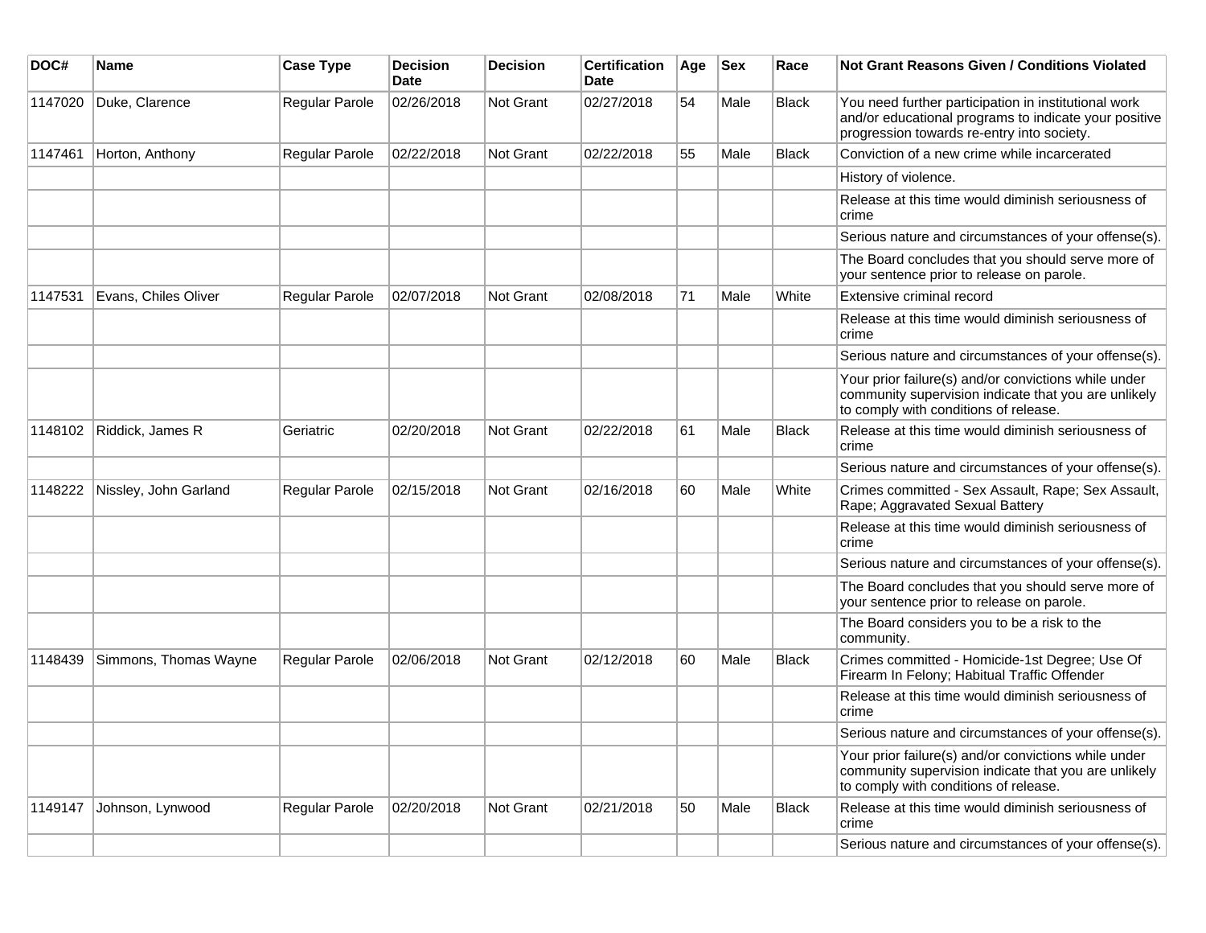| DOC# | Name | Case Type | Decision Date | Decision | Certification Date | Age | Sex | Race | Not Grant Reasons Given / Conditions Violated |
|---|---|---|---|---|---|---|---|---|---|
| 1147020 | Duke, Clarence | Regular Parole | 02/26/2018 | Not Grant | 02/27/2018 | 54 | Male | Black | You need further participation in institutional work and/or educational programs to indicate your positive progression towards re-entry into society. |
| 1147461 | Horton, Anthony | Regular Parole | 02/22/2018 | Not Grant | 02/22/2018 | 55 | Male | Black | Conviction of a new crime while incarcerated |
| | | | | | | | | | History of violence. |
| | | | | | | | | | Release at this time would diminish seriousness of crime |
| | | | | | | | | | Serious nature and circumstances of your offense(s). |
| | | | | | | | | | The Board concludes that you should serve more of your sentence prior to release on parole. |
| 1147531 | Evans, Chiles Oliver | Regular Parole | 02/07/2018 | Not Grant | 02/08/2018 | 71 | Male | White | Extensive criminal record |
| | | | | | | | | | Release at this time would diminish seriousness of crime |
| | | | | | | | | | Serious nature and circumstances of your offense(s). |
| | | | | | | | | | Your prior failure(s) and/or convictions while under community supervision indicate that you are unlikely to comply with conditions of release. |
| 1148102 | Riddick, James R | Geriatric | 02/20/2018 | Not Grant | 02/22/2018 | 61 | Male | Black | Release at this time would diminish seriousness of crime |
| | | | | | | | | | Serious nature and circumstances of your offense(s). |
| 1148222 | Nissley, John Garland | Regular Parole | 02/15/2018 | Not Grant | 02/16/2018 | 60 | Male | White | Crimes committed - Sex Assault, Rape; Sex Assault, Rape; Aggravated Sexual Battery |
| | | | | | | | | | Release at this time would diminish seriousness of crime |
| | | | | | | | | | Serious nature and circumstances of your offense(s). |
| | | | | | | | | | The Board concludes that you should serve more of your sentence prior to release on parole. |
| | | | | | | | | | The Board considers you to be a risk to the community. |
| 1148439 | Simmons, Thomas Wayne | Regular Parole | 02/06/2018 | Not Grant | 02/12/2018 | 60 | Male | Black | Crimes committed - Homicide-1st Degree; Use Of Firearm In Felony; Habitual Traffic Offender |
| | | | | | | | | | Release at this time would diminish seriousness of crime |
| | | | | | | | | | Serious nature and circumstances of your offense(s). |
| | | | | | | | | | Your prior failure(s) and/or convictions while under community supervision indicate that you are unlikely to comply with conditions of release. |
| 1149147 | Johnson, Lynwood | Regular Parole | 02/20/2018 | Not Grant | 02/21/2018 | 50 | Male | Black | Release at this time would diminish seriousness of crime |
| | | | | | | | | | Serious nature and circumstances of your offense(s). |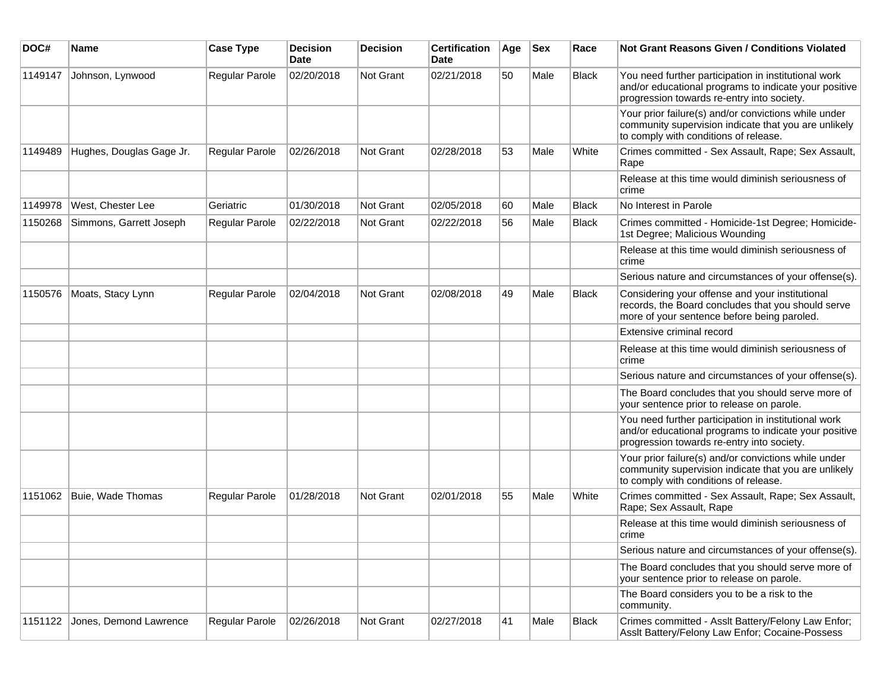| DOC# | Name | Case Type | Decision Date | Decision | Certification Date | Age | Sex | Race | Not Grant Reasons Given / Conditions Violated |
|---|---|---|---|---|---|---|---|---|---|
| 1149147 | Johnson, Lynwood | Regular Parole | 02/20/2018 | Not Grant | 02/21/2018 | 50 | Male | Black | You need further participation in institutional work and/or educational programs to indicate your positive progression towards re-entry into society. |
| | | | | | | | | | Your prior failure(s) and/or convictions while under community supervision indicate that you are unlikely to comply with conditions of release. |
| 1149489 | Hughes, Douglas Gage Jr. | Regular Parole | 02/26/2018 | Not Grant | 02/28/2018 | 53 | Male | White | Crimes committed - Sex Assault, Rape; Sex Assault, Rape |
| | | | | | | | | | Release at this time would diminish seriousness of crime |
| 1149978 | West, Chester Lee | Geriatric | 01/30/2018 | Not Grant | 02/05/2018 | 60 | Male | Black | No Interest in Parole |
| 1150268 | Simmons, Garrett Joseph | Regular Parole | 02/22/2018 | Not Grant | 02/22/2018 | 56 | Male | Black | Crimes committed - Homicide-1st Degree; Homicide-1st Degree; Malicious Wounding |
| | | | | | | | | | Release at this time would diminish seriousness of crime |
| | | | | | | | | | Serious nature and circumstances of your offense(s). |
| 1150576 | Moats, Stacy Lynn | Regular Parole | 02/04/2018 | Not Grant | 02/08/2018 | 49 | Male | Black | Considering your offense and your institutional records, the Board concludes that you should serve more of your sentence before being paroled. |
| | | | | | | | | | Extensive criminal record |
| | | | | | | | | | Release at this time would diminish seriousness of crime |
| | | | | | | | | | Serious nature and circumstances of your offense(s). |
| | | | | | | | | | The Board concludes that you should serve more of your sentence prior to release on parole. |
| | | | | | | | | | You need further participation in institutional work and/or educational programs to indicate your positive progression towards re-entry into society. |
| | | | | | | | | | Your prior failure(s) and/or convictions while under community supervision indicate that you are unlikely to comply with conditions of release. |
| 1151062 | Buie, Wade Thomas | Regular Parole | 01/28/2018 | Not Grant | 02/01/2018 | 55 | Male | White | Crimes committed - Sex Assault, Rape; Sex Assault, Rape; Sex Assault, Rape |
| | | | | | | | | | Release at this time would diminish seriousness of crime |
| | | | | | | | | | Serious nature and circumstances of your offense(s). |
| | | | | | | | | | The Board concludes that you should serve more of your sentence prior to release on parole. |
| | | | | | | | | | The Board considers you to be a risk to the community. |
| 1151122 | Jones, Demond Lawrence | Regular Parole | 02/26/2018 | Not Grant | 02/27/2018 | 41 | Male | Black | Crimes committed - Asslt Battery/Felony Law Enfor; Asslt Battery/Felony Law Enfor; Cocaine-Possess |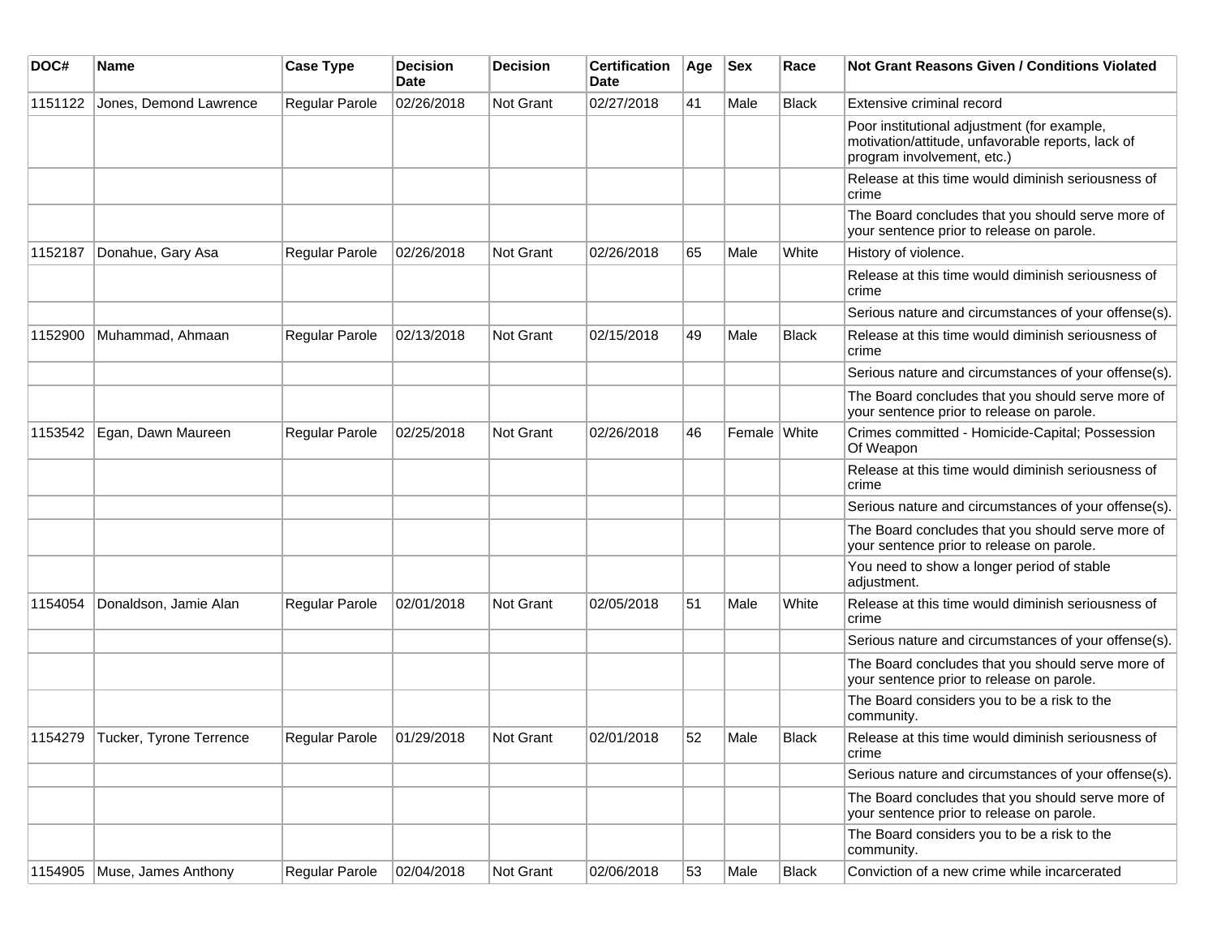| DOC# | Name | Case Type | Decision Date | Decision | Certification Date | Age | Sex | Race | Not Grant Reasons Given / Conditions Violated |
|---|---|---|---|---|---|---|---|---|---|
| 1151122 | Jones, Demond Lawrence | Regular Parole | 02/26/2018 | Not Grant | 02/27/2018 | 41 | Male | Black | Extensive criminal record |
| | | | | | | | | | Poor institutional adjustment (for example, motivation/attitude, unfavorable reports, lack of program involvement, etc.) |
| | | | | | | | | | Release at this time would diminish seriousness of crime |
| | | | | | | | | | The Board concludes that you should serve more of your sentence prior to release on parole. |
| 1152187 | Donahue, Gary Asa | Regular Parole | 02/26/2018 | Not Grant | 02/26/2018 | 65 | Male | White | History of violence. |
| | | | | | | | | | Release at this time would diminish seriousness of crime |
| | | | | | | | | | Serious nature and circumstances of your offense(s). |
| 1152900 | Muhammad, Ahmaan | Regular Parole | 02/13/2018 | Not Grant | 02/15/2018 | 49 | Male | Black | Release at this time would diminish seriousness of crime |
| | | | | | | | | | Serious nature and circumstances of your offense(s). |
| | | | | | | | | | The Board concludes that you should serve more of your sentence prior to release on parole. |
| 1153542 | Egan, Dawn Maureen | Regular Parole | 02/25/2018 | Not Grant | 02/26/2018 | 46 | Female | White | Crimes committed - Homicide-Capital; Possession Of Weapon |
| | | | | | | | | | Release at this time would diminish seriousness of crime |
| | | | | | | | | | Serious nature and circumstances of your offense(s). |
| | | | | | | | | | The Board concludes that you should serve more of your sentence prior to release on parole. |
| | | | | | | | | | You need to show a longer period of stable adjustment. |
| 1154054 | Donaldson, Jamie Alan | Regular Parole | 02/01/2018 | Not Grant | 02/05/2018 | 51 | Male | White | Release at this time would diminish seriousness of crime |
| | | | | | | | | | Serious nature and circumstances of your offense(s). |
| | | | | | | | | | The Board concludes that you should serve more of your sentence prior to release on parole. |
| | | | | | | | | | The Board considers you to be a risk to the community. |
| 1154279 | Tucker, Tyrone Terrence | Regular Parole | 01/29/2018 | Not Grant | 02/01/2018 | 52 | Male | Black | Release at this time would diminish seriousness of crime |
| | | | | | | | | | Serious nature and circumstances of your offense(s). |
| | | | | | | | | | The Board concludes that you should serve more of your sentence prior to release on parole. |
| | | | | | | | | | The Board considers you to be a risk to the community. |
| 1154905 | Muse, James Anthony | Regular Parole | 02/04/2018 | Not Grant | 02/06/2018 | 53 | Male | Black | Conviction of a new crime while incarcerated |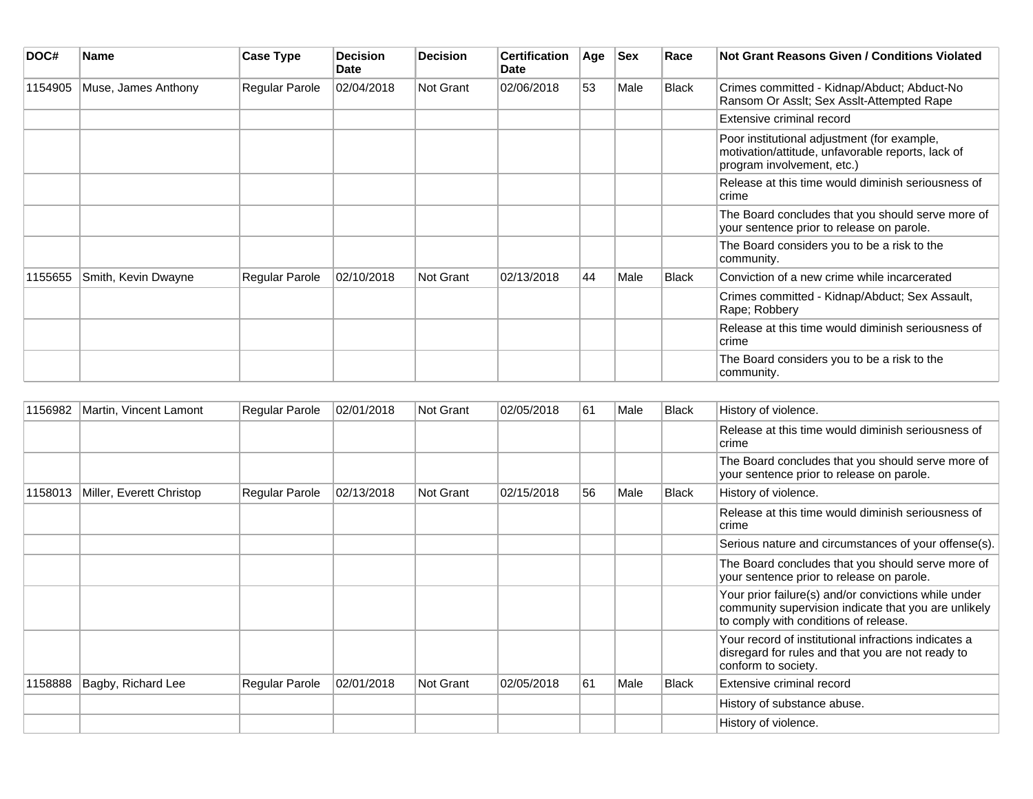| DOC# | Name | Case Type | Decision Date | Decision | Certification Date | Age | Sex | Race | Not Grant Reasons Given / Conditions Violated |
|---|---|---|---|---|---|---|---|---|---|
| 1154905 | Muse, James Anthony | Regular Parole | 02/04/2018 | Not Grant | 02/06/2018 | 53 | Male | Black | Crimes committed - Kidnap/Abduct; Abduct-No Ransom Or Asslt; Sex Asslt-Attempted Rape |
| | | | | | | | | | Extensive criminal record |
| | | | | | | | | | Poor institutional adjustment (for example, motivation/attitude, unfavorable reports, lack of program involvement, etc.) |
| | | | | | | | | | Release at this time would diminish seriousness of crime |
| | | | | | | | | | The Board concludes that you should serve more of your sentence prior to release on parole. |
| | | | | | | | | | The Board considers you to be a risk to the community. |
| 1155655 | Smith, Kevin Dwayne | Regular Parole | 02/10/2018 | Not Grant | 02/13/2018 | 44 | Male | Black | Conviction of a new crime while incarcerated |
| | | | | | | | | | Crimes committed - Kidnap/Abduct; Sex Assault, Rape; Robbery |
| | | | | | | | | | Release at this time would diminish seriousness of crime |
| | | | | | | | | | The Board considers you to be a risk to the community. |
| 1156982 | Martin, Vincent Lamont | Regular Parole | 02/01/2018 | Not Grant | 02/05/2018 | 61 | Male | Black | History of violence. |
| | | | | | | | | | Release at this time would diminish seriousness of crime |
| | | | | | | | | | The Board concludes that you should serve more of your sentence prior to release on parole. |
| 1158013 | Miller, Everett Christop | Regular Parole | 02/13/2018 | Not Grant | 02/15/2018 | 56 | Male | Black | History of violence. |
| | | | | | | | | | Release at this time would diminish seriousness of crime |
| | | | | | | | | | Serious nature and circumstances of your offense(s). |
| | | | | | | | | | The Board concludes that you should serve more of your sentence prior to release on parole. |
| | | | | | | | | | Your prior failure(s) and/or convictions while under community supervision indicate that you are unlikely to comply with conditions of release. |
| | | | | | | | | | Your record of institutional infractions indicates a disregard for rules and that you are not ready to conform to society. |
| 1158888 | Bagby, Richard Lee | Regular Parole | 02/01/2018 | Not Grant | 02/05/2018 | 61 | Male | Black | Extensive criminal record |
| | | | | | | | | | History of substance abuse. |
| | | | | | | | | | History of violence. |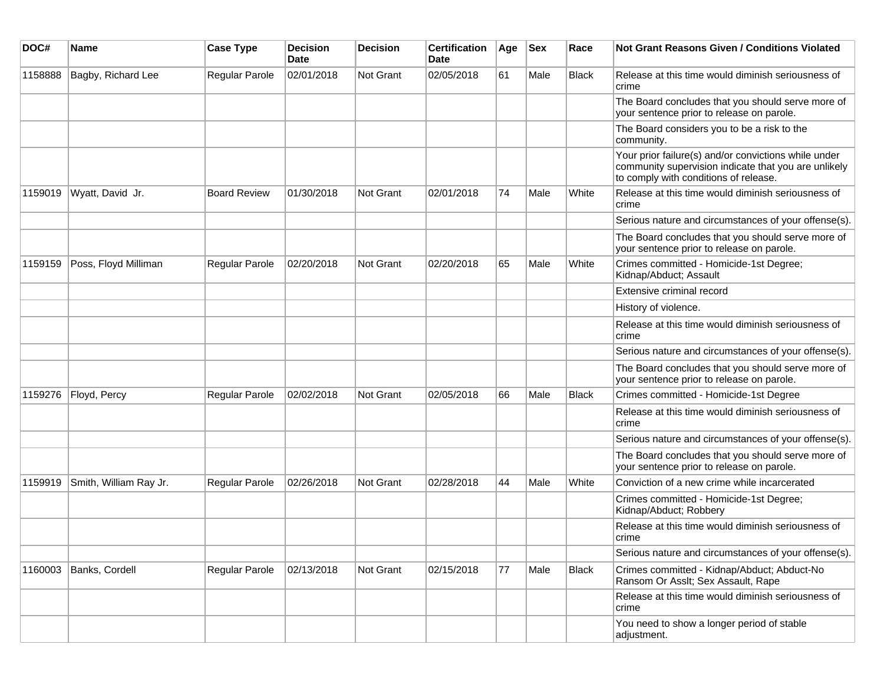| DOC# | Name | Case Type | Decision Date | Decision | Certification Date | Age | Sex | Race | Not Grant Reasons Given / Conditions Violated |
|---|---|---|---|---|---|---|---|---|---|
| 1158888 | Bagby, Richard Lee | Regular Parole | 02/01/2018 | Not Grant | 02/05/2018 | 61 | Male | Black | Release at this time would diminish seriousness of crime |
| | | | | | | | | | The Board concludes that you should serve more of your sentence prior to release on parole. |
| | | | | | | | | | The Board considers you to be a risk to the community. |
| | | | | | | | | | Your prior failure(s) and/or convictions while under community supervision indicate that you are unlikely to comply with conditions of release. |
| 1159019 | Wyatt, David Jr. | Board Review | 01/30/2018 | Not Grant | 02/01/2018 | 74 | Male | White | Release at this time would diminish seriousness of crime |
| | | | | | | | | | Serious nature and circumstances of your offense(s). |
| | | | | | | | | | The Board concludes that you should serve more of your sentence prior to release on parole. |
| 1159159 | Poss, Floyd Milliman | Regular Parole | 02/20/2018 | Not Grant | 02/20/2018 | 65 | Male | White | Crimes committed - Homicide-1st Degree; Kidnap/Abduct; Assault |
| | | | | | | | | | Extensive criminal record |
| | | | | | | | | | History of violence. |
| | | | | | | | | | Release at this time would diminish seriousness of crime |
| | | | | | | | | | Serious nature and circumstances of your offense(s). |
| | | | | | | | | | The Board concludes that you should serve more of your sentence prior to release on parole. |
| 1159276 | Floyd, Percy | Regular Parole | 02/02/2018 | Not Grant | 02/05/2018 | 66 | Male | Black | Crimes committed - Homicide-1st Degree |
| | | | | | | | | | Release at this time would diminish seriousness of crime |
| | | | | | | | | | Serious nature and circumstances of your offense(s). |
| | | | | | | | | | The Board concludes that you should serve more of your sentence prior to release on parole. |
| 1159919 | Smith, William Ray Jr. | Regular Parole | 02/26/2018 | Not Grant | 02/28/2018 | 44 | Male | White | Conviction of a new crime while incarcerated |
| | | | | | | | | | Crimes committed - Homicide-1st Degree; Kidnap/Abduct; Robbery |
| | | | | | | | | | Release at this time would diminish seriousness of crime |
| | | | | | | | | | Serious nature and circumstances of your offense(s). |
| 1160003 | Banks, Cordell | Regular Parole | 02/13/2018 | Not Grant | 02/15/2018 | 77 | Male | Black | Crimes committed - Kidnap/Abduct; Abduct-No Ransom Or Asslt; Sex Assault, Rape |
| | | | | | | | | | Release at this time would diminish seriousness of crime |
| | | | | | | | | | You need to show a longer period of stable adjustment. |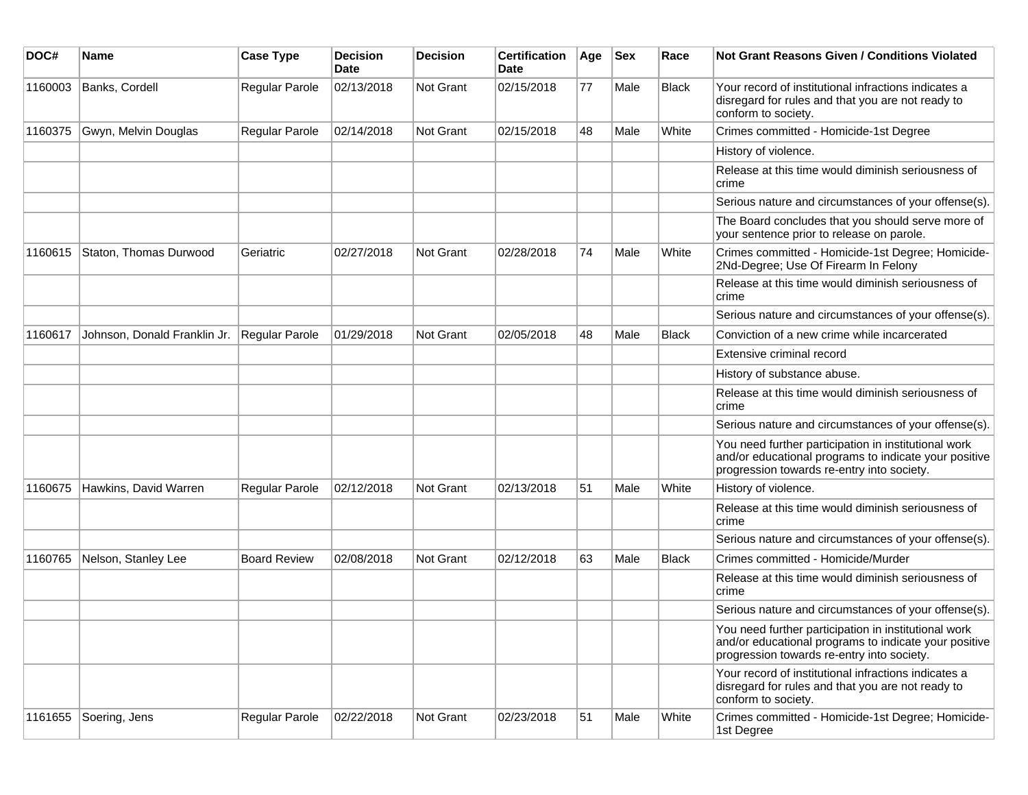| DOC# | Name | Case Type | Decision Date | Decision | Certification Date | Age | Sex | Race | Not Grant Reasons Given / Conditions Violated |
|---|---|---|---|---|---|---|---|---|---|
| 1160003 | Banks, Cordell | Regular Parole | 02/13/2018 | Not Grant | 02/15/2018 | 77 | Male | Black | Your record of institutional infractions indicates a disregard for rules and that you are not ready to conform to society. |
| 1160375 | Gwyn, Melvin Douglas | Regular Parole | 02/14/2018 | Not Grant | 02/15/2018 | 48 | Male | White | Crimes committed - Homicide-1st Degree |
| | | | | | | | | | History of violence. |
| | | | | | | | | | Release at this time would diminish seriousness of crime |
| | | | | | | | | | Serious nature and circumstances of your offense(s). |
| | | | | | | | | | The Board concludes that you should serve more of your sentence prior to release on parole. |
| 1160615 | Staton, Thomas Durwood | Geriatric | 02/27/2018 | Not Grant | 02/28/2018 | 74 | Male | White | Crimes committed - Homicide-1st Degree; Homicide-2Nd-Degree; Use Of Firearm In Felony |
| | | | | | | | | | Release at this time would diminish seriousness of crime |
| | | | | | | | | | Serious nature and circumstances of your offense(s). |
| 1160617 | Johnson, Donald Franklin Jr. | Regular Parole | 01/29/2018 | Not Grant | 02/05/2018 | 48 | Male | Black | Conviction of a new crime while incarcerated |
| | | | | | | | | | Extensive criminal record |
| | | | | | | | | | History of substance abuse. |
| | | | | | | | | | Release at this time would diminish seriousness of crime |
| | | | | | | | | | Serious nature and circumstances of your offense(s). |
| | | | | | | | | | You need further participation in institutional work and/or educational programs to indicate your positive progression towards re-entry into society. |
| 1160675 | Hawkins, David Warren | Regular Parole | 02/12/2018 | Not Grant | 02/13/2018 | 51 | Male | White | History of violence. |
| | | | | | | | | | Release at this time would diminish seriousness of crime |
| | | | | | | | | | Serious nature and circumstances of your offense(s). |
| 1160765 | Nelson, Stanley Lee | Board Review | 02/08/2018 | Not Grant | 02/12/2018 | 63 | Male | Black | Crimes committed - Homicide/Murder |
| | | | | | | | | | Release at this time would diminish seriousness of crime |
| | | | | | | | | | Serious nature and circumstances of your offense(s). |
| | | | | | | | | | You need further participation in institutional work and/or educational programs to indicate your positive progression towards re-entry into society. |
| | | | | | | | | | Your record of institutional infractions indicates a disregard for rules and that you are not ready to conform to society. |
| 1161655 | Soering, Jens | Regular Parole | 02/22/2018 | Not Grant | 02/23/2018 | 51 | Male | White | Crimes committed - Homicide-1st Degree; Homicide-1st Degree |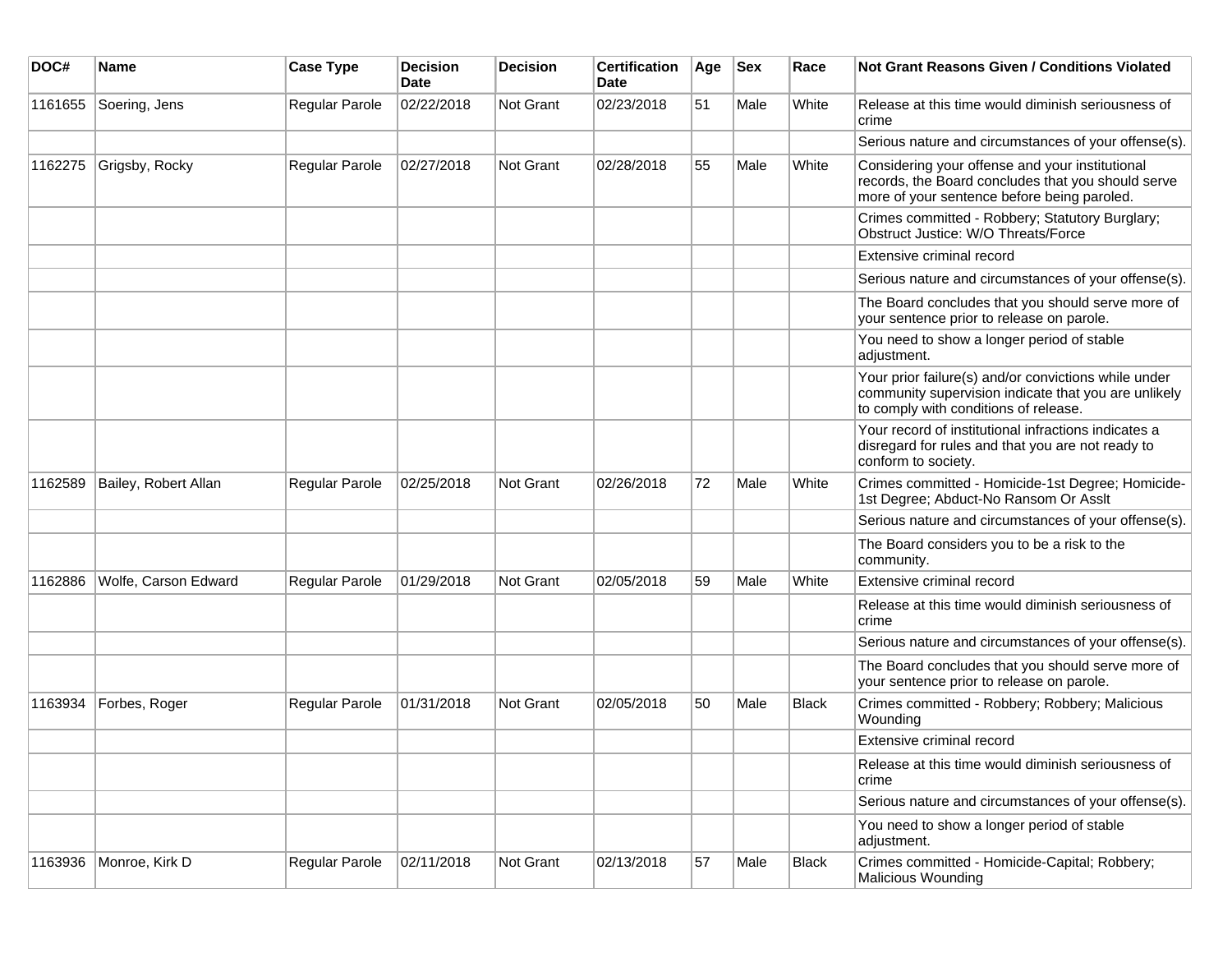| DOC# | Name | Case Type | Decision Date | Decision | Certification Date | Age | Sex | Race | Not Grant Reasons Given / Conditions Violated |
|---|---|---|---|---|---|---|---|---|---|
| 1161655 | Soering, Jens | Regular Parole | 02/22/2018 | Not Grant | 02/23/2018 | 51 | Male | White | Release at this time would diminish seriousness of crime |
| | | | | | | | | | Serious nature and circumstances of your offense(s). |
| 1162275 | Grigsby, Rocky | Regular Parole | 02/27/2018 | Not Grant | 02/28/2018 | 55 | Male | White | Considering your offense and your institutional records, the Board concludes that you should serve more of your sentence before being paroled. |
| | | | | | | | | | Crimes committed - Robbery; Statutory Burglary; Obstruct Justice: W/O Threats/Force |
| | | | | | | | | | Extensive criminal record |
| | | | | | | | | | Serious nature and circumstances of your offense(s). |
| | | | | | | | | | The Board concludes that you should serve more of your sentence prior to release on parole. |
| | | | | | | | | | You need to show a longer period of stable adjustment. |
| | | | | | | | | | Your prior failure(s) and/or convictions while under community supervision indicate that you are unlikely to comply with conditions of release. |
| | | | | | | | | | Your record of institutional infractions indicates a disregard for rules and that you are not ready to conform to society. |
| 1162589 | Bailey, Robert Allan | Regular Parole | 02/25/2018 | Not Grant | 02/26/2018 | 72 | Male | White | Crimes committed - Homicide-1st Degree; Homicide-1st Degree; Abduct-No Ransom Or Asslt |
| | | | | | | | | | Serious nature and circumstances of your offense(s). |
| | | | | | | | | | The Board considers you to be a risk to the community. |
| 1162886 | Wolfe, Carson Edward | Regular Parole | 01/29/2018 | Not Grant | 02/05/2018 | 59 | Male | White | Extensive criminal record |
| | | | | | | | | | Release at this time would diminish seriousness of crime |
| | | | | | | | | | Serious nature and circumstances of your offense(s). |
| | | | | | | | | | The Board concludes that you should serve more of your sentence prior to release on parole. |
| 1163934 | Forbes, Roger | Regular Parole | 01/31/2018 | Not Grant | 02/05/2018 | 50 | Male | Black | Crimes committed - Robbery; Robbery; Malicious Wounding |
| | | | | | | | | | Extensive criminal record |
| | | | | | | | | | Release at this time would diminish seriousness of crime |
| | | | | | | | | | Serious nature and circumstances of your offense(s). |
| | | | | | | | | | You need to show a longer period of stable adjustment. |
| 1163936 | Monroe, Kirk D | Regular Parole | 02/11/2018 | Not Grant | 02/13/2018 | 57 | Male | Black | Crimes committed - Homicide-Capital; Robbery; Malicious Wounding |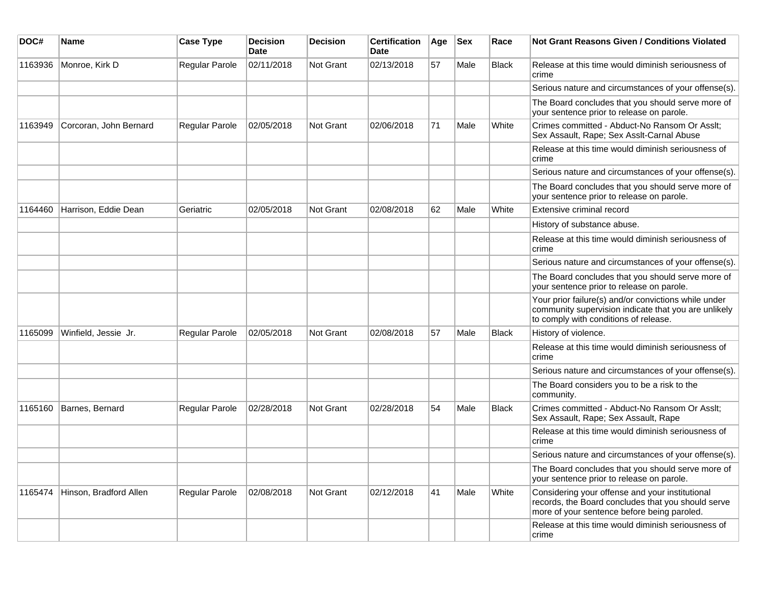| DOC# | Name | Case Type | Decision Date | Decision | Certification Date | Age | Sex | Race | Not Grant Reasons Given / Conditions Violated |
|---|---|---|---|---|---|---|---|---|---|
| 1163936 | Monroe, Kirk D | Regular Parole | 02/11/2018 | Not Grant | 02/13/2018 | 57 | Male | Black | Release at this time would diminish seriousness of crime |
| | | | | | | | | | Serious nature and circumstances of your offense(s). |
| | | | | | | | | | The Board concludes that you should serve more of your sentence prior to release on parole. |
| 1163949 | Corcoran, John Bernard | Regular Parole | 02/05/2018 | Not Grant | 02/06/2018 | 71 | Male | White | Crimes committed - Abduct-No Ransom Or Asslt; Sex Assault, Rape; Sex Asslt-Carnal Abuse |
| | | | | | | | | | Release at this time would diminish seriousness of crime |
| | | | | | | | | | Serious nature and circumstances of your offense(s). |
| | | | | | | | | | The Board concludes that you should serve more of your sentence prior to release on parole. |
| 1164460 | Harrison, Eddie Dean | Geriatric | 02/05/2018 | Not Grant | 02/08/2018 | 62 | Male | White | Extensive criminal record |
| | | | | | | | | | History of substance abuse. |
| | | | | | | | | | Release at this time would diminish seriousness of crime |
| | | | | | | | | | Serious nature and circumstances of your offense(s). |
| | | | | | | | | | The Board concludes that you should serve more of your sentence prior to release on parole. |
| | | | | | | | | | Your prior failure(s) and/or convictions while under community supervision indicate that you are unlikely to comply with conditions of release. |
| 1165099 | Winfield, Jessie Jr. | Regular Parole | 02/05/2018 | Not Grant | 02/08/2018 | 57 | Male | Black | History of violence. |
| | | | | | | | | | Release at this time would diminish seriousness of crime |
| | | | | | | | | | Serious nature and circumstances of your offense(s). |
| | | | | | | | | | The Board considers you to be a risk to the community. |
| 1165160 | Barnes, Bernard | Regular Parole | 02/28/2018 | Not Grant | 02/28/2018 | 54 | Male | Black | Crimes committed - Abduct-No Ransom Or Asslt; Sex Assault, Rape; Sex Assault, Rape |
| | | | | | | | | | Release at this time would diminish seriousness of crime |
| | | | | | | | | | Serious nature and circumstances of your offense(s). |
| | | | | | | | | | The Board concludes that you should serve more of your sentence prior to release on parole. |
| 1165474 | Hinson, Bradford Allen | Regular Parole | 02/08/2018 | Not Grant | 02/12/2018 | 41 | Male | White | Considering your offense and your institutional records, the Board concludes that you should serve more of your sentence before being paroled. |
| | | | | | | | | | Release at this time would diminish seriousness of crime |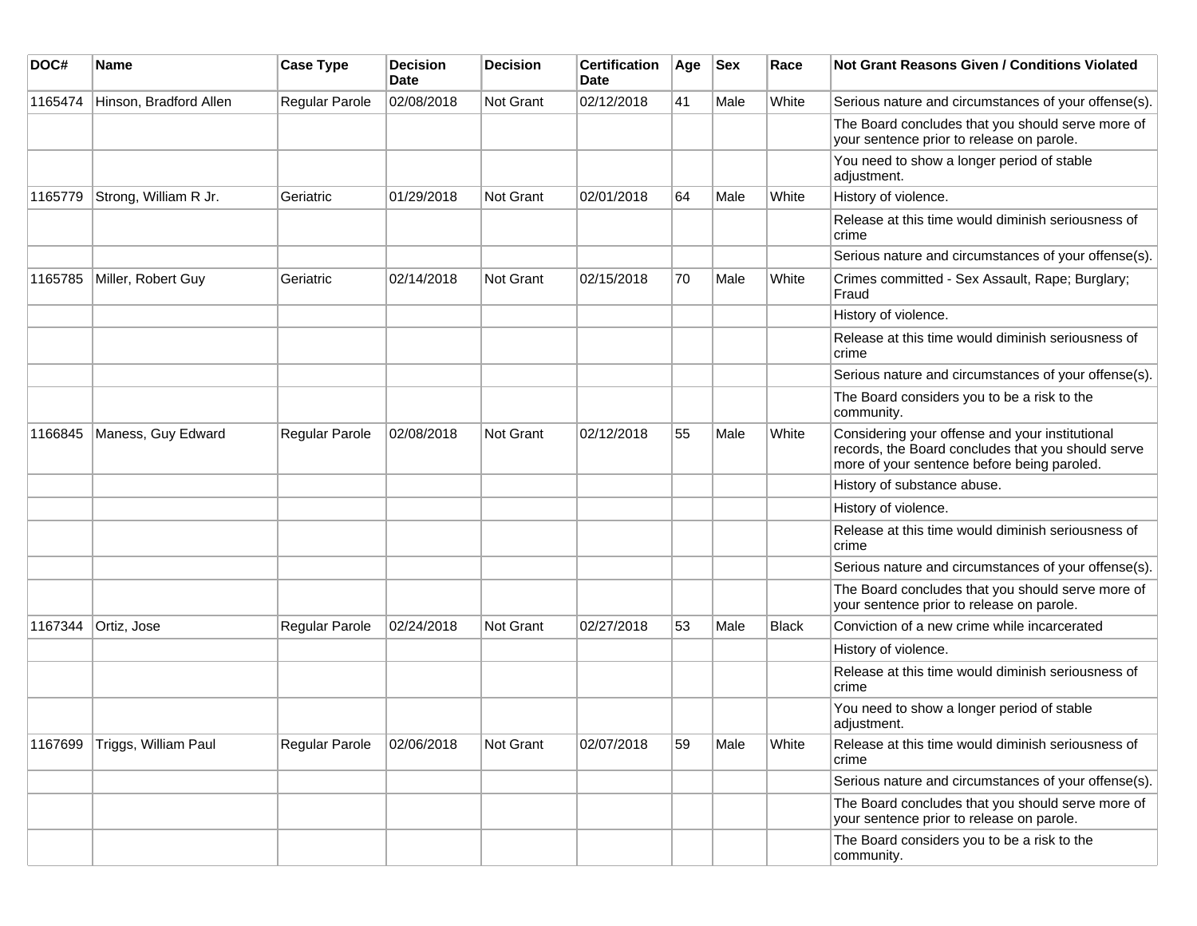| DOC# | Name | Case Type | Decision Date | Decision | Certification Date | Age | Sex | Race | Not Grant Reasons Given / Conditions Violated |
|---|---|---|---|---|---|---|---|---|---|
| 1165474 | Hinson, Bradford Allen | Regular Parole | 02/08/2018 | Not Grant | 02/12/2018 | 41 | Male | White | Serious nature and circumstances of your offense(s). |
| | | | | | | | | | The Board concludes that you should serve more of your sentence prior to release on parole. |
| | | | | | | | | | You need to show a longer period of stable adjustment. |
| 1165779 | Strong, William R Jr. | Geriatric | 01/29/2018 | Not Grant | 02/01/2018 | 64 | Male | White | History of violence. |
| | | | | | | | | | Release at this time would diminish seriousness of crime |
| | | | | | | | | | Serious nature and circumstances of your offense(s). |
| 1165785 | Miller, Robert Guy | Geriatric | 02/14/2018 | Not Grant | 02/15/2018 | 70 | Male | White | Crimes committed - Sex Assault, Rape; Burglary; Fraud |
| | | | | | | | | | History of violence. |
| | | | | | | | | | Release at this time would diminish seriousness of crime |
| | | | | | | | | | Serious nature and circumstances of your offense(s). |
| | | | | | | | | | The Board considers you to be a risk to the community. |
| 1166845 | Maness, Guy Edward | Regular Parole | 02/08/2018 | Not Grant | 02/12/2018 | 55 | Male | White | Considering your offense and your institutional records, the Board concludes that you should serve more of your sentence before being paroled. |
| | | | | | | | | | History of substance abuse. |
| | | | | | | | | | History of violence. |
| | | | | | | | | | Release at this time would diminish seriousness of crime |
| | | | | | | | | | Serious nature and circumstances of your offense(s). |
| | | | | | | | | | The Board concludes that you should serve more of your sentence prior to release on parole. |
| 1167344 | Ortiz, Jose | Regular Parole | 02/24/2018 | Not Grant | 02/27/2018 | 53 | Male | Black | Conviction of a new crime while incarcerated |
| | | | | | | | | | History of violence. |
| | | | | | | | | | Release at this time would diminish seriousness of crime |
| | | | | | | | | | You need to show a longer period of stable adjustment. |
| 1167699 | Triggs, William Paul | Regular Parole | 02/06/2018 | Not Grant | 02/07/2018 | 59 | Male | White | Release at this time would diminish seriousness of crime |
| | | | | | | | | | Serious nature and circumstances of your offense(s). |
| | | | | | | | | | The Board concludes that you should serve more of your sentence prior to release on parole. |
| | | | | | | | | | The Board considers you to be a risk to the community. |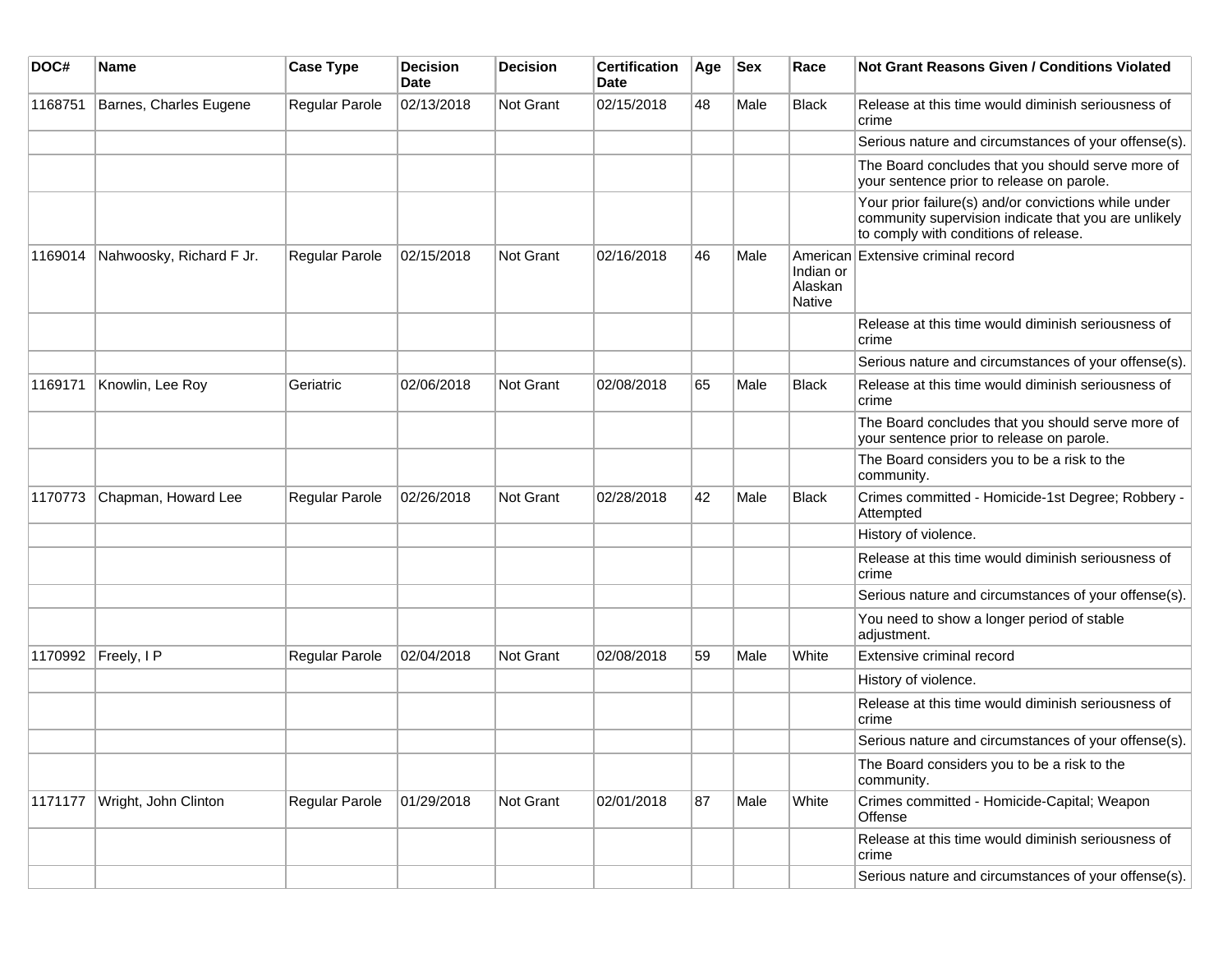| DOC# | Name | Case Type | Decision Date | Decision | Certification Date | Age | Sex | Race | Not Grant Reasons Given / Conditions Violated |
|---|---|---|---|---|---|---|---|---|---|
| 1168751 | Barnes, Charles Eugene | Regular Parole | 02/13/2018 | Not Grant | 02/15/2018 | 48 | Male | Black | Release at this time would diminish seriousness of crime |
| | | | | | | | | | Serious nature and circumstances of your offense(s). |
| | | | | | | | | | The Board concludes that you should serve more of your sentence prior to release on parole. |
| | | | | | | | | | Your prior failure(s) and/or convictions while under community supervision indicate that you are unlikely to comply with conditions of release. |
| 1169014 | Nahwoosky, Richard F Jr. | Regular Parole | 02/15/2018 | Not Grant | 02/16/2018 | 46 | Male | American Indian or Alaskan Native | Extensive criminal record |
| | | | | | | | | | Release at this time would diminish seriousness of crime |
| | | | | | | | | | Serious nature and circumstances of your offense(s). |
| 1169171 | Knowlin, Lee Roy | Geriatric | 02/06/2018 | Not Grant | 02/08/2018 | 65 | Male | Black | Release at this time would diminish seriousness of crime |
| | | | | | | | | | The Board concludes that you should serve more of your sentence prior to release on parole. |
| | | | | | | | | | The Board considers you to be a risk to the community. |
| 1170773 | Chapman, Howard Lee | Regular Parole | 02/26/2018 | Not Grant | 02/28/2018 | 42 | Male | Black | Crimes committed - Homicide-1st Degree; Robbery - Attempted |
| | | | | | | | | | History of violence. |
| | | | | | | | | | Release at this time would diminish seriousness of crime |
| | | | | | | | | | Serious nature and circumstances of your offense(s). |
| | | | | | | | | | You need to show a longer period of stable adjustment. |
| 1170992 | Freely, I P | Regular Parole | 02/04/2018 | Not Grant | 02/08/2018 | 59 | Male | White | Extensive criminal record |
| | | | | | | | | | History of violence. |
| | | | | | | | | | Release at this time would diminish seriousness of crime |
| | | | | | | | | | Serious nature and circumstances of your offense(s). |
| | | | | | | | | | The Board considers you to be a risk to the community. |
| 1171177 | Wright, John Clinton | Regular Parole | 01/29/2018 | Not Grant | 02/01/2018 | 87 | Male | White | Crimes committed - Homicide-Capital; Weapon Offense |
| | | | | | | | | | Release at this time would diminish seriousness of crime |
| | | | | | | | | | Serious nature and circumstances of your offense(s). |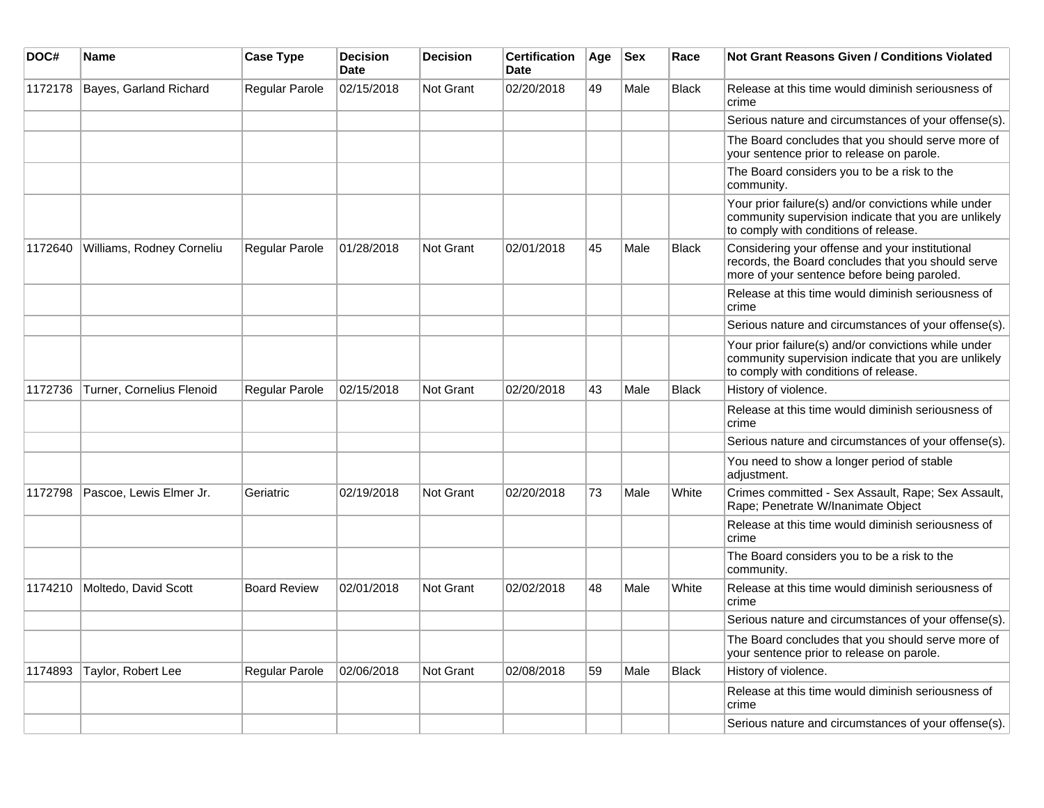| DOC# | Name | Case Type | Decision Date | Decision | Certification Date | Age | Sex | Race | Not Grant Reasons Given / Conditions Violated |
|---|---|---|---|---|---|---|---|---|---|
| 1172178 | Bayes, Garland Richard | Regular Parole | 02/15/2018 | Not Grant | 02/20/2018 | 49 | Male | Black | Release at this time would diminish seriousness of crime |
| | | | | | | | | | Serious nature and circumstances of your offense(s). |
| | | | | | | | | | The Board concludes that you should serve more of your sentence prior to release on parole. |
| | | | | | | | | | The Board considers you to be a risk to the community. |
| | | | | | | | | | Your prior failure(s) and/or convictions while under community supervision indicate that you are unlikely to comply with conditions of release. |
| 1172640 | Williams, Rodney Corneliu | Regular Parole | 01/28/2018 | Not Grant | 02/01/2018 | 45 | Male | Black | Considering your offense and your institutional records, the Board concludes that you should serve more of your sentence before being paroled. |
| | | | | | | | | | Release at this time would diminish seriousness of crime |
| | | | | | | | | | Serious nature and circumstances of your offense(s). |
| | | | | | | | | | Your prior failure(s) and/or convictions while under community supervision indicate that you are unlikely to comply with conditions of release. |
| 1172736 | Turner, Cornelius Flenoid | Regular Parole | 02/15/2018 | Not Grant | 02/20/2018 | 43 | Male | Black | History of violence. |
| | | | | | | | | | Release at this time would diminish seriousness of crime |
| | | | | | | | | | Serious nature and circumstances of your offense(s). |
| | | | | | | | | | You need to show a longer period of stable adjustment. |
| 1172798 | Pascoe, Lewis Elmer Jr. | Geriatric | 02/19/2018 | Not Grant | 02/20/2018 | 73 | Male | White | Crimes committed - Sex Assault, Rape; Sex Assault, Rape; Penetrate W/Inanimate Object |
| | | | | | | | | | Release at this time would diminish seriousness of crime |
| | | | | | | | | | The Board considers you to be a risk to the community. |
| 1174210 | Moltedo, David Scott | Board Review | 02/01/2018 | Not Grant | 02/02/2018 | 48 | Male | White | Release at this time would diminish seriousness of crime |
| | | | | | | | | | Serious nature and circumstances of your offense(s). |
| | | | | | | | | | The Board concludes that you should serve more of your sentence prior to release on parole. |
| 1174893 | Taylor, Robert Lee | Regular Parole | 02/06/2018 | Not Grant | 02/08/2018 | 59 | Male | Black | History of violence. |
| | | | | | | | | | Release at this time would diminish seriousness of crime |
| | | | | | | | | | Serious nature and circumstances of your offense(s). |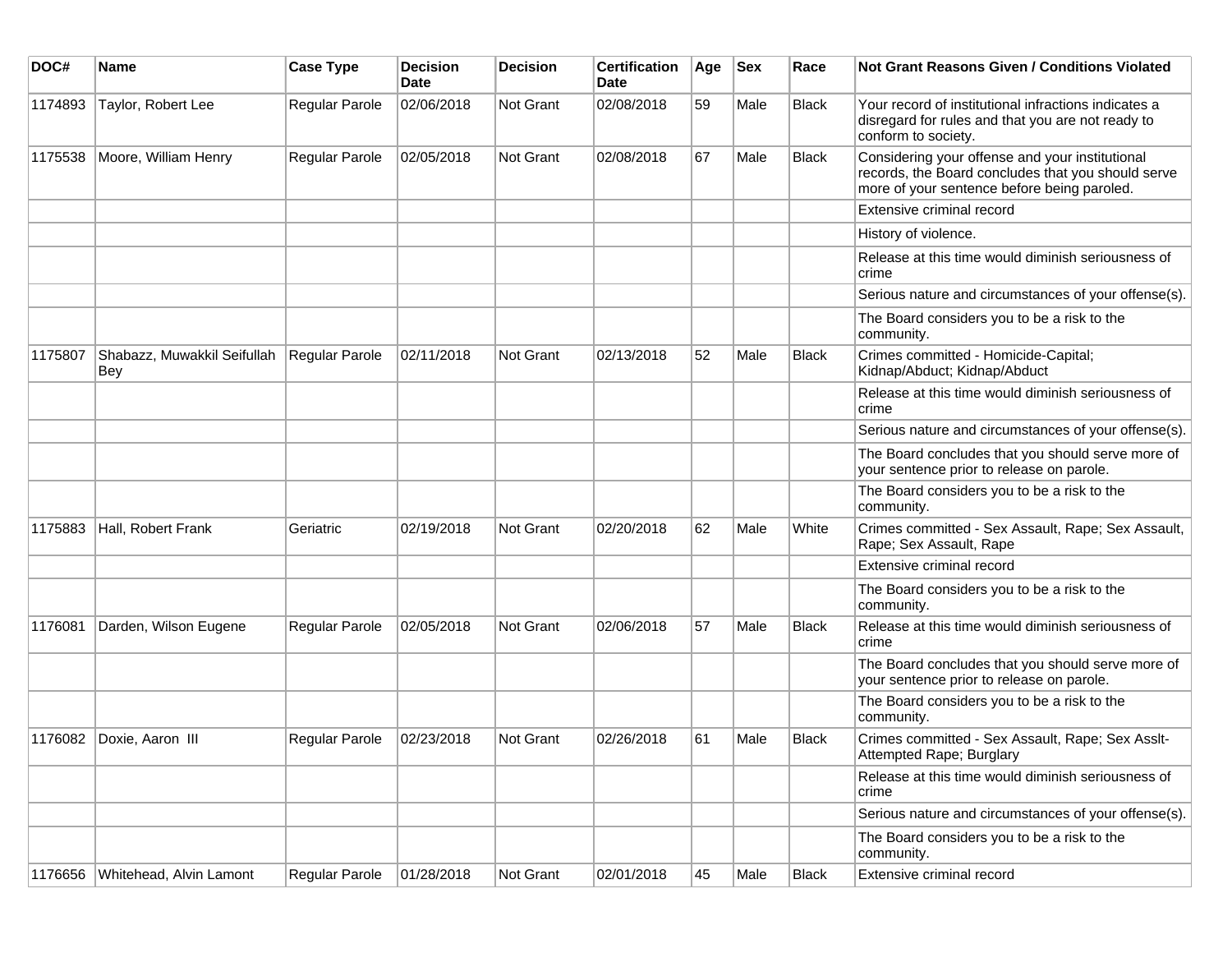| DOC# | Name | Case Type | Decision Date | Decision | Certification Date | Age | Sex | Race | Not Grant Reasons Given / Conditions Violated |
|---|---|---|---|---|---|---|---|---|---|
| 1174893 | Taylor, Robert Lee | Regular Parole | 02/06/2018 | Not Grant | 02/08/2018 | 59 | Male | Black | Your record of institutional infractions indicates a disregard for rules and that you are not ready to conform to society. |
| 1175538 | Moore, William Henry | Regular Parole | 02/05/2018 | Not Grant | 02/08/2018 | 67 | Male | Black | Considering your offense and your institutional records, the Board concludes that you should serve more of your sentence before being paroled. |
| | | | | | | | | | Extensive criminal record |
| | | | | | | | | | History of violence. |
| | | | | | | | | | Release at this time would diminish seriousness of crime |
| | | | | | | | | | Serious nature and circumstances of your offense(s). |
| | | | | | | | | | The Board considers you to be a risk to the community. |
| 1175807 | Shabazz, Muwakkil Seifullah Bey | Regular Parole | 02/11/2018 | Not Grant | 02/13/2018 | 52 | Male | Black | Crimes committed - Homicide-Capital; Kidnap/Abduct; Kidnap/Abduct |
| | | | | | | | | | Release at this time would diminish seriousness of crime |
| | | | | | | | | | Serious nature and circumstances of your offense(s). |
| | | | | | | | | | The Board concludes that you should serve more of your sentence prior to release on parole. |
| | | | | | | | | | The Board considers you to be a risk to the community. |
| 1175883 | Hall, Robert Frank | Geriatric | 02/19/2018 | Not Grant | 02/20/2018 | 62 | Male | White | Crimes committed - Sex Assault, Rape; Sex Assault, Rape; Sex Assault, Rape |
| | | | | | | | | | Extensive criminal record |
| | | | | | | | | | The Board considers you to be a risk to the community. |
| 1176081 | Darden, Wilson Eugene | Regular Parole | 02/05/2018 | Not Grant | 02/06/2018 | 57 | Male | Black | Release at this time would diminish seriousness of crime |
| | | | | | | | | | The Board concludes that you should serve more of your sentence prior to release on parole. |
| | | | | | | | | | The Board considers you to be a risk to the community. |
| 1176082 | Doxie, Aaron III | Regular Parole | 02/23/2018 | Not Grant | 02/26/2018 | 61 | Male | Black | Crimes committed - Sex Assault, Rape; Sex Asslt-Attempted Rape; Burglary |
| | | | | | | | | | Release at this time would diminish seriousness of crime |
| | | | | | | | | | Serious nature and circumstances of your offense(s). |
| | | | | | | | | | The Board considers you to be a risk to the community. |
| 1176656 | Whitehead, Alvin Lamont | Regular Parole | 01/28/2018 | Not Grant | 02/01/2018 | 45 | Male | Black | Extensive criminal record |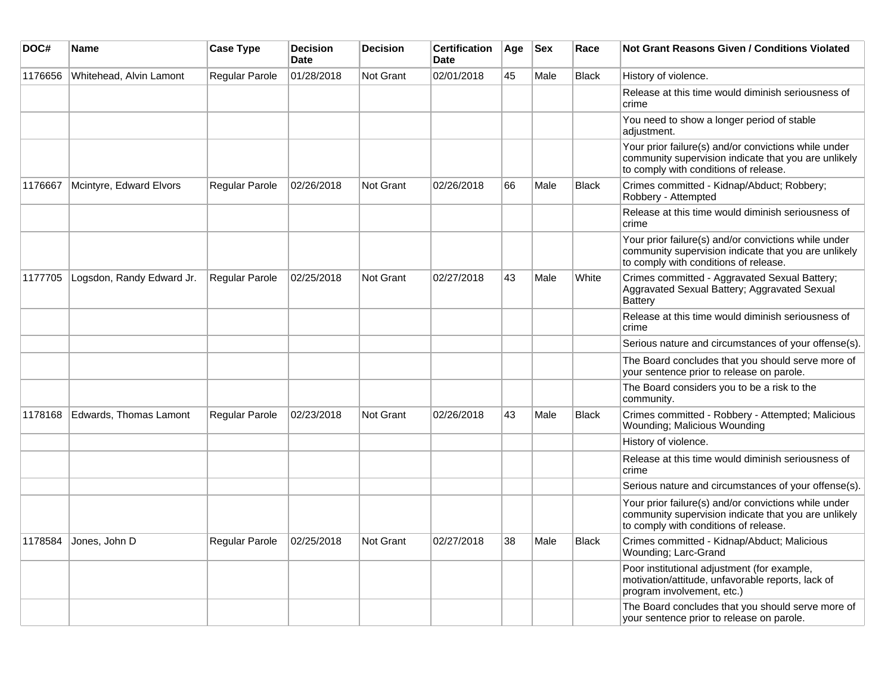| DOC# | Name | Case Type | Decision Date | Decision | Certification Date | Age | Sex | Race | Not Grant Reasons Given / Conditions Violated |
|---|---|---|---|---|---|---|---|---|---|
| 1176656 | Whitehead, Alvin Lamont | Regular Parole | 01/28/2018 | Not Grant | 02/01/2018 | 45 | Male | Black | History of violence. |
| | | | | | | | | | Release at this time would diminish seriousness of crime |
| | | | | | | | | | You need to show a longer period of stable adjustment. |
| | | | | | | | | | Your prior failure(s) and/or convictions while under community supervision indicate that you are unlikely to comply with conditions of release. |
| 1176667 | Mcintyre, Edward Elvors | Regular Parole | 02/26/2018 | Not Grant | 02/26/2018 | 66 | Male | Black | Crimes committed - Kidnap/Abduct; Robbery; Robbery - Attempted |
| | | | | | | | | | Release at this time would diminish seriousness of crime |
| | | | | | | | | | Your prior failure(s) and/or convictions while under community supervision indicate that you are unlikely to comply with conditions of release. |
| 1177705 | Logsdon, Randy Edward Jr. | Regular Parole | 02/25/2018 | Not Grant | 02/27/2018 | 43 | Male | White | Crimes committed - Aggravated Sexual Battery; Aggravated Sexual Battery; Aggravated Sexual Battery |
| | | | | | | | | | Release at this time would diminish seriousness of crime |
| | | | | | | | | | Serious nature and circumstances of your offense(s). |
| | | | | | | | | | The Board concludes that you should serve more of your sentence prior to release on parole. |
| | | | | | | | | | The Board considers you to be a risk to the community. |
| 1178168 | Edwards, Thomas Lamont | Regular Parole | 02/23/2018 | Not Grant | 02/26/2018 | 43 | Male | Black | Crimes committed - Robbery - Attempted; Malicious Wounding; Malicious Wounding |
| | | | | | | | | | History of violence. |
| | | | | | | | | | Release at this time would diminish seriousness of crime |
| | | | | | | | | | Serious nature and circumstances of your offense(s). |
| | | | | | | | | | Your prior failure(s) and/or convictions while under community supervision indicate that you are unlikely to comply with conditions of release. |
| 1178584 | Jones, John D | Regular Parole | 02/25/2018 | Not Grant | 02/27/2018 | 38 | Male | Black | Crimes committed - Kidnap/Abduct; Malicious Wounding; Larc-Grand |
| | | | | | | | | | Poor institutional adjustment (for example, motivation/attitude, unfavorable reports, lack of program involvement, etc.) |
| | | | | | | | | | The Board concludes that you should serve more of your sentence prior to release on parole. |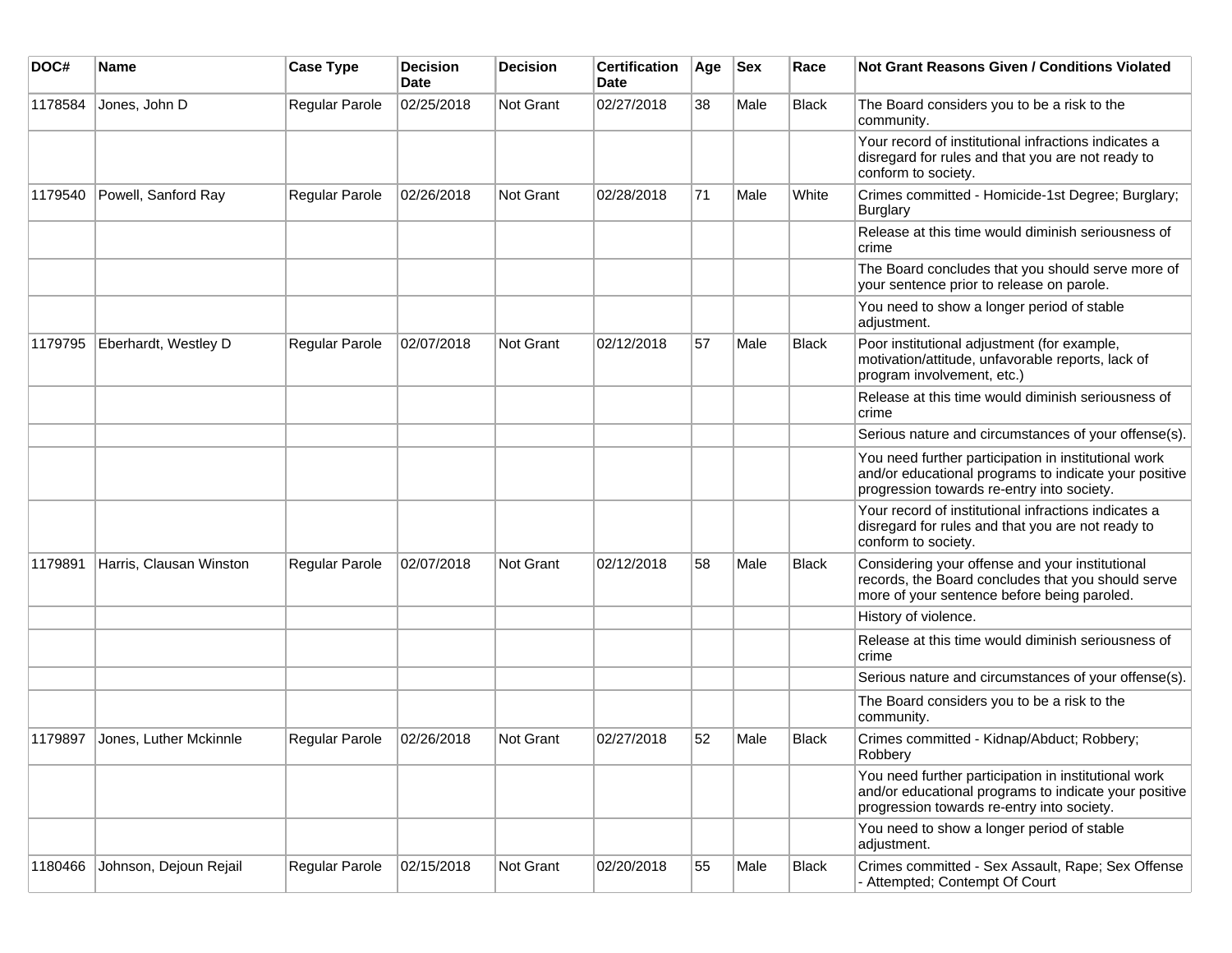| DOC# | Name | Case Type | Decision Date | Decision | Certification Date | Age | Sex | Race | Not Grant Reasons Given / Conditions Violated |
|---|---|---|---|---|---|---|---|---|---|
| 1178584 | Jones, John D | Regular Parole | 02/25/2018 | Not Grant | 02/27/2018 | 38 | Male | Black | The Board considers you to be a risk to the community. |
| | | | | | | | | | Your record of institutional infractions indicates a disregard for rules and that you are not ready to conform to society. |
| 1179540 | Powell, Sanford Ray | Regular Parole | 02/26/2018 | Not Grant | 02/28/2018 | 71 | Male | White | Crimes committed - Homicide-1st Degree; Burglary; Burglary |
| | | | | | | | | | Release at this time would diminish seriousness of crime |
| | | | | | | | | | The Board concludes that you should serve more of your sentence prior to release on parole. |
| | | | | | | | | | You need to show a longer period of stable adjustment. |
| 1179795 | Eberhardt, Westley D | Regular Parole | 02/07/2018 | Not Grant | 02/12/2018 | 57 | Male | Black | Poor institutional adjustment (for example, motivation/attitude, unfavorable reports, lack of program involvement, etc.) |
| | | | | | | | | | Release at this time would diminish seriousness of crime |
| | | | | | | | | | Serious nature and circumstances of your offense(s). |
| | | | | | | | | | You need further participation in institutional work and/or educational programs to indicate your positive progression towards re-entry into society. |
| | | | | | | | | | Your record of institutional infractions indicates a disregard for rules and that you are not ready to conform to society. |
| 1179891 | Harris, Clausan Winston | Regular Parole | 02/07/2018 | Not Grant | 02/12/2018 | 58 | Male | Black | Considering your offense and your institutional records, the Board concludes that you should serve more of your sentence before being paroled. |
| | | | | | | | | | History of violence. |
| | | | | | | | | | Release at this time would diminish seriousness of crime |
| | | | | | | | | | Serious nature and circumstances of your offense(s). |
| | | | | | | | | | The Board considers you to be a risk to the community. |
| 1179897 | Jones, Luther Mckinnle | Regular Parole | 02/26/2018 | Not Grant | 02/27/2018 | 52 | Male | Black | Crimes committed - Kidnap/Abduct; Robbery; Robbery |
| | | | | | | | | | You need further participation in institutional work and/or educational programs to indicate your positive progression towards re-entry into society. |
| | | | | | | | | | You need to show a longer period of stable adjustment. |
| 1180466 | Johnson, Dejoun Rejail | Regular Parole | 02/15/2018 | Not Grant | 02/20/2018 | 55 | Male | Black | Crimes committed - Sex Assault, Rape; Sex Offense - Attempted; Contempt Of Court |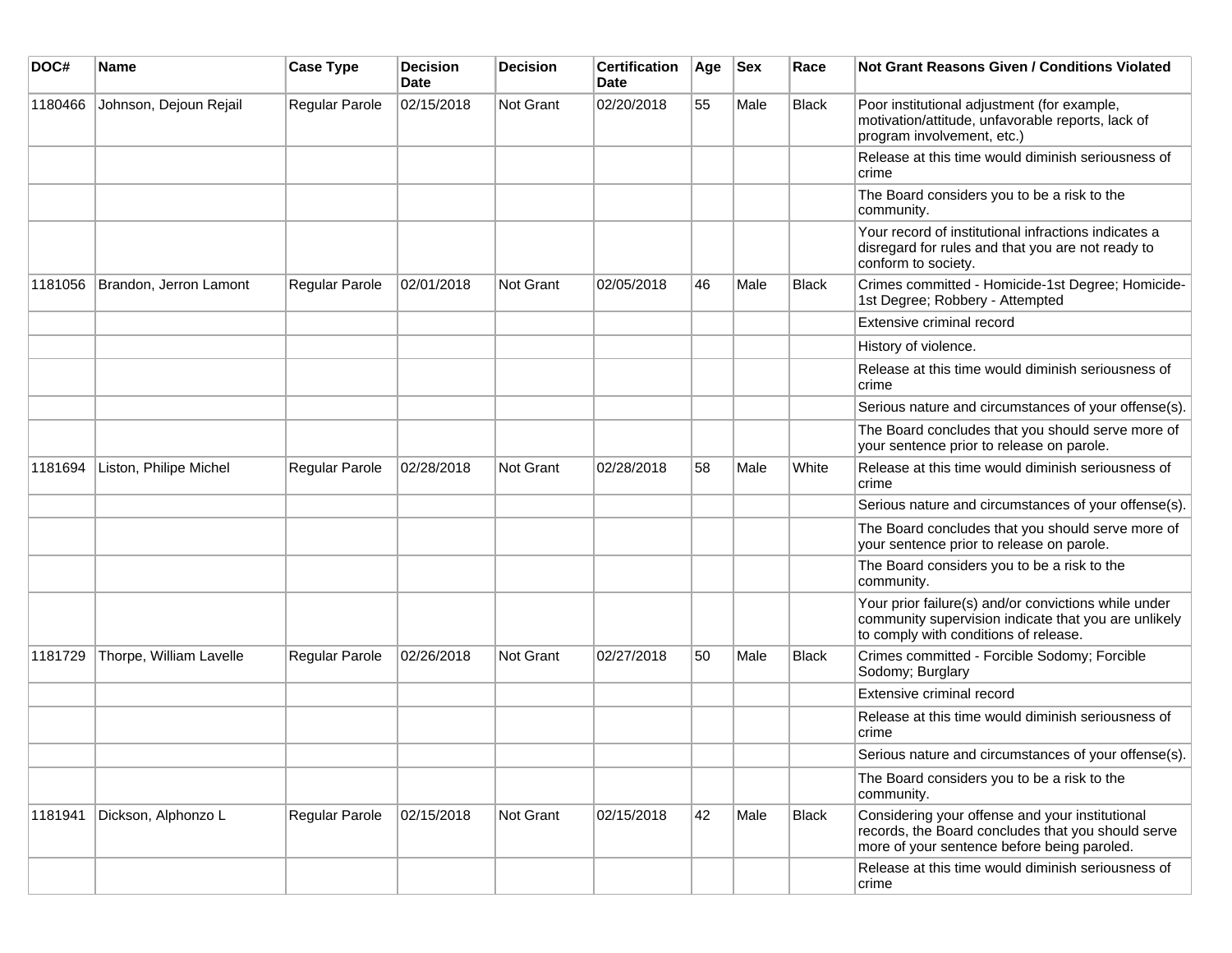| DOC# | Name | Case Type | Decision Date | Decision | Certification Date | Age | Sex | Race | Not Grant Reasons Given / Conditions Violated |
| --- | --- | --- | --- | --- | --- | --- | --- | --- | --- |
| 1180466 | Johnson, Dejoun Rejail | Regular Parole | 02/15/2018 | Not Grant | 02/20/2018 | 55 | Male | Black | Poor institutional adjustment (for example, motivation/attitude, unfavorable reports, lack of program involvement, etc.) |
| | | | | | | | | | Release at this time would diminish seriousness of crime |
| | | | | | | | | | The Board considers you to be a risk to the community. |
| | | | | | | | | | Your record of institutional infractions indicates a disregard for rules and that you are not ready to conform to society. |
| 1181056 | Brandon, Jerron Lamont | Regular Parole | 02/01/2018 | Not Grant | 02/05/2018 | 46 | Male | Black | Crimes committed - Homicide-1st Degree; Homicide-1st Degree; Robbery - Attempted |
| | | | | | | | | | Extensive criminal record |
| | | | | | | | | | History of violence. |
| | | | | | | | | | Release at this time would diminish seriousness of crime |
| | | | | | | | | | Serious nature and circumstances of your offense(s). |
| | | | | | | | | | The Board concludes that you should serve more of your sentence prior to release on parole. |
| 1181694 | Liston, Philipe Michel | Regular Parole | 02/28/2018 | Not Grant | 02/28/2018 | 58 | Male | White | Release at this time would diminish seriousness of crime |
| | | | | | | | | | Serious nature and circumstances of your offense(s). |
| | | | | | | | | | The Board concludes that you should serve more of your sentence prior to release on parole. |
| | | | | | | | | | The Board considers you to be a risk to the community. |
| | | | | | | | | | Your prior failure(s) and/or convictions while under community supervision indicate that you are unlikely to comply with conditions of release. |
| 1181729 | Thorpe, William Lavelle | Regular Parole | 02/26/2018 | Not Grant | 02/27/2018 | 50 | Male | Black | Crimes committed - Forcible Sodomy; Forcible Sodomy; Burglary |
| | | | | | | | | | Extensive criminal record |
| | | | | | | | | | Release at this time would diminish seriousness of crime |
| | | | | | | | | | Serious nature and circumstances of your offense(s). |
| | | | | | | | | | The Board considers you to be a risk to the community. |
| 1181941 | Dickson, Alphonzo L | Regular Parole | 02/15/2018 | Not Grant | 02/15/2018 | 42 | Male | Black | Considering your offense and your institutional records, the Board concludes that you should serve more of your sentence before being paroled. |
| | | | | | | | | | Release at this time would diminish seriousness of crime |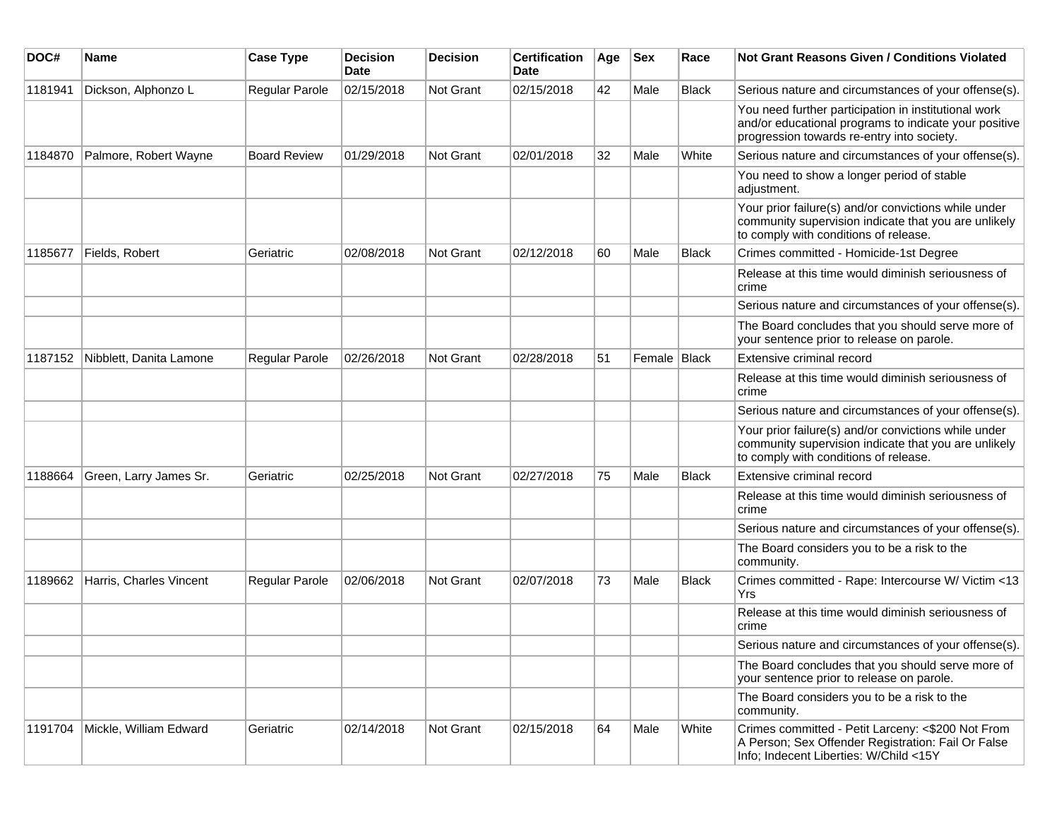| DOC# | Name | Case Type | Decision Date | Decision | Certification Date | Age | Sex | Race | Not Grant Reasons Given / Conditions Violated |
|---|---|---|---|---|---|---|---|---|---|
| 1181941 | Dickson, Alphonzo L | Regular Parole | 02/15/2018 | Not Grant | 02/15/2018 | 42 | Male | Black | Serious nature and circumstances of your offense(s). |
| | | | | | | | | | You need further participation in institutional work and/or educational programs to indicate your positive progression towards re-entry into society. |
| 1184870 | Palmore, Robert Wayne | Board Review | 01/29/2018 | Not Grant | 02/01/2018 | 32 | Male | White | Serious nature and circumstances of your offense(s). |
| | | | | | | | | | You need to show a longer period of stable adjustment. |
| | | | | | | | | | Your prior failure(s) and/or convictions while under community supervision indicate that you are unlikely to comply with conditions of release. |
| 1185677 | Fields, Robert | Geriatric | 02/08/2018 | Not Grant | 02/12/2018 | 60 | Male | Black | Crimes committed - Homicide-1st Degree |
| | | | | | | | | | Release at this time would diminish seriousness of crime |
| | | | | | | | | | Serious nature and circumstances of your offense(s). |
| | | | | | | | | | The Board concludes that you should serve more of your sentence prior to release on parole. |
| 1187152 | Nibblett, Danita Lamone | Regular Parole | 02/26/2018 | Not Grant | 02/28/2018 | 51 | Female | Black | Extensive criminal record |
| | | | | | | | | | Release at this time would diminish seriousness of crime |
| | | | | | | | | | Serious nature and circumstances of your offense(s). |
| | | | | | | | | | Your prior failure(s) and/or convictions while under community supervision indicate that you are unlikely to comply with conditions of release. |
| 1188664 | Green, Larry James Sr. | Geriatric | 02/25/2018 | Not Grant | 02/27/2018 | 75 | Male | Black | Extensive criminal record |
| | | | | | | | | | Release at this time would diminish seriousness of crime |
| | | | | | | | | | Serious nature and circumstances of your offense(s). |
| | | | | | | | | | The Board considers you to be a risk to the community. |
| 1189662 | Harris, Charles Vincent | Regular Parole | 02/06/2018 | Not Grant | 02/07/2018 | 73 | Male | Black | Crimes committed - Rape: Intercourse W/ Victim <13 Yrs |
| | | | | | | | | | Release at this time would diminish seriousness of crime |
| | | | | | | | | | Serious nature and circumstances of your offense(s). |
| | | | | | | | | | The Board concludes that you should serve more of your sentence prior to release on parole. |
| | | | | | | | | | The Board considers you to be a risk to the community. |
| 1191704 | Mickle, William Edward | Geriatric | 02/14/2018 | Not Grant | 02/15/2018 | 64 | Male | White | Crimes committed - Petit Larceny: <$200 Not From A Person; Sex Offender Registration: Fail Or False Info; Indecent Liberties: W/Child <15Y |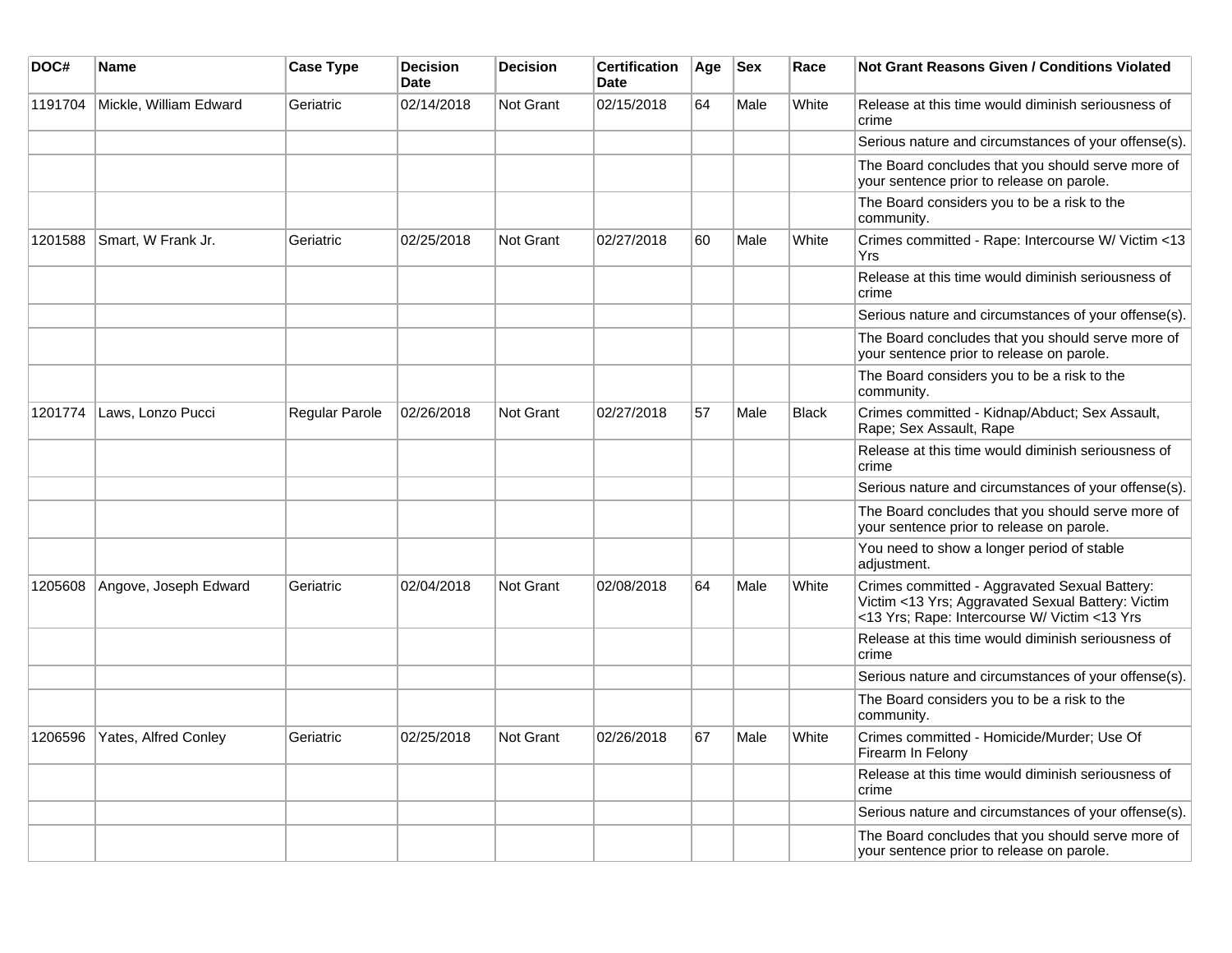| DOC# | Name | Case Type | Decision Date | Decision | Certification Date | Age | Sex | Race | Not Grant Reasons Given / Conditions Violated |
|---|---|---|---|---|---|---|---|---|---|
| 1191704 | Mickle, William Edward | Geriatric | 02/14/2018 | Not Grant | 02/15/2018 | 64 | Male | White | Release at this time would diminish seriousness of crime |
| | | | | | | | | | Serious nature and circumstances of your offense(s). |
| | | | | | | | | | The Board concludes that you should serve more of your sentence prior to release on parole. |
| | | | | | | | | | The Board considers you to be a risk to the community. |
| 1201588 | Smart, W Frank Jr. | Geriatric | 02/25/2018 | Not Grant | 02/27/2018 | 60 | Male | White | Crimes committed - Rape: Intercourse W/ Victim <13 Yrs |
| | | | | | | | | | Release at this time would diminish seriousness of crime |
| | | | | | | | | | Serious nature and circumstances of your offense(s). |
| | | | | | | | | | The Board concludes that you should serve more of your sentence prior to release on parole. |
| | | | | | | | | | The Board considers you to be a risk to the community. |
| 1201774 | Laws, Lonzo Pucci | Regular Parole | 02/26/2018 | Not Grant | 02/27/2018 | 57 | Male | Black | Crimes committed - Kidnap/Abduct; Sex Assault, Rape; Sex Assault, Rape |
| | | | | | | | | | Release at this time would diminish seriousness of crime |
| | | | | | | | | | Serious nature and circumstances of your offense(s). |
| | | | | | | | | | The Board concludes that you should serve more of your sentence prior to release on parole. |
| | | | | | | | | | You need to show a longer period of stable adjustment. |
| 1205608 | Angove, Joseph Edward | Geriatric | 02/04/2018 | Not Grant | 02/08/2018 | 64 | Male | White | Crimes committed - Aggravated Sexual Battery: Victim <13 Yrs; Aggravated Sexual Battery: Victim <13 Yrs; Rape: Intercourse W/ Victim <13 Yrs |
| | | | | | | | | | Release at this time would diminish seriousness of crime |
| | | | | | | | | | Serious nature and circumstances of your offense(s). |
| | | | | | | | | | The Board considers you to be a risk to the community. |
| 1206596 | Yates, Alfred Conley | Geriatric | 02/25/2018 | Not Grant | 02/26/2018 | 67 | Male | White | Crimes committed - Homicide/Murder; Use Of Firearm In Felony |
| | | | | | | | | | Release at this time would diminish seriousness of crime |
| | | | | | | | | | Serious nature and circumstances of your offense(s). |
| | | | | | | | | | The Board concludes that you should serve more of your sentence prior to release on parole. |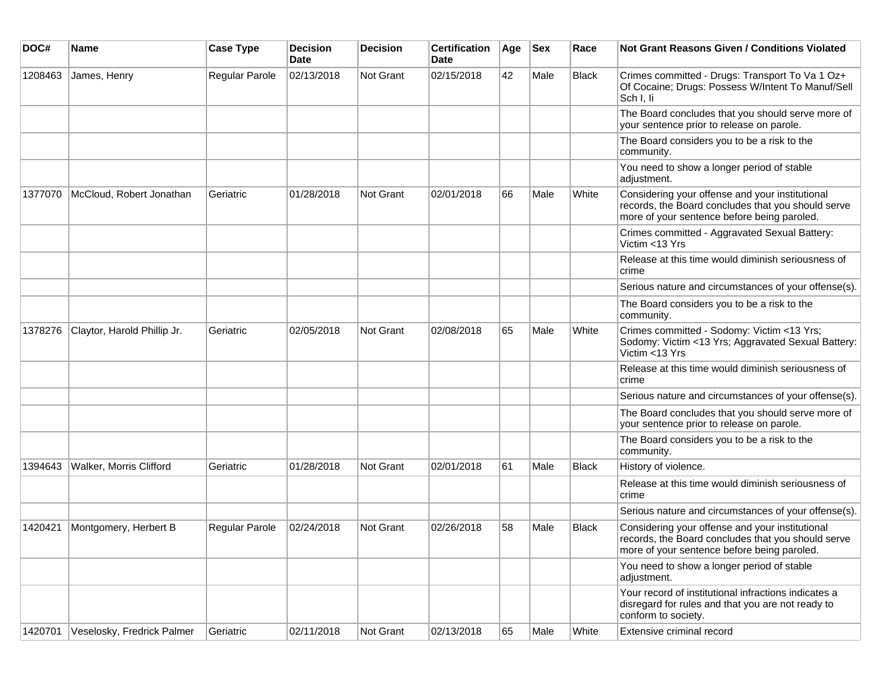| DOC# | Name | Case Type | Decision Date | Decision | Certification Date | Age | Sex | Race | Not Grant Reasons Given / Conditions Violated |
|---|---|---|---|---|---|---|---|---|---|
| 1208463 | James, Henry | Regular Parole | 02/13/2018 | Not Grant | 02/15/2018 | 42 | Male | Black | Crimes committed - Drugs: Transport To Va 1 Oz+ Of Cocaine; Drugs: Possess W/Intent To Manuf/Sell Sch I, Ii |
| | | | | | | | | | The Board concludes that you should serve more of your sentence prior to release on parole. |
| | | | | | | | | | The Board considers you to be a risk to the community. |
| | | | | | | | | | You need to show a longer period of stable adjustment. |
| 1377070 | McCloud, Robert Jonathan | Geriatric | 01/28/2018 | Not Grant | 02/01/2018 | 66 | Male | White | Considering your offense and your institutional records, the Board concludes that you should serve more of your sentence before being paroled. |
| | | | | | | | | | Crimes committed - Aggravated Sexual Battery: Victim <13 Yrs |
| | | | | | | | | | Release at this time would diminish seriousness of crime |
| | | | | | | | | | Serious nature and circumstances of your offense(s). |
| | | | | | | | | | The Board considers you to be a risk to the community. |
| 1378276 | Claytor, Harold Phillip Jr. | Geriatric | 02/05/2018 | Not Grant | 02/08/2018 | 65 | Male | White | Crimes committed - Sodomy: Victim <13 Yrs; Sodomy: Victim <13 Yrs; Aggravated Sexual Battery: Victim <13 Yrs |
| | | | | | | | | | Release at this time would diminish seriousness of crime |
| | | | | | | | | | Serious nature and circumstances of your offense(s). |
| | | | | | | | | | The Board concludes that you should serve more of your sentence prior to release on parole. |
| | | | | | | | | | The Board considers you to be a risk to the community. |
| 1394643 | Walker, Morris Clifford | Geriatric | 01/28/2018 | Not Grant | 02/01/2018 | 61 | Male | Black | History of violence. |
| | | | | | | | | | Release at this time would diminish seriousness of crime |
| | | | | | | | | | Serious nature and circumstances of your offense(s). |
| 1420421 | Montgomery, Herbert B | Regular Parole | 02/24/2018 | Not Grant | 02/26/2018 | 58 | Male | Black | Considering your offense and your institutional records, the Board concludes that you should serve more of your sentence before being paroled. |
| | | | | | | | | | You need to show a longer period of stable adjustment. |
| | | | | | | | | | Your record of institutional infractions indicates a disregard for rules and that you are not ready to conform to society. |
| 1420701 | Veselosky, Fredrick Palmer | Geriatric | 02/11/2018 | Not Grant | 02/13/2018 | 65 | Male | White | Extensive criminal record |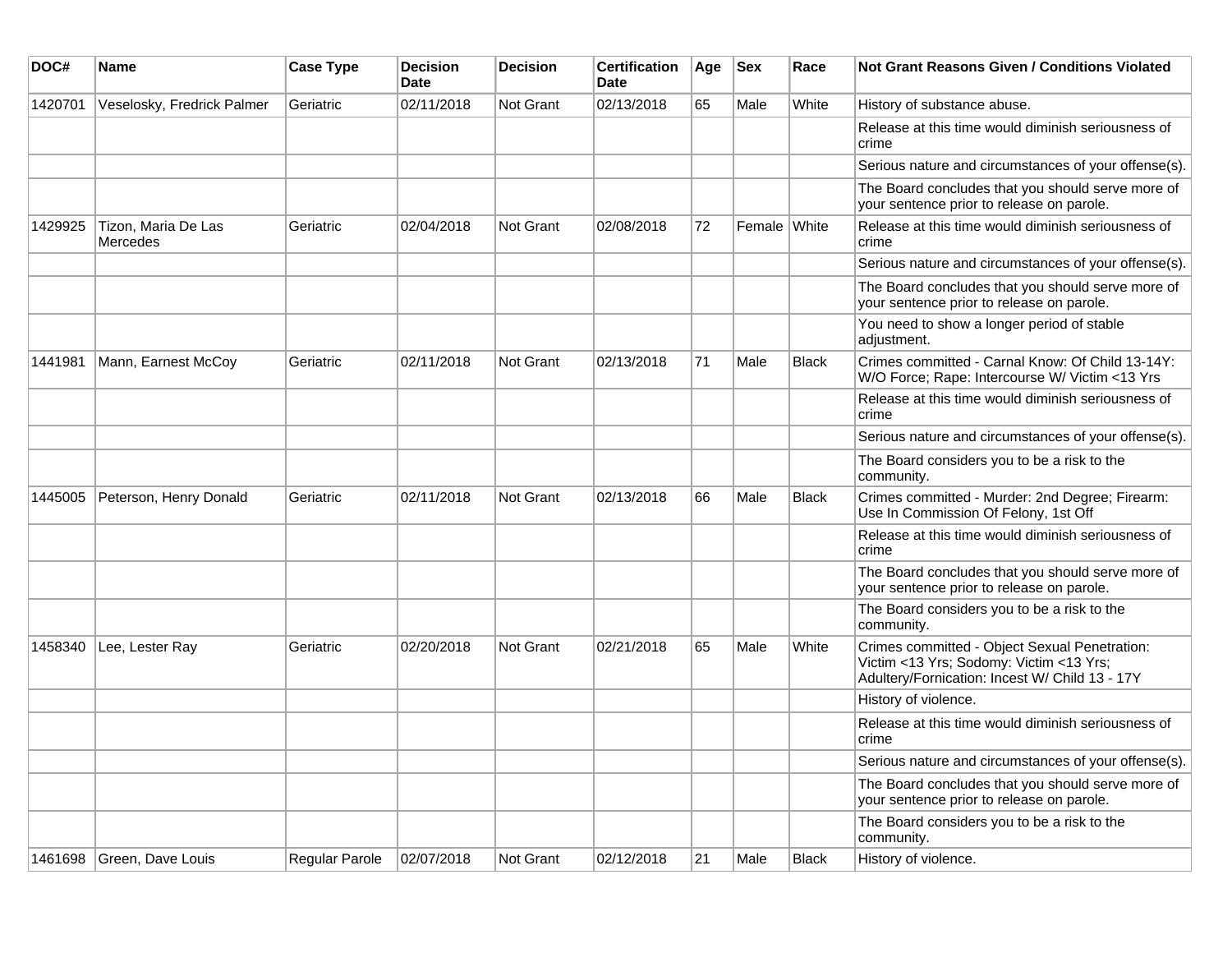| DOC# | Name | Case Type | Decision Date | Decision | Certification Date | Age | Sex | Race | Not Grant Reasons Given / Conditions Violated |
|---|---|---|---|---|---|---|---|---|---|
| 1420701 | Veselosky, Fredrick Palmer | Geriatric | 02/11/2018 | Not Grant | 02/13/2018 | 65 | Male | White | History of substance abuse. |
| | | | | | | | | | Release at this time would diminish seriousness of crime |
| | | | | | | | | | Serious nature and circumstances of your offense(s). |
| | | | | | | | | | The Board concludes that you should serve more of your sentence prior to release on parole. |
| 1429925 | Tizon, Maria De Las Mercedes | Geriatric | 02/04/2018 | Not Grant | 02/08/2018 | 72 | Female | White | Release at this time would diminish seriousness of crime |
| | | | | | | | | | Serious nature and circumstances of your offense(s). |
| | | | | | | | | | The Board concludes that you should serve more of your sentence prior to release on parole. |
| | | | | | | | | | You need to show a longer period of stable adjustment. |
| 1441981 | Mann, Earnest McCoy | Geriatric | 02/11/2018 | Not Grant | 02/13/2018 | 71 | Male | Black | Crimes committed - Carnal Know: Of Child 13-14Y: W/O Force; Rape: Intercourse W/ Victim <13 Yrs |
| | | | | | | | | | Release at this time would diminish seriousness of crime |
| | | | | | | | | | Serious nature and circumstances of your offense(s). |
| | | | | | | | | | The Board considers you to be a risk to the community. |
| 1445005 | Peterson, Henry Donald | Geriatric | 02/11/2018 | Not Grant | 02/13/2018 | 66 | Male | Black | Crimes committed - Murder: 2nd Degree; Firearm: Use In Commission Of Felony, 1st Off |
| | | | | | | | | | Release at this time would diminish seriousness of crime |
| | | | | | | | | | The Board concludes that you should serve more of your sentence prior to release on parole. |
| | | | | | | | | | The Board considers you to be a risk to the community. |
| 1458340 | Lee, Lester Ray | Geriatric | 02/20/2018 | Not Grant | 02/21/2018 | 65 | Male | White | Crimes committed - Object Sexual Penetration: Victim <13 Yrs; Sodomy: Victim <13 Yrs; Adultery/Fornication: Incest W/ Child 13 - 17Y |
| | | | | | | | | | History of violence. |
| | | | | | | | | | Release at this time would diminish seriousness of crime |
| | | | | | | | | | Serious nature and circumstances of your offense(s). |
| | | | | | | | | | The Board concludes that you should serve more of your sentence prior to release on parole. |
| | | | | | | | | | The Board considers you to be a risk to the community. |
| 1461698 | Green, Dave Louis | Regular Parole | 02/07/2018 | Not Grant | 02/12/2018 | 21 | Male | Black | History of violence. |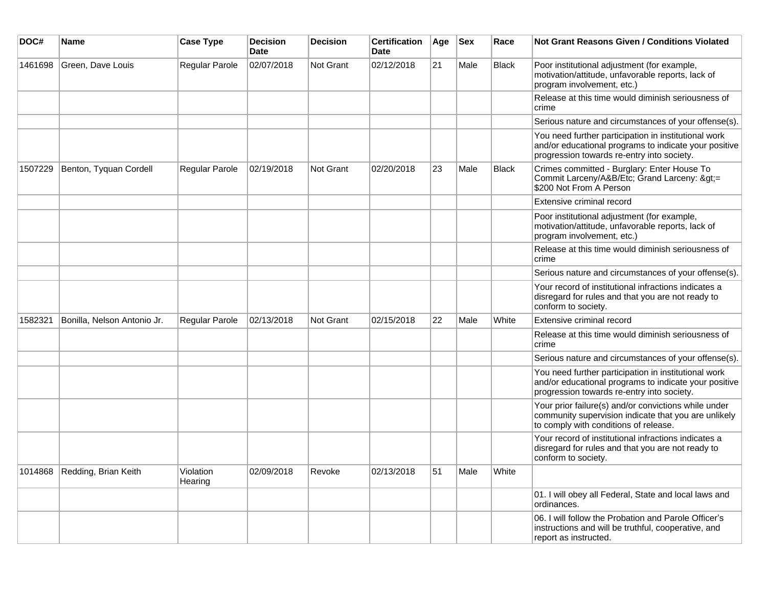| DOC# | Name | Case Type | Decision Date | Decision | Certification Date | Age | Sex | Race | Not Grant Reasons Given / Conditions Violated |
|---|---|---|---|---|---|---|---|---|---|
| 1461698 | Green, Dave Louis | Regular Parole | 02/07/2018 | Not Grant | 02/12/2018 | 21 | Male | Black | Poor institutional adjustment (for example, motivation/attitude, unfavorable reports, lack of program involvement, etc.) |
| | | | | | | | | | Release at this time would diminish seriousness of crime |
| | | | | | | | | | Serious nature and circumstances of your offense(s). |
| | | | | | | | | | You need further participation in institutional work and/or educational programs to indicate your positive progression towards re-entry into society. |
| 1507229 | Benton, Tyquan Cordell | Regular Parole | 02/19/2018 | Not Grant | 02/20/2018 | 23 | Male | Black | Crimes committed - Burglary: Enter House To Commit Larceny/A&B/Etc; Grand Larceny: &gt;= $200 Not From A Person |
| | | | | | | | | | Extensive criminal record |
| | | | | | | | | | Poor institutional adjustment (for example, motivation/attitude, unfavorable reports, lack of program involvement, etc.) |
| | | | | | | | | | Release at this time would diminish seriousness of crime |
| | | | | | | | | | Serious nature and circumstances of your offense(s). |
| | | | | | | | | | Your record of institutional infractions indicates a disregard for rules and that you are not ready to conform to society. |
| 1582321 | Bonilla, Nelson Antonio Jr. | Regular Parole | 02/13/2018 | Not Grant | 02/15/2018 | 22 | Male | White | Extensive criminal record |
| | | | | | | | | | Release at this time would diminish seriousness of crime |
| | | | | | | | | | Serious nature and circumstances of your offense(s). |
| | | | | | | | | | You need further participation in institutional work and/or educational programs to indicate your positive progression towards re-entry into society. |
| | | | | | | | | | Your prior failure(s) and/or convictions while under community supervision indicate that you are unlikely to comply with conditions of release. |
| | | | | | | | | | Your record of institutional infractions indicates a disregard for rules and that you are not ready to conform to society. |
| 1014868 | Redding, Brian Keith | Violation Hearing | 02/09/2018 | Revoke | 02/13/2018 | 51 | Male | White | |
| | | | | | | | | | 01. I will obey all Federal, State and local laws and ordinances. |
| | | | | | | | | | 06. I will follow the Probation and Parole Officer's instructions and will be truthful, cooperative, and report as instructed. |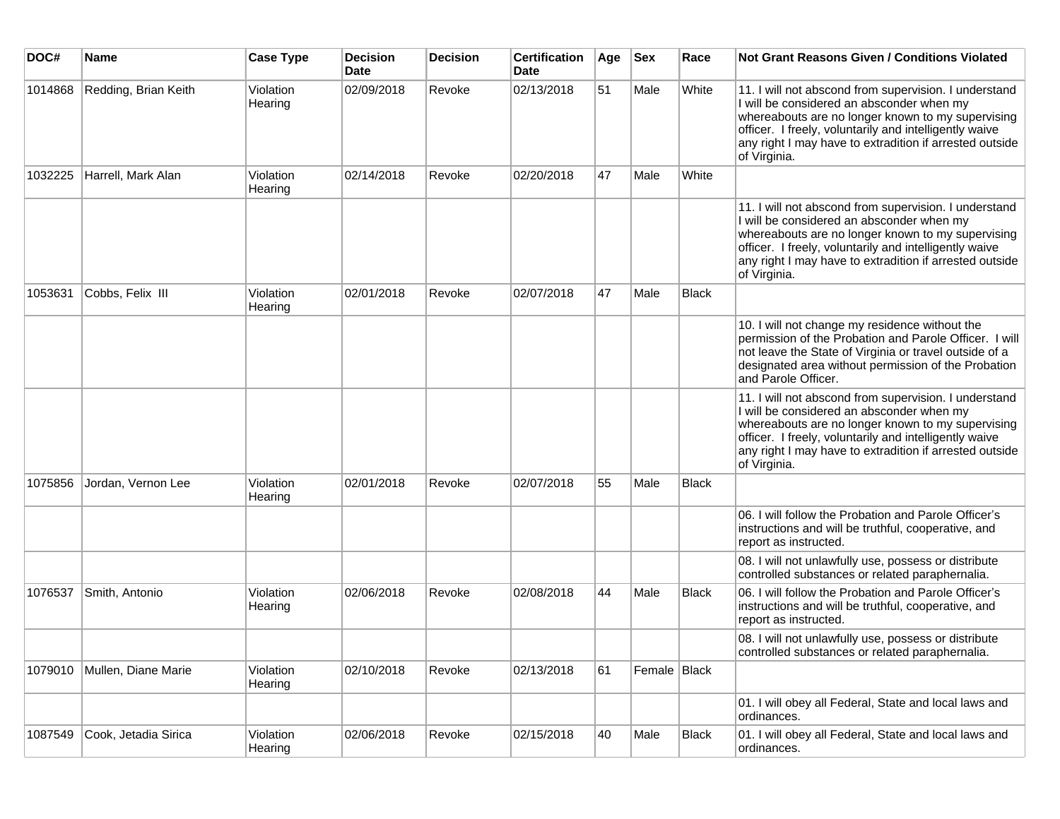| DOC# | Name | Case Type | Decision Date | Decision | Certification Date | Age | Sex | Race | Not Grant Reasons Given / Conditions Violated |
|---|---|---|---|---|---|---|---|---|---|
| 1014868 | Redding, Brian Keith | Violation Hearing | 02/09/2018 | Revoke | 02/13/2018 | 51 | Male | White | 11. I will not abscond from supervision. I understand I will be considered an absconder when my whereabouts are no longer known to my supervising officer. I freely, voluntarily and intelligently waive any right I may have to extradition if arrested outside of Virginia. |
| 1032225 | Harrell, Mark Alan | Violation Hearing | 02/14/2018 | Revoke | 02/20/2018 | 47 | Male | White | |
| | | | | | | | | | 11. I will not abscond from supervision. I understand I will be considered an absconder when my whereabouts are no longer known to my supervising officer. I freely, voluntarily and intelligently waive any right I may have to extradition if arrested outside of Virginia. |
| 1053631 | Cobbs, Felix III | Violation Hearing | 02/01/2018 | Revoke | 02/07/2018 | 47 | Male | Black | |
| | | | | | | | | | 10. I will not change my residence without the permission of the Probation and Parole Officer. I will not leave the State of Virginia or travel outside of a designated area without permission of the Probation and Parole Officer. |
| | | | | | | | | | 11. I will not abscond from supervision. I understand I will be considered an absconder when my whereabouts are no longer known to my supervising officer. I freely, voluntarily and intelligently waive any right I may have to extradition if arrested outside of Virginia. |
| 1075856 | Jordan, Vernon Lee | Violation Hearing | 02/01/2018 | Revoke | 02/07/2018 | 55 | Male | Black | |
| | | | | | | | | | 06. I will follow the Probation and Parole Officer's instructions and will be truthful, cooperative, and report as instructed. |
| | | | | | | | | | 08. I will not unlawfully use, possess or distribute controlled substances or related paraphernalia. |
| 1076537 | Smith, Antonio | Violation Hearing | 02/06/2018 | Revoke | 02/08/2018 | 44 | Male | Black | 06. I will follow the Probation and Parole Officer's instructions and will be truthful, cooperative, and report as instructed. |
| | | | | | | | | | 08. I will not unlawfully use, possess or distribute controlled substances or related paraphernalia. |
| 1079010 | Mullen, Diane Marie | Violation Hearing | 02/10/2018 | Revoke | 02/13/2018 | 61 | Female | Black | |
| | | | | | | | | | 01. I will obey all Federal, State and local laws and ordinances. |
| 1087549 | Cook, Jetadia Sirica | Violation Hearing | 02/06/2018 | Revoke | 02/15/2018 | 40 | Male | Black | 01. I will obey all Federal, State and local laws and ordinances. |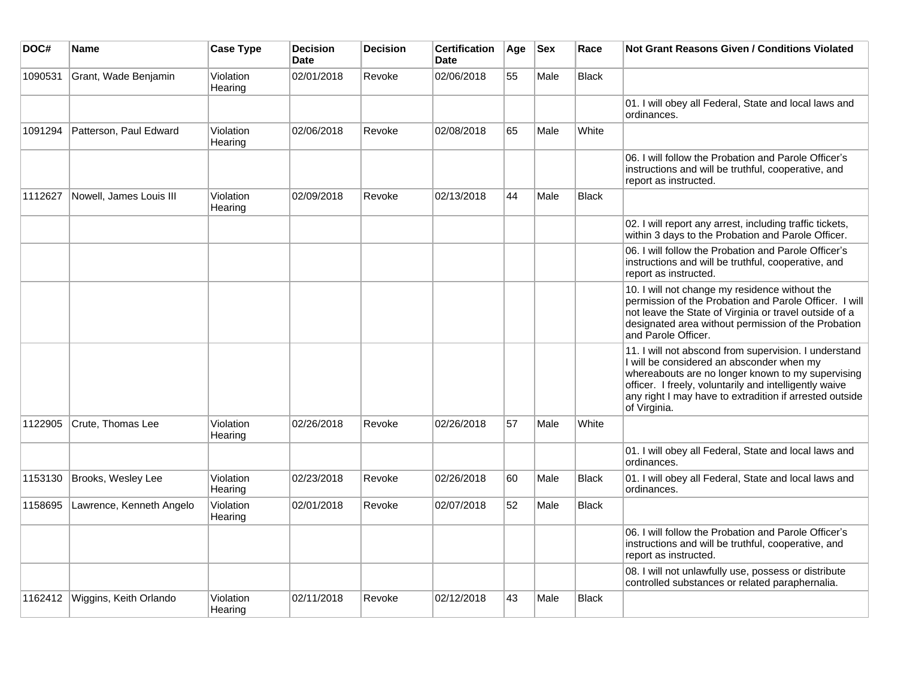| DOC# | Name | Case Type | Decision Date | Decision | Certification Date | Age | Sex | Race | Not Grant Reasons Given / Conditions Violated |
|---|---|---|---|---|---|---|---|---|---|
| 1090531 | Grant, Wade Benjamin | Violation Hearing | 02/01/2018 | Revoke | 02/06/2018 | 55 | Male | Black | |
| | | | | | | | | | 01. I will obey all Federal, State and local laws and ordinances. |
| 1091294 | Patterson, Paul Edward | Violation Hearing | 02/06/2018 | Revoke | 02/08/2018 | 65 | Male | White | |
| | | | | | | | | | 06. I will follow the Probation and Parole Officer's instructions and will be truthful, cooperative, and report as instructed. |
| 1112627 | Nowell, James Louis III | Violation Hearing | 02/09/2018 | Revoke | 02/13/2018 | 44 | Male | Black | |
| | | | | | | | | | 02. I will report any arrest, including traffic tickets, within 3 days to the Probation and Parole Officer. |
| | | | | | | | | | 06. I will follow the Probation and Parole Officer's instructions and will be truthful, cooperative, and report as instructed. |
| | | | | | | | | | 10. I will not change my residence without the permission of the Probation and Parole Officer. I will not leave the State of Virginia or travel outside of a designated area without permission of the Probation and Parole Officer. |
| | | | | | | | | | 11. I will not abscond from supervision. I understand I will be considered an absconder when my whereabouts are no longer known to my supervising officer. I freely, voluntarily and intelligently waive any right I may have to extradition if arrested outside of Virginia. |
| 1122905 | Crute, Thomas Lee | Violation Hearing | 02/26/2018 | Revoke | 02/26/2018 | 57 | Male | White | |
| | | | | | | | | | 01. I will obey all Federal, State and local laws and ordinances. |
| 1153130 | Brooks, Wesley Lee | Violation Hearing | 02/23/2018 | Revoke | 02/26/2018 | 60 | Male | Black | 01. I will obey all Federal, State and local laws and ordinances. |
| 1158695 | Lawrence, Kenneth Angelo | Violation Hearing | 02/01/2018 | Revoke | 02/07/2018 | 52 | Male | Black | |
| | | | | | | | | | 06. I will follow the Probation and Parole Officer's instructions and will be truthful, cooperative, and report as instructed. |
| | | | | | | | | | 08. I will not unlawfully use, possess or distribute controlled substances or related paraphernalia. |
| 1162412 | Wiggins, Keith Orlando | Violation Hearing | 02/11/2018 | Revoke | 02/12/2018 | 43 | Male | Black | |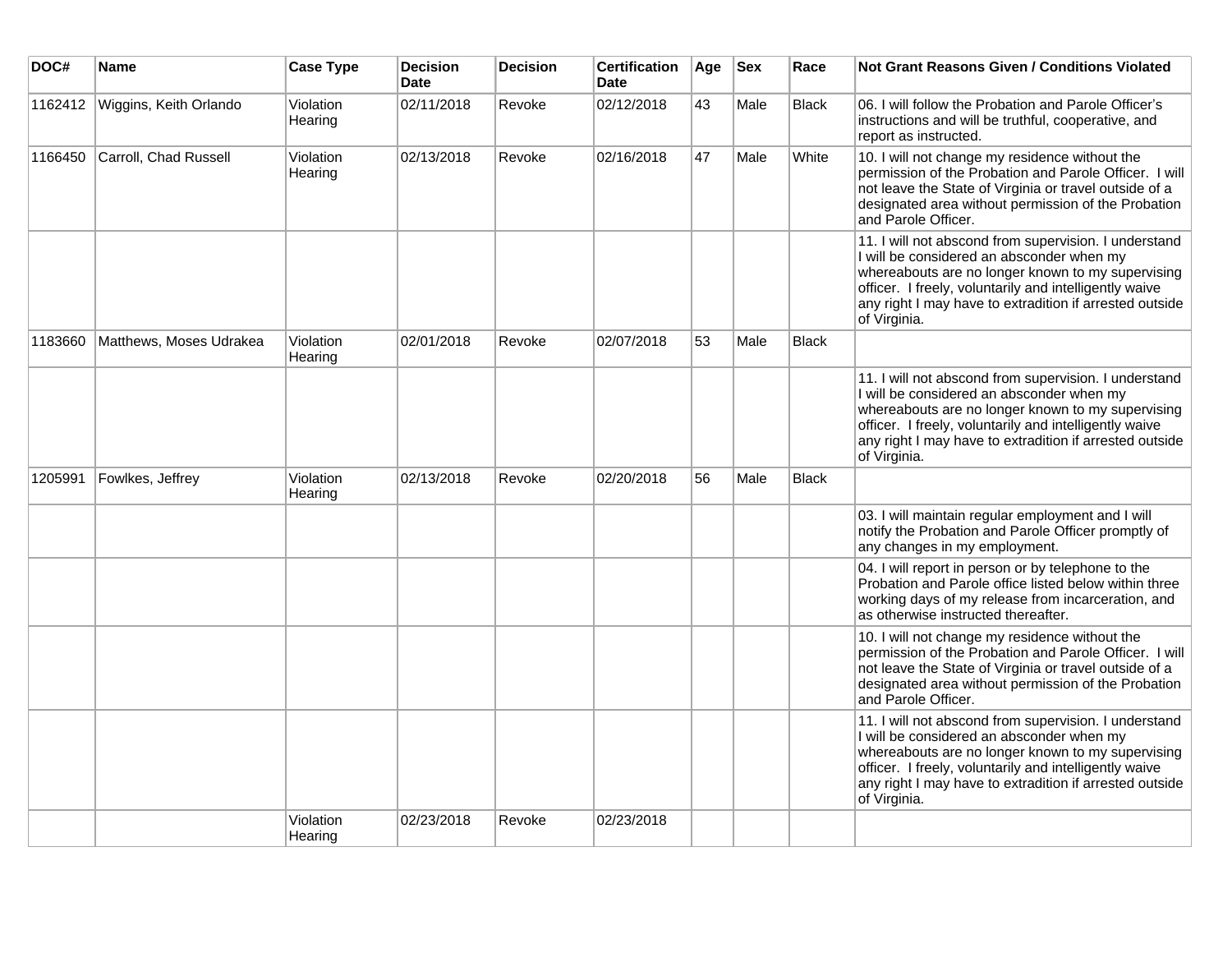| DOC# | Name | Case Type | Decision Date | Decision | Certification Date | Age | Sex | Race | Not Grant Reasons Given / Conditions Violated |
|---|---|---|---|---|---|---|---|---|---|
| 1162412 | Wiggins, Keith Orlando | Violation Hearing | 02/11/2018 | Revoke | 02/12/2018 | 43 | Male | Black | 06. I will follow the Probation and Parole Officer's instructions and will be truthful, cooperative, and report as instructed. |
| 1166450 | Carroll, Chad Russell | Violation Hearing | 02/13/2018 | Revoke | 02/16/2018 | 47 | Male | White | 10. I will not change my residence without the permission of the Probation and Parole Officer. I will not leave the State of Virginia or travel outside of a designated area without permission of the Probation and Parole Officer. |
| | | | | | | | | | 11. I will not abscond from supervision. I understand I will be considered an absconder when my whereabouts are no longer known to my supervising officer. I freely, voluntarily and intelligently waive any right I may have to extradition if arrested outside of Virginia. |
| 1183660 | Matthews, Moses Udrakea | Violation Hearing | 02/01/2018 | Revoke | 02/07/2018 | 53 | Male | Black | |
| | | | | | | | | | 11. I will not abscond from supervision. I understand I will be considered an absconder when my whereabouts are no longer known to my supervising officer. I freely, voluntarily and intelligently waive any right I may have to extradition if arrested outside of Virginia. |
| 1205991 | Fowlkes, Jeffrey | Violation Hearing | 02/13/2018 | Revoke | 02/20/2018 | 56 | Male | Black | |
| | | | | | | | | | 03. I will maintain regular employment and I will notify the Probation and Parole Officer promptly of any changes in my employment. |
| | | | | | | | | | 04. I will report in person or by telephone to the Probation and Parole office listed below within three working days of my release from incarceration, and as otherwise instructed thereafter. |
| | | | | | | | | | 10. I will not change my residence without the permission of the Probation and Parole Officer. I will not leave the State of Virginia or travel outside of a designated area without permission of the Probation and Parole Officer. |
| | | | | | | | | | 11. I will not abscond from supervision. I understand I will be considered an absconder when my whereabouts are no longer known to my supervising officer. I freely, voluntarily and intelligently waive any right I may have to extradition if arrested outside of Virginia. |
| | | Violation Hearing | 02/23/2018 | Revoke | 02/23/2018 | | | | |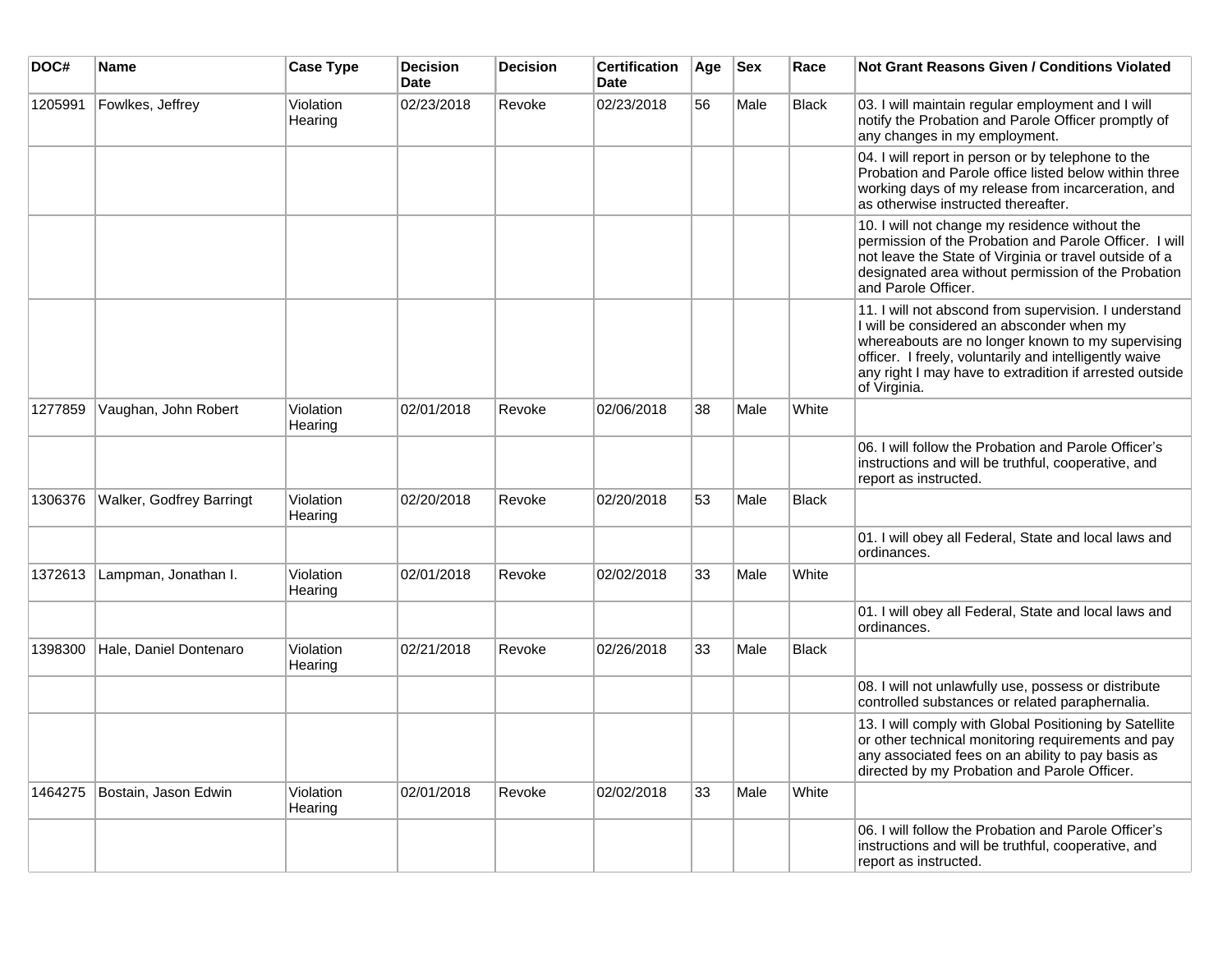| DOC# | Name | Case Type | Decision Date | Decision | Certification Date | Age | Sex | Race | Not Grant Reasons Given / Conditions Violated |
|---|---|---|---|---|---|---|---|---|---|
| 1205991 | Fowlkes, Jeffrey | Violation Hearing | 02/23/2018 | Revoke | 02/23/2018 | 56 | Male | Black | 03. I will maintain regular employment and I will notify the Probation and Parole Officer promptly of any changes in my employment. |
| | | | | | | | | | 04. I will report in person or by telephone to the Probation and Parole office listed below within three working days of my release from incarceration, and as otherwise instructed thereafter. |
| | | | | | | | | | 10. I will not change my residence without the permission of the Probation and Parole Officer. I will not leave the State of Virginia or travel outside of a designated area without permission of the Probation and Parole Officer. |
| | | | | | | | | | 11. I will not abscond from supervision. I understand I will be considered an absconder when my whereabouts are no longer known to my supervising officer. I freely, voluntarily and intelligently waive any right I may have to extradition if arrested outside of Virginia. |
| 1277859 | Vaughan, John Robert | Violation Hearing | 02/01/2018 | Revoke | 02/06/2018 | 38 | Male | White | |
| | | | | | | | | | 06. I will follow the Probation and Parole Officer's instructions and will be truthful, cooperative, and report as instructed. |
| 1306376 | Walker, Godfrey Barringt | Violation Hearing | 02/20/2018 | Revoke | 02/20/2018 | 53 | Male | Black | |
| | | | | | | | | | 01. I will obey all Federal, State and local laws and ordinances. |
| 1372613 | Lampman, Jonathan I. | Violation Hearing | 02/01/2018 | Revoke | 02/02/2018 | 33 | Male | White | |
| | | | | | | | | | 01. I will obey all Federal, State and local laws and ordinances. |
| 1398300 | Hale, Daniel Dontenaro | Violation Hearing | 02/21/2018 | Revoke | 02/26/2018 | 33 | Male | Black | |
| | | | | | | | | | 08. I will not unlawfully use, possess or distribute controlled substances or related paraphernalia. |
| | | | | | | | | | 13. I will comply with Global Positioning by Satellite or other technical monitoring requirements and pay any associated fees on an ability to pay basis as directed by my Probation and Parole Officer. |
| 1464275 | Bostain, Jason Edwin | Violation Hearing | 02/01/2018 | Revoke | 02/02/2018 | 33 | Male | White | |
| | | | | | | | | | 06. I will follow the Probation and Parole Officer's instructions and will be truthful, cooperative, and report as instructed. |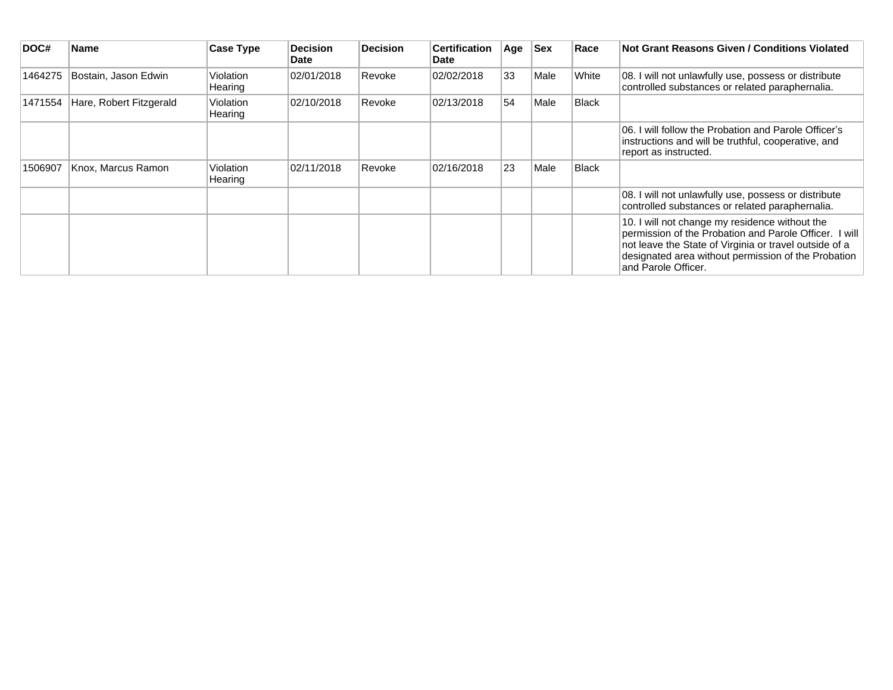| DOC# | Name | Case Type | Decision Date | Decision | Certification Date | Age | Sex | Race | Not Grant Reasons Given / Conditions Violated |
|---|---|---|---|---|---|---|---|---|---|
| 1464275 | Bostain, Jason Edwin | Violation Hearing | 02/01/2018 | Revoke | 02/02/2018 | 33 | Male | White | 08. I will not unlawfully use, possess or distribute controlled substances or related paraphernalia. |
| 1471554 | Hare, Robert Fitzgerald | Violation Hearing | 02/10/2018 | Revoke | 02/13/2018 | 54 | Male | Black | |
| | | | | | | | | | 06. I will follow the Probation and Parole Officer's instructions and will be truthful, cooperative, and report as instructed. |
| 1506907 | Knox, Marcus Ramon | Violation Hearing | 02/11/2018 | Revoke | 02/16/2018 | 23 | Male | Black | |
| | | | | | | | | | 08. I will not unlawfully use, possess or distribute controlled substances or related paraphernalia. |
| | | | | | | | | | 10. I will not change my residence without the permission of the Probation and Parole Officer. I will not leave the State of Virginia or travel outside of a designated area without permission of the Probation and Parole Officer. |